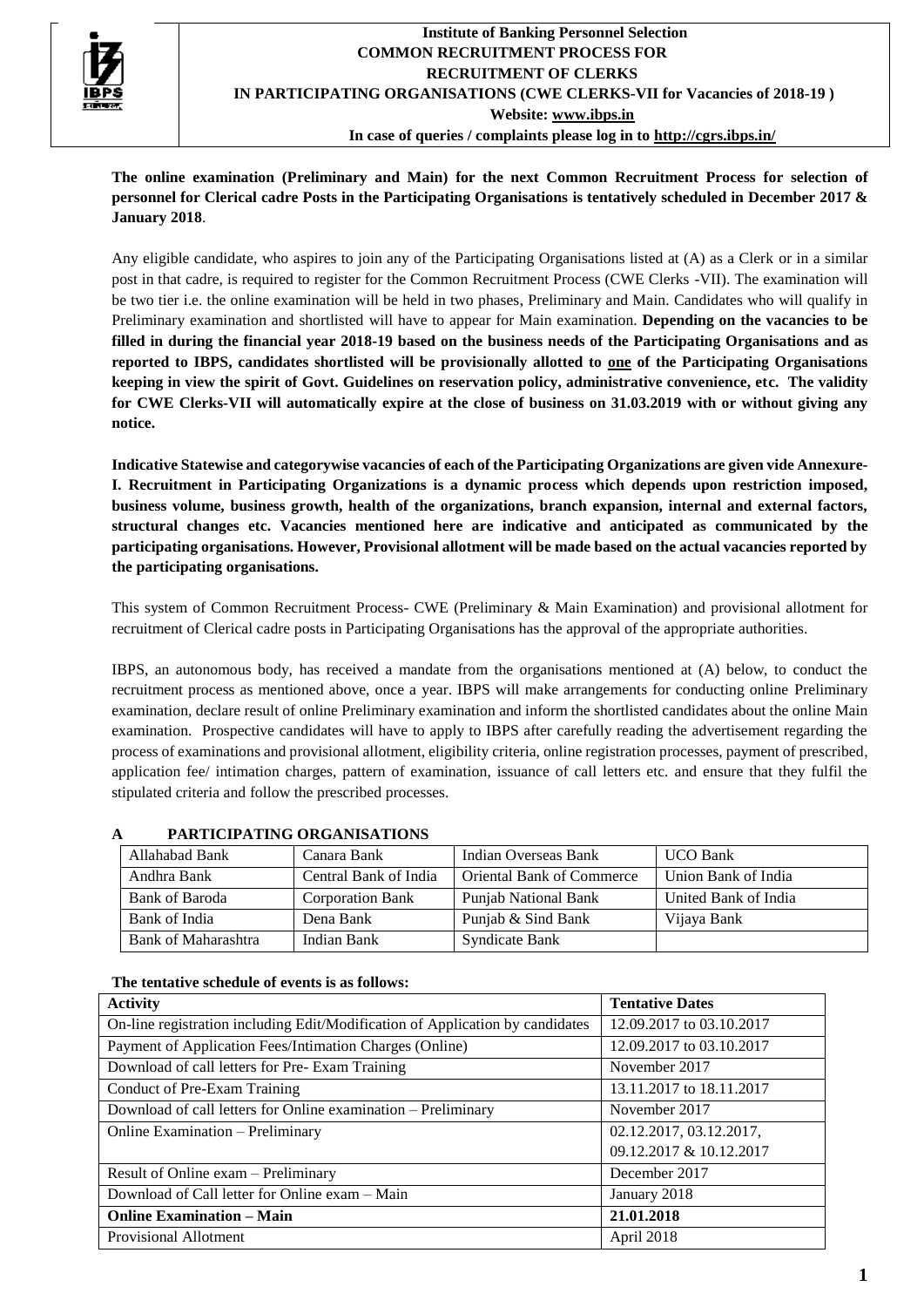**Institute of Banking Personnel Selection**
**COMMON RECRUITMENT PROCESS FOR**
**RECRUITMENT OF CLERKS**
**IN PARTICIPATING ORGANISATIONS (CWE CLERKS-VII for Vacancies of 2018-19 )**
**Website: www.ibps.in**
**In case of queries / complaints please log in to http://cgrs.ibps.in/**

**The online examination (Preliminary and Main) for the next Common Recruitment Process for selection of personnel for Clerical cadre Posts in the Participating Organisations is tentatively scheduled in December 2017 & January 2018**.

Any eligible candidate, who aspires to join any of the Participating Organisations listed at (A) as a Clerk or in a similar post in that cadre, is required to register for the Common Recruitment Process (CWE Clerks -VII). The examination will be two tier i.e. the online examination will be held in two phases, Preliminary and Main. Candidates who will qualify in Preliminary examination and shortlisted will have to appear for Main examination. **Depending on the vacancies to be filled in during the financial year 2018-19 based on the business needs of the Participating Organisations and as reported to IBPS, candidates shortlisted will be provisionally allotted to one of the Participating Organisations keeping in view the spirit of Govt. Guidelines on reservation policy, administrative convenience, etc. The validity for CWE Clerks-VII will automatically expire at the close of business on 31.03.2019 with or without giving any notice.**

**Indicative Statewise and categorywise vacancies of each of the Participating Organizations are given vide Annexure-I. Recruitment in Participating Organizations is a dynamic process which depends upon restriction imposed, business volume, business growth, health of the organizations, branch expansion, internal and external factors, structural changes etc. Vacancies mentioned here are indicative and anticipated as communicated by the participating organisations. However, Provisional allotment will be made based on the actual vacancies reported by the participating organisations.**

This system of Common Recruitment Process- CWE (Preliminary & Main Examination) and provisional allotment for recruitment of Clerical cadre posts in Participating Organisations has the approval of the appropriate authorities.

IBPS, an autonomous body, has received a mandate from the organisations mentioned at (A) below, to conduct the recruitment process as mentioned above, once a year. IBPS will make arrangements for conducting online Preliminary examination, declare result of online Preliminary examination and inform the shortlisted candidates about the online Main examination. Prospective candidates will have to apply to IBPS after carefully reading the advertisement regarding the process of examinations and provisional allotment, eligibility criteria, online registration processes, payment of prescribed, application fee/ intimation charges, pattern of examination, issuance of call letters etc. and ensure that they fulfil the stipulated criteria and follow the prescribed processes.

## A PARTICIPATING ORGANISATIONS

| | | | |
|---|---|---|---|
| Allahabad Bank | Canara Bank | Indian Overseas Bank | UCO Bank |
| Andhra Bank | Central Bank of India | Oriental Bank of Commerce | Union Bank of India |
| Bank of Baroda | Corporation Bank | Punjab National Bank | United Bank of India |
| Bank of India | Dena Bank | Punjab & Sind Bank | Vijaya Bank |
| Bank of Maharashtra | Indian Bank | Syndicate Bank | |

**The tentative schedule of events is as follows:**

| **Activity** | **Tentative Dates** |
|---|---|
| On-line registration including Edit/Modification of Application by candidates | 12.09.2017 to 03.10.2017 |
| Payment of Application Fees/Intimation Charges (Online) | 12.09.2017 to 03.10.2017 |
| Download of call letters for Pre- Exam Training | November 2017 |
| Conduct of Pre-Exam Training | 13.11.2017 to 18.11.2017 |
| Download of call letters for Online examination – Preliminary | November 2017 |
| Online Examination – Preliminary | 02.12.2017, 03.12.2017, 09.12.2017 & 10.12.2017 |
| Result of Online exam – Preliminary | December 2017 |
| Download of Call letter for Online exam – Main | January 2018 |
| **Online Examination – Main** | **21.01.2018** |
| Provisional Allotment | April 2018 |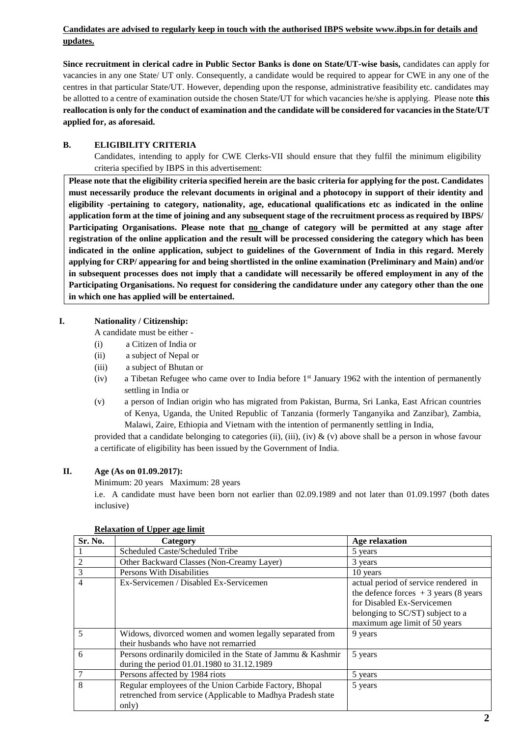**Candidates are advised to regularly keep in touch with the authorised IBPS website www.ibps.in for details and updates.**

**Since recruitment in clerical cadre in Public Sector Banks is done on State/UT-wise basis,** candidates can apply for vacancies in any one State/ UT only. Consequently, a candidate would be required to appear for CWE in any one of the centres in that particular State/UT. However, depending upon the response, administrative feasibility etc. candidates may be allotted to a centre of examination outside the chosen State/UT for which vacancies he/she is applying. Please note **this reallocation is only for the conduct of examination and the candidate will be considered for vacancies in the State/UT applied for, as aforesaid.**

## B. ELIGIBILITY CRITERIA

Candidates, intending to apply for CWE Clerks-VII should ensure that they fulfil the minimum eligibility criteria specified by IBPS in this advertisement:

**Please note that the eligibility criteria specified herein are the basic criteria for applying for the post. Candidates must necessarily produce the relevant documents in original and a photocopy in support of their identity and eligibility -pertaining to category, nationality, age, educational qualifications etc as indicated in the online application form at the time of joining and any subsequent stage of the recruitment process as required by IBPS/ Participating Organisations. Please note that no change of category will be permitted at any stage after registration of the online application and the result will be processed considering the category which has been indicated in the online application, subject to guidelines of the Government of India in this regard. Merely applying for CRP/ appearing for and being shortlisted in the online examination (Preliminary and Main) and/or in subsequent processes does not imply that a candidate will necessarily be offered employment in any of the Participating Organisations. No request for considering the candidature under any category other than the one in which one has applied will be entertained.**

### I. Nationality / Citizenship:

A candidate must be either -

(i) a Citizen of India or

(ii) a subject of Nepal or

(iii) a subject of Bhutan or

(iv) a Tibetan Refugee who came over to India before 1st January 1962 with the intention of permanently settling in India or

(v) a person of Indian origin who has migrated from Pakistan, Burma, Sri Lanka, East African countries of Kenya, Uganda, the United Republic of Tanzania (formerly Tanganyika and Zanzibar), Zambia, Malawi, Zaire, Ethiopia and Vietnam with the intention of permanently settling in India,

provided that a candidate belonging to categories (ii), (iii), (iv) & (v) above shall be a person in whose favour a certificate of eligibility has been issued by the Government of India.

### II. Age (As on 01.09.2017):

Minimum: 20 years Maximum: 28 years

i.e. A candidate must have been born not earlier than 02.09.1989 and not later than 01.09.1997 (both dates inclusive)

**Relaxation of Upper age limit**

| Sr. No. | Category | Age relaxation |
|---|---|---|
| 1 | Scheduled Caste/Scheduled Tribe | 5 years |
| 2 | Other Backward Classes (Non-Creamy Layer) | 3 years |
| 3 | Persons With Disabilities | 10 years |
| 4 | Ex-Servicemen / Disabled Ex-Servicemen | actual period of service rendered in the defence forces + 3 years (8 years for Disabled Ex-Servicemen belonging to SC/ST) subject to a maximum age limit of 50 years |
| 5 | Widows, divorced women and women legally separated from their husbands who have not remarried | 9 years |
| 6 | Persons ordinarily domiciled in the State of Jammu & Kashmir during the period 01.01.1980 to 31.12.1989 | 5 years |
| 7 | Persons affected by 1984 riots | 5 years |
| 8 | Regular employees of the Union Carbide Factory, Bhopal retrenched from service (Applicable to Madhya Pradesh state only) | 5 years |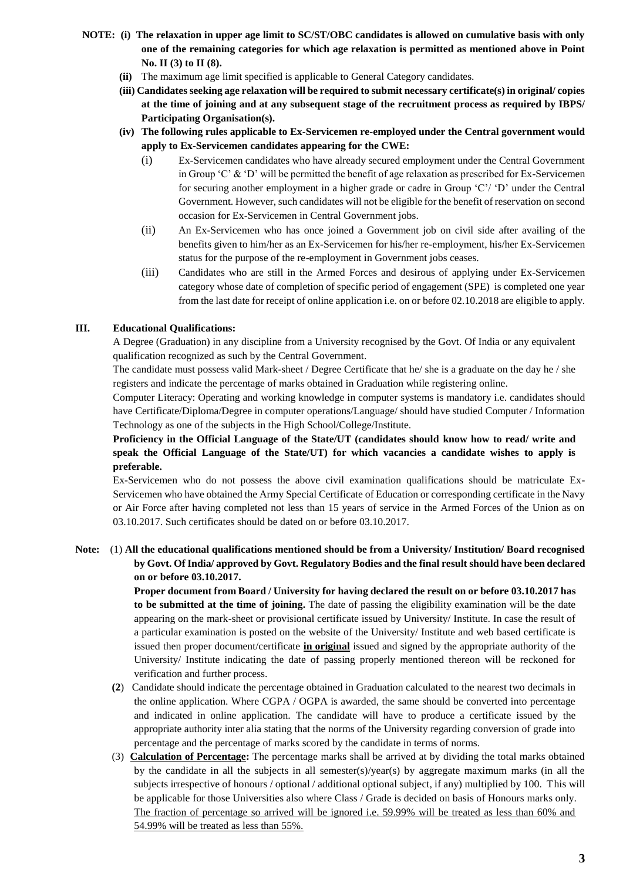**NOTE: (i) The relaxation in upper age limit to SC/ST/OBC candidates is allowed on cumulative basis with only one of the remaining categories for which age relaxation is permitted as mentioned above in Point No. II (3) to II (8).**

**(ii)** The maximum age limit specified is applicable to General Category candidates.

**(iii) Candidates seeking age relaxation will be required to submit necessary certificate(s) in original/ copies at the time of joining and at any subsequent stage of the recruitment process as required by IBPS/ Participating Organisation(s).**

**(iv) The following rules applicable to Ex-Servicemen re-employed under the Central government would apply to Ex-Servicemen candidates appearing for the CWE:**

(i) Ex-Servicemen candidates who have already secured employment under the Central Government in Group 'C' & 'D' will be permitted the benefit of age relaxation as prescribed for Ex-Servicemen for securing another employment in a higher grade or cadre in Group 'C'/ 'D' under the Central Government. However, such candidates will not be eligible for the benefit of reservation on second occasion for Ex-Servicemen in Central Government jobs.

(ii) An Ex-Servicemen who has once joined a Government job on civil side after availing of the benefits given to him/her as an Ex-Servicemen for his/her re-employment, his/her Ex-Servicemen status for the purpose of the re-employment in Government jobs ceases.

(iii) Candidates who are still in the Armed Forces and desirous of applying under Ex-Servicemen category whose date of completion of specific period of engagement (SPE) is completed one year from the last date for receipt of online application i.e. on or before 02.10.2018 are eligible to apply.

## III. Educational Qualifications:

A Degree (Graduation) in any discipline from a University recognised by the Govt. Of India or any equivalent qualification recognized as such by the Central Government.

The candidate must possess valid Mark-sheet / Degree Certificate that he/ she is a graduate on the day he / she registers and indicate the percentage of marks obtained in Graduation while registering online.

Computer Literacy: Operating and working knowledge in computer systems is mandatory i.e. candidates should have Certificate/Diploma/Degree in computer operations/Language/ should have studied Computer / Information Technology as one of the subjects in the High School/College/Institute.

**Proficiency in the Official Language of the State/UT (candidates should know how to read/ write and speak the Official Language of the State/UT) for which vacancies a candidate wishes to apply is preferable.**

Ex-Servicemen who do not possess the above civil examination qualifications should be matriculate Ex-Servicemen who have obtained the Army Special Certificate of Education or corresponding certificate in the Navy or Air Force after having completed not less than 15 years of service in the Armed Forces of the Union as on 03.10.2017. Such certificates should be dated on or before 03.10.2017.

**Note:** (1) **All the educational qualifications mentioned should be from a University/ Institution/ Board recognised by Govt. Of India/ approved by Govt. Regulatory Bodies and the final result should have been declared on or before 03.10.2017.**

**Proper document from Board / University for having declared the result on or before 03.10.2017 has to be submitted at the time of joining.** The date of passing the eligibility examination will be the date appearing on the mark-sheet or provisional certificate issued by University/ Institute. In case the result of a particular examination is posted on the website of the University/ Institute and web based certificate is issued then proper document/certificate **in original** issued and signed by the appropriate authority of the University/ Institute indicating the date of passing properly mentioned thereon will be reckoned for verification and further process.

**(2)** Candidate should indicate the percentage obtained in Graduation calculated to the nearest two decimals in the online application. Where CGPA / OGPA is awarded, the same should be converted into percentage and indicated in online application. The candidate will have to produce a certificate issued by the appropriate authority inter alia stating that the norms of the University regarding conversion of grade into percentage and the percentage of marks scored by the candidate in terms of norms.

(3) **Calculation of Percentage:** The percentage marks shall be arrived at by dividing the total marks obtained by the candidate in all the subjects in all semester(s)/year(s) by aggregate maximum marks (in all the subjects irrespective of honours / optional / additional optional subject, if any) multiplied by 100. This will be applicable for those Universities also where Class / Grade is decided on basis of Honours marks only. The fraction of percentage so arrived will be ignored i.e. 59.99% will be treated as less than 60% and 54.99% will be treated as less than 55%.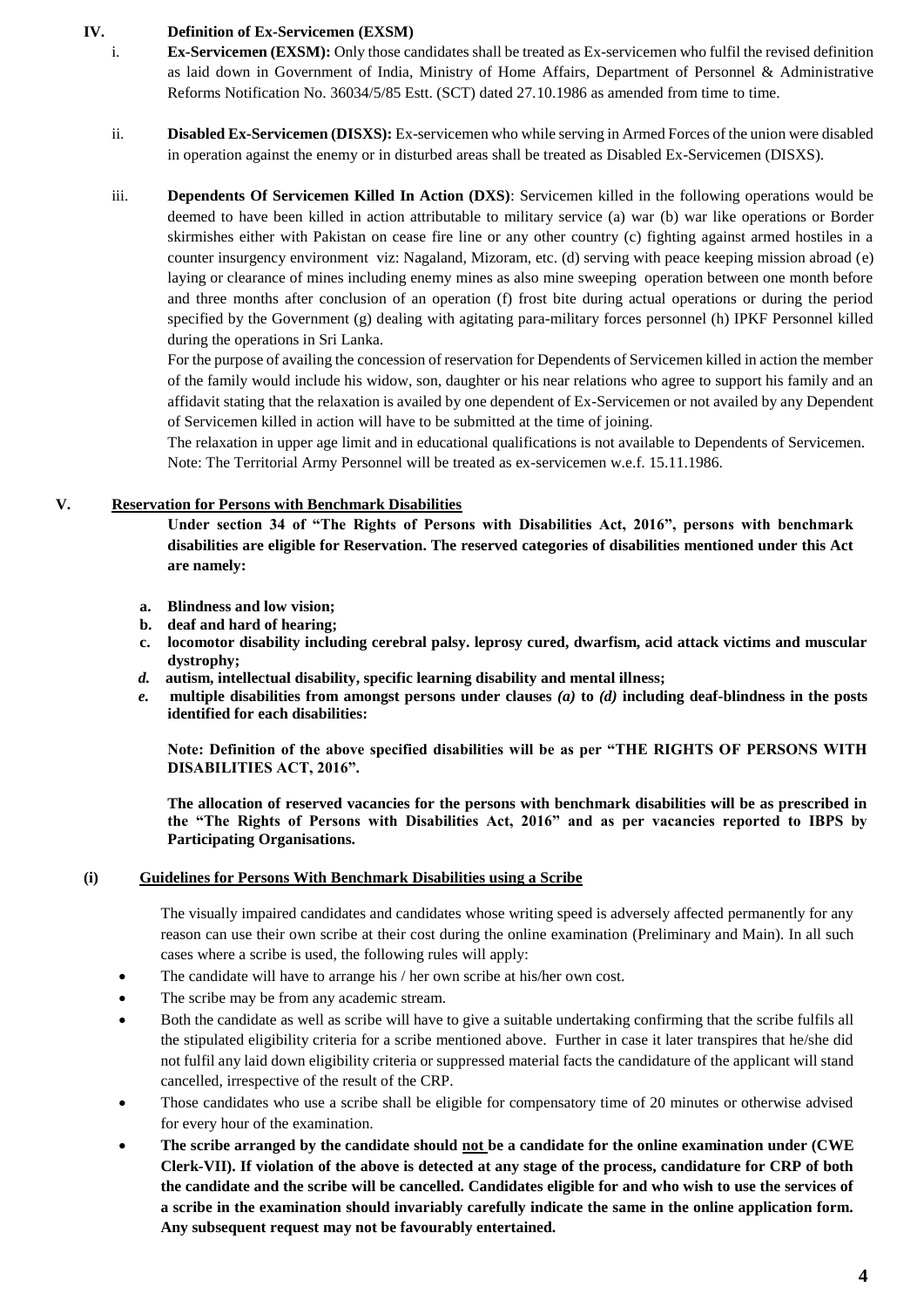## IV. Definition of Ex-Servicemen (EXSM)

i. **Ex-Servicemen (EXSM):** Only those candidates shall be treated as Ex-servicemen who fulfil the revised definition as laid down in Government of India, Ministry of Home Affairs, Department of Personnel & Administrative Reforms Notification No. 36034/5/85 Estt. (SCT) dated 27.10.1986 as amended from time to time.

ii. **Disabled Ex-Servicemen (DISXS):** Ex-servicemen who while serving in Armed Forces of the union were disabled in operation against the enemy or in disturbed areas shall be treated as Disabled Ex-Servicemen (DISXS).

iii. **Dependents Of Servicemen Killed In Action (DXS)**: Servicemen killed in the following operations would be deemed to have been killed in action attributable to military service (a) war (b) war like operations or Border skirmishes either with Pakistan on cease fire line or any other country (c) fighting against armed hostiles in a counter insurgency environment viz: Nagaland, Mizoram, etc. (d) serving with peace keeping mission abroad (e) laying or clearance of mines including enemy mines as also mine sweeping operation between one month before and three months after conclusion of an operation (f) frost bite during actual operations or during the period specified by the Government (g) dealing with agitating para-military forces personnel (h) IPKF Personnel killed during the operations in Sri Lanka.

For the purpose of availing the concession of reservation for Dependents of Servicemen killed in action the member of the family would include his widow, son, daughter or his near relations who agree to support his family and an affidavit stating that the relaxation is availed by one dependent of Ex-Servicemen or not availed by any Dependent of Servicemen killed in action will have to be submitted at the time of joining.

The relaxation in upper age limit and in educational qualifications is not available to Dependents of Servicemen.

Note: The Territorial Army Personnel will be treated as ex-servicemen w.e.f. 15.11.1986.

## V. Reservation for Persons with Benchmark Disabilities

**Under section 34 of "The Rights of Persons with Disabilities Act, 2016", persons with benchmark disabilities are eligible for Reservation. The reserved categories of disabilities mentioned under this Act are namely:**

- **a. Blindness and low vision;**
- **b. deaf and hard of hearing;**
- **c. locomotor disability including cerebral palsy. leprosy cured, dwarfism, acid attack victims and muscular dystrophy;**
- ***d.* autism, intellectual disability, specific learning disability and mental illness;**
- ***e.* multiple disabilities from amongst persons under clauses *(a)* to *(d)* including deaf-blindness in the posts identified for each disabilities:**

**Note: Definition of the above specified disabilities will be as per "THE RIGHTS OF PERSONS WITH DISABILITIES ACT, 2016".**

**The allocation of reserved vacancies for the persons with benchmark disabilities will be as prescribed in the "The Rights of Persons with Disabilities Act, 2016" and as per vacancies reported to IBPS by Participating Organisations.**

### (i) Guidelines for Persons With Benchmark Disabilities using a Scribe

The visually impaired candidates and candidates whose writing speed is adversely affected permanently for any reason can use their own scribe at their cost during the online examination (Preliminary and Main). In all such cases where a scribe is used, the following rules will apply:

- The candidate will have to arrange his / her own scribe at his/her own cost.
- The scribe may be from any academic stream.
- Both the candidate as well as scribe will have to give a suitable undertaking confirming that the scribe fulfils all the stipulated eligibility criteria for a scribe mentioned above. Further in case it later transpires that he/she did not fulfil any laid down eligibility criteria or suppressed material facts the candidature of the applicant will stand cancelled, irrespective of the result of the CRP.
- Those candidates who use a scribe shall be eligible for compensatory time of 20 minutes or otherwise advised for every hour of the examination.
- **The scribe arranged by the candidate should <u>not</u> be a candidate for the online examination under (CWE Clerk-VII). If violation of the above is detected at any stage of the process, candidature for CRP of both the candidate and the scribe will be cancelled. Candidates eligible for and who wish to use the services of a scribe in the examination should invariably carefully indicate the same in the online application form. Any subsequent request may not be favourably entertained.**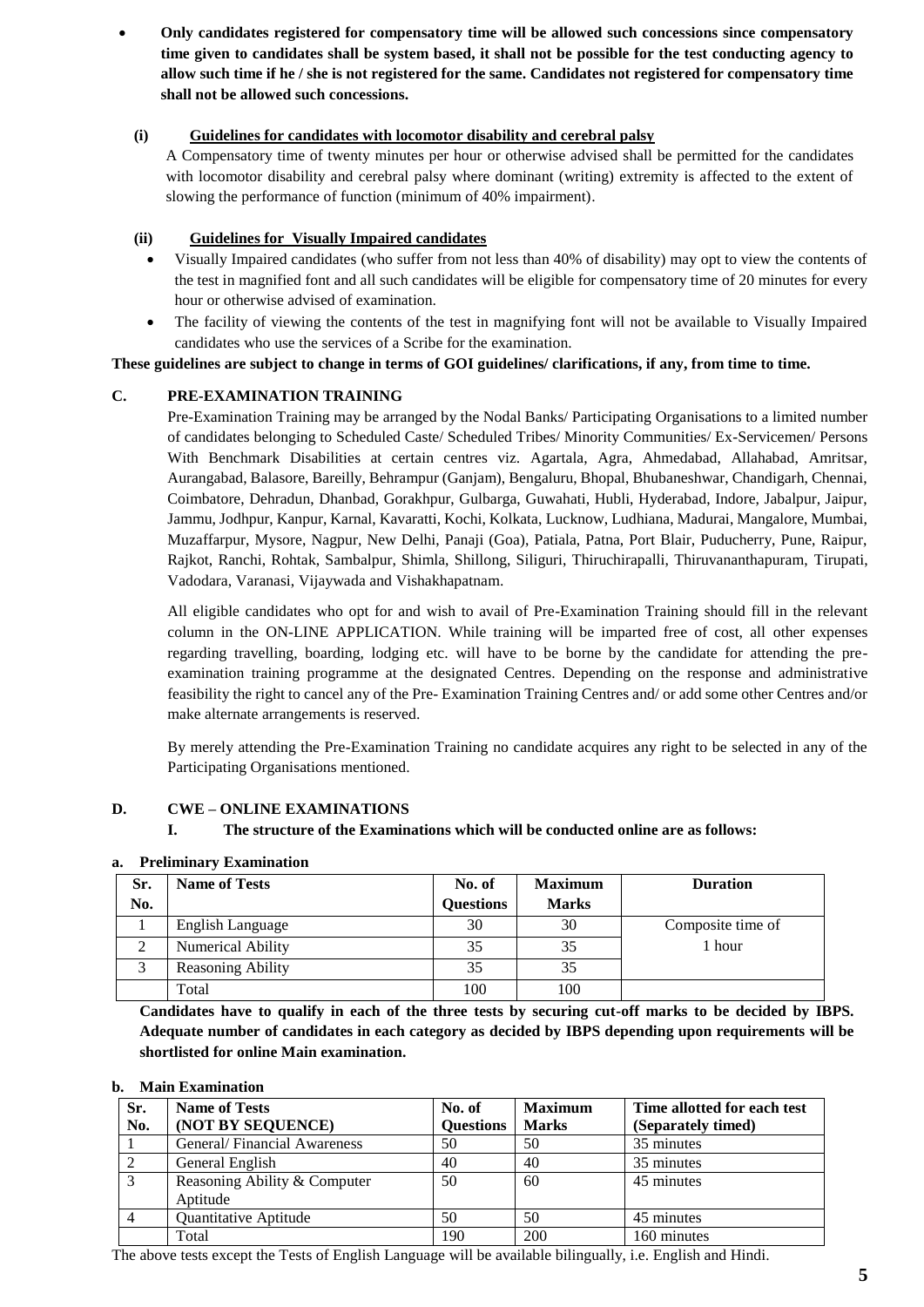- **Only candidates registered for compensatory time will be allowed such concessions since compensatory time given to candidates shall be system based, it shall not be possible for the test conducting agency to allow such time if he / she is not registered for the same. Candidates not registered for compensatory time shall not be allowed such concessions.**

**(i) <u>Guidelines for candidates with locomotor disability and cerebral palsy</u>**

A Compensatory time of twenty minutes per hour or otherwise advised shall be permitted for the candidates with locomotor disability and cerebral palsy where dominant (writing) extremity is affected to the extent of slowing the performance of function (minimum of 40% impairment).

**(ii) <u>Guidelines for Visually Impaired candidates</u>**

- Visually Impaired candidates (who suffer from not less than 40% of disability) may opt to view the contents of the test in magnified font and all such candidates will be eligible for compensatory time of 20 minutes for every hour or otherwise advised of examination.
- The facility of viewing the contents of the test in magnifying font will not be available to Visually Impaired candidates who use the services of a Scribe for the examination.

**These guidelines are subject to change in terms of GOI guidelines/ clarifications, if any, from time to time.**

## C. PRE-EXAMINATION TRAINING

Pre-Examination Training may be arranged by the Nodal Banks/ Participating Organisations to a limited number of candidates belonging to Scheduled Caste/ Scheduled Tribes/ Minority Communities/ Ex-Servicemen/ Persons With Benchmark Disabilities at certain centres viz. Agartala, Agra, Ahmedabad, Allahabad, Amritsar, Aurangabad, Balasore, Bareilly, Behrampur (Ganjam), Bengaluru, Bhopal, Bhubaneshwar, Chandigarh, Chennai, Coimbatore, Dehradun, Dhanbad, Gorakhpur, Gulbarga, Guwahati, Hubli, Hyderabad, Indore, Jabalpur, Jaipur, Jammu, Jodhpur, Kanpur, Karnal, Kavaratti, Kochi, Kolkata, Lucknow, Ludhiana, Madurai, Mangalore, Mumbai, Muzaffarpur, Mysore, Nagpur, New Delhi, Panaji (Goa), Patiala, Patna, Port Blair, Puducherry, Pune, Raipur, Rajkot, Ranchi, Rohtak, Sambalpur, Shimla, Shillong, Siliguri, Thiruchirapalli, Thiruvananthapuram, Tirupati, Vadodara, Varanasi, Vijaywada and Vishakhapatnam.

All eligible candidates who opt for and wish to avail of Pre-Examination Training should fill in the relevant column in the ON-LINE APPLICATION. While training will be imparted free of cost, all other expenses regarding travelling, boarding, lodging etc. will have to be borne by the candidate for attending the pre-examination training programme at the designated Centres. Depending on the response and administrative feasibility the right to cancel any of the Pre- Examination Training Centres and/ or add some other Centres and/or make alternate arrangements is reserved.

By merely attending the Pre-Examination Training no candidate acquires any right to be selected in any of the Participating Organisations mentioned.

## D. CWE – ONLINE EXAMINATIONS

### I. The structure of the Examinations which will be conducted online are as follows:

**a. Preliminary Examination**

| Sr. No. | Name of Tests | No. of Questions | Maximum Marks | Duration |
|---|---|---|---|---|
| 1 | English Language | 30 | 30 | Composite time of 1 hour |
| 2 | Numerical Ability | 35 | 35 | |
| 3 | Reasoning Ability | 35 | 35 | |
| | Total | 100 | 100 | |

**Candidates have to qualify in each of the three tests by securing cut-off marks to be decided by IBPS. Adequate number of candidates in each category as decided by IBPS depending upon requirements will be shortlisted for online Main examination.**

**b. Main Examination**

| Sr. No. | Name of Tests (NOT BY SEQUENCE) | No. of Questions | Maximum Marks | Time allotted for each test (Separately timed) |
|---|---|---|---|---|
| 1 | General/ Financial Awareness | 50 | 50 | 35 minutes |
| 2 | General English | 40 | 40 | 35 minutes |
| 3 | Reasoning Ability & Computer Aptitude | 50 | 60 | 45 minutes |
| 4 | Quantitative Aptitude | 50 | 50 | 45 minutes |
| | Total | 190 | 200 | 160 minutes |

The above tests except the Tests of English Language will be available bilingually, i.e. English and Hindi.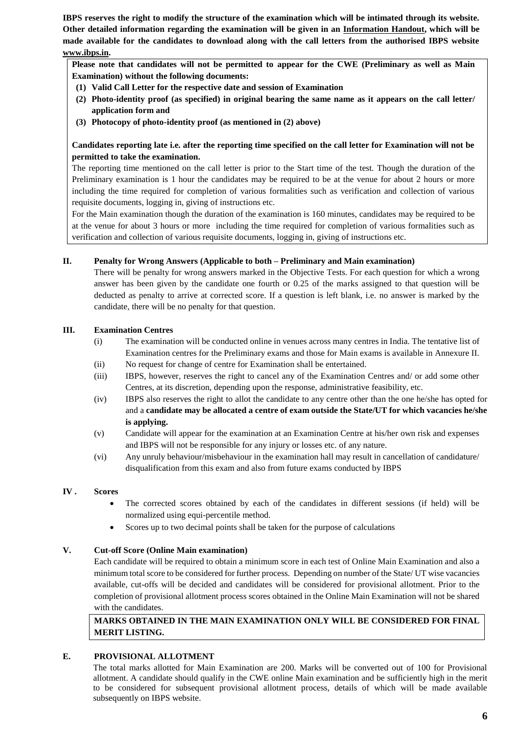**IBPS reserves the right to modify the structure of the examination which will be intimated through its website. Other detailed information regarding the examination will be given in an Information Handout, which will be made available for the candidates to download along with the call letters from the authorised IBPS website www.ibps.in.**

**Please note that candidates will not be permitted to appear for the CWE (Preliminary as well as Main Examination) without the following documents:**

1. **Valid Call Letter for the respective date and session of Examination**
2. **Photo-identity proof (as specified) in original bearing the same name as it appears on the call letter/ application form and**
3. **Photocopy of photo-identity proof (as mentioned in (2) above)**

**Candidates reporting late i.e. after the reporting time specified on the call letter for Examination will not be permitted to take the examination.**

The reporting time mentioned on the call letter is prior to the Start time of the test. Though the duration of the Preliminary examination is 1 hour the candidates may be required to be at the venue for about 2 hours or more including the time required for completion of various formalities such as verification and collection of various requisite documents, logging in, giving of instructions etc.

For the Main examination though the duration of the examination is 160 minutes, candidates may be required to be at the venue for about 3 hours or more including the time required for completion of various formalities such as verification and collection of various requisite documents, logging in, giving of instructions etc.

## II. Penalty for Wrong Answers (Applicable to both – Preliminary and Main examination)

There will be penalty for wrong answers marked in the Objective Tests. For each question for which a wrong answer has been given by the candidate one fourth or 0.25 of the marks assigned to that question will be deducted as penalty to arrive at corrected score. If a question is left blank, i.e. no answer is marked by the candidate, there will be no penalty for that question.

## III. Examination Centres

(i) The examination will be conducted online in venues across many centres in India. The tentative list of Examination centres for the Preliminary exams and those for Main exams is available in Annexure II.

(ii) No request for change of centre for Examination shall be entertained.

(iii) IBPS, however, reserves the right to cancel any of the Examination Centres and/ or add some other Centres, at its discretion, depending upon the response, administrative feasibility, etc.

(iv) IBPS also reserves the right to allot the candidate to any centre other than the one he/she has opted for and a **candidate may be allocated a centre of exam outside the State/UT for which vacancies he/she is applying.**

(v) Candidate will appear for the examination at an Examination Centre at his/her own risk and expenses and IBPS will not be responsible for any injury or losses etc. of any nature.

(vi) Any unruly behaviour/misbehaviour in the examination hall may result in cancellation of candidature/ disqualification from this exam and also from future exams conducted by IBPS

## IV . Scores

- The corrected scores obtained by each of the candidates in different sessions (if held) will be normalized using equi-percentile method.
- Scores up to two decimal points shall be taken for the purpose of calculations

## V. Cut-off Score (Online Main examination)

Each candidate will be required to obtain a minimum score in each test of Online Main Examination and also a minimum total score to be considered for further process. Depending on number of the State/ UT wise vacancies available, cut-offs will be decided and candidates will be considered for provisional allotment. Prior to the completion of provisional allotment process scores obtained in the Online Main Examination will not be shared with the candidates.

**MARKS OBTAINED IN THE MAIN EXAMINATION ONLY WILL BE CONSIDERED FOR FINAL MERIT LISTING.**

## E. PROVISIONAL ALLOTMENT

The total marks allotted for Main Examination are 200. Marks will be converted out of 100 for Provisional allotment. A candidate should qualify in the CWE online Main examination and be sufficiently high in the merit to be considered for subsequent provisional allotment process, details of which will be made available subsequently on IBPS website.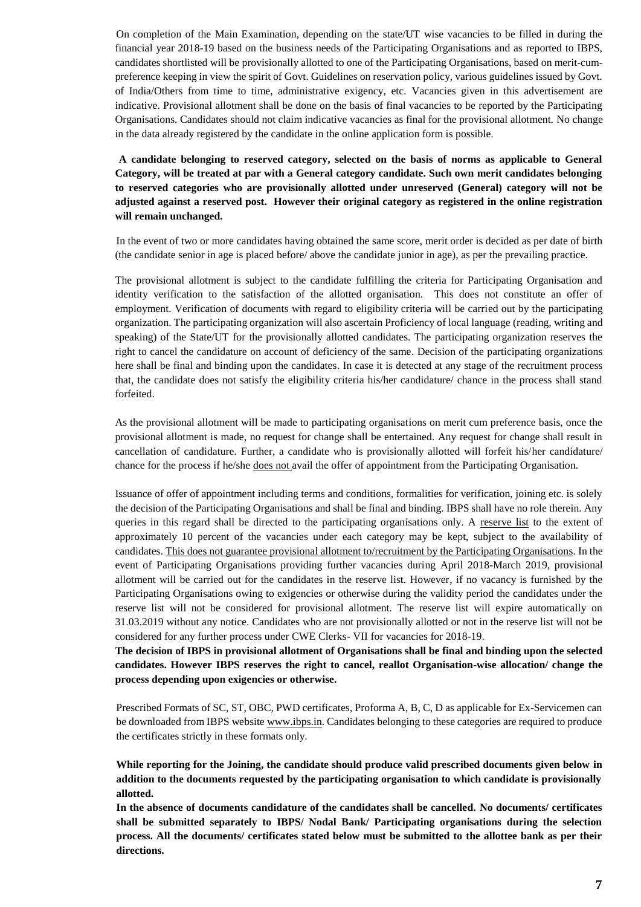On completion of the Main Examination, depending on the state/UT wise vacancies to be filled in during the financial year 2018-19 based on the business needs of the Participating Organisations and as reported to IBPS, candidates shortlisted will be provisionally allotted to one of the Participating Organisations, based on merit-cum-preference keeping in view the spirit of Govt. Guidelines on reservation policy, various guidelines issued by Govt. of India/Others from time to time, administrative exigency, etc. Vacancies given in this advertisement are indicative. Provisional allotment shall be done on the basis of final vacancies to be reported by the Participating Organisations. Candidates should not claim indicative vacancies as final for the provisional allotment. No change in the data already registered by the candidate in the online application form is possible.

**A candidate belonging to reserved category, selected on the basis of norms as applicable to General Category, will be treated at par with a General category candidate. Such own merit candidates belonging to reserved categories who are provisionally allotted under unreserved (General) category will not be adjusted against a reserved post. However their original category as registered in the online registration will remain unchanged.**

In the event of two or more candidates having obtained the same score, merit order is decided as per date of birth (the candidate senior in age is placed before/ above the candidate junior in age), as per the prevailing practice.

The provisional allotment is subject to the candidate fulfilling the criteria for Participating Organisation and identity verification to the satisfaction of the allotted organisation. This does not constitute an offer of employment. Verification of documents with regard to eligibility criteria will be carried out by the participating organization. The participating organization will also ascertain Proficiency of local language (reading, writing and speaking) of the State/UT for the provisionally allotted candidates. The participating organization reserves the right to cancel the candidature on account of deficiency of the same. Decision of the participating organizations here shall be final and binding upon the candidates. In case it is detected at any stage of the recruitment process that, the candidate does not satisfy the eligibility criteria his/her candidature/ chance in the process shall stand forfeited.

As the provisional allotment will be made to participating organisations on merit cum preference basis, once the provisional allotment is made, no request for change shall be entertained. Any request for change shall result in cancellation of candidature. Further, a candidate who is provisionally allotted will forfeit his/her candidature/ chance for the process if he/she does not avail the offer of appointment from the Participating Organisation.

Issuance of offer of appointment including terms and conditions, formalities for verification, joining etc. is solely the decision of the Participating Organisations and shall be final and binding. IBPS shall have no role therein. Any queries in this regard shall be directed to the participating organisations only. A reserve list to the extent of approximately 10 percent of the vacancies under each category may be kept, subject to the availability of candidates. This does not guarantee provisional allotment to/recruitment by the Participating Organisations. In the event of Participating Organisations providing further vacancies during April 2018-March 2019, provisional allotment will be carried out for the candidates in the reserve list. However, if no vacancy is furnished by the Participating Organisations owing to exigencies or otherwise during the validity period the candidates under the reserve list will not be considered for provisional allotment. The reserve list will expire automatically on 31.03.2019 without any notice. Candidates who are not provisionally allotted or not in the reserve list will not be considered for any further process under CWE Clerks- VII for vacancies for 2018-19.

**The decision of IBPS in provisional allotment of Organisations shall be final and binding upon the selected candidates. However IBPS reserves the right to cancel, reallot Organisation-wise allocation/ change the process depending upon exigencies or otherwise.**

Prescribed Formats of SC, ST, OBC, PWD certificates, Proforma A, B, C, D as applicable for Ex-Servicemen can be downloaded from IBPS website www.ibps.in. Candidates belonging to these categories are required to produce the certificates strictly in these formats only.

**While reporting for the Joining, the candidate should produce valid prescribed documents given below in addition to the documents requested by the participating organisation to which candidate is provisionally allotted.**

**In the absence of documents candidature of the candidates shall be cancelled. No documents/ certificates shall be submitted separately to IBPS/ Nodal Bank/ Participating organisations during the selection process. All the documents/ certificates stated below must be submitted to the allottee bank as per their directions.**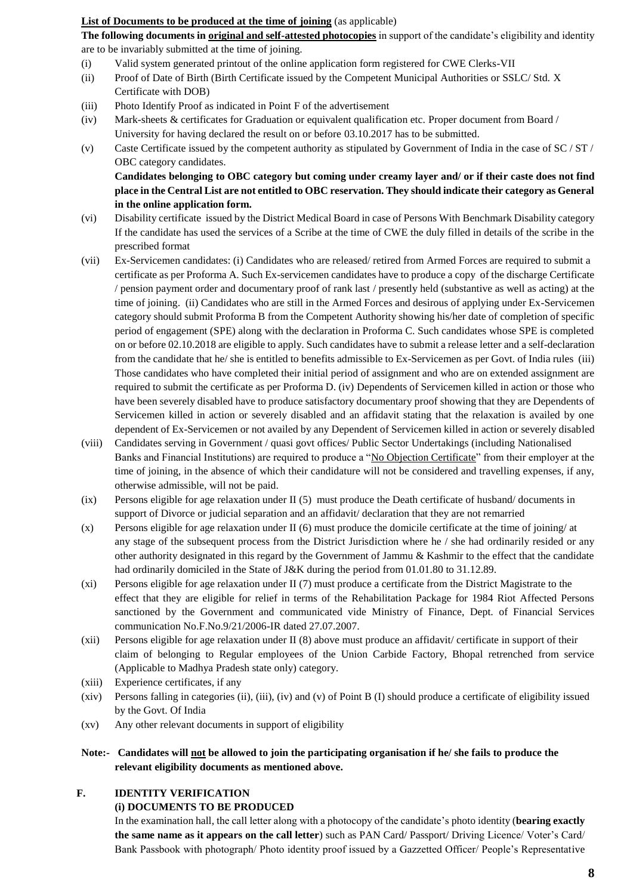**<u>List of Documents to be produced at the time of joining</u>** (as applicable)

**The following documents in <u>original and self-attested photocopies</u>** in support of the candidate's eligibility and identity are to be invariably submitted at the time of joining.

(i) Valid system generated printout of the online application form registered for CWE Clerks-VII

(ii) Proof of Date of Birth (Birth Certificate issued by the Competent Municipal Authorities or SSLC/ Std. X Certificate with DOB)

(iii) Photo Identify Proof as indicated in Point F of the advertisement

(iv) Mark-sheets & certificates for Graduation or equivalent qualification etc. Proper document from Board / University for having declared the result on or before 03.10.2017 has to be submitted.

(v) Caste Certificate issued by the competent authority as stipulated by Government of India in the case of SC / ST / OBC category candidates.
**Candidates belonging to OBC category but coming under creamy layer and/ or if their caste does not find place in the Central List are not entitled to OBC reservation. They should indicate their category as General in the online application form.**

(vi) Disability certificate issued by the District Medical Board in case of Persons With Benchmark Disability category If the candidate has used the services of a Scribe at the time of CWE the duly filled in details of the scribe in the prescribed format

(vii) Ex-Servicemen candidates: (i) Candidates who are released/ retired from Armed Forces are required to submit a certificate as per Proforma A. Such Ex-servicemen candidates have to produce a copy of the discharge Certificate / pension payment order and documentary proof of rank last / presently held (substantive as well as acting) at the time of joining. (ii) Candidates who are still in the Armed Forces and desirous of applying under Ex-Servicemen category should submit Proforma B from the Competent Authority showing his/her date of completion of specific period of engagement (SPE) along with the declaration in Proforma C. Such candidates whose SPE is completed on or before 02.10.2018 are eligible to apply. Such candidates have to submit a release letter and a self-declaration from the candidate that he/ she is entitled to benefits admissible to Ex-Servicemen as per Govt. of India rules (iii) Those candidates who have completed their initial period of assignment and who are on extended assignment are required to submit the certificate as per Proforma D. (iv) Dependents of Servicemen killed in action or those who have been severely disabled have to produce satisfactory documentary proof showing that they are Dependents of Servicemen killed in action or severely disabled and an affidavit stating that the relaxation is availed by one dependent of Ex-Servicemen or not availed by any Dependent of Servicemen killed in action or severely disabled

(viii) Candidates serving in Government / quasi govt offices/ Public Sector Undertakings (including Nationalised Banks and Financial Institutions) are required to produce a "<u>No Objection Certificate</u>" from their employer at the time of joining, in the absence of which their candidature will not be considered and travelling expenses, if any, otherwise admissible, will not be paid.

(ix) Persons eligible for age relaxation under II (5) must produce the Death certificate of husband/ documents in support of Divorce or judicial separation and an affidavit/ declaration that they are not remarried

(x) Persons eligible for age relaxation under II (6) must produce the domicile certificate at the time of joining/ at any stage of the subsequent process from the District Jurisdiction where he / she had ordinarily resided or any other authority designated in this regard by the Government of Jammu & Kashmir to the effect that the candidate had ordinarily domiciled in the State of J&K during the period from 01.01.80 to 31.12.89.

(xi) Persons eligible for age relaxation under II (7) must produce a certificate from the District Magistrate to the effect that they are eligible for relief in terms of the Rehabilitation Package for 1984 Riot Affected Persons sanctioned by the Government and communicated vide Ministry of Finance, Dept. of Financial Services communication No.F.No.9/21/2006-IR dated 27.07.2007.

(xii) Persons eligible for age relaxation under II (8) above must produce an affidavit/ certificate in support of their claim of belonging to Regular employees of the Union Carbide Factory, Bhopal retrenched from service (Applicable to Madhya Pradesh state only) category.

(xiii) Experience certificates, if any

(xiv) Persons falling in categories (ii), (iii), (iv) and (v) of Point B (I) should produce a certificate of eligibility issued by the Govt. Of India

(xv) Any other relevant documents in support of eligibility

**Note:- Candidates will <u>not</u> be allowed to join the participating organisation if he/ she fails to produce the relevant eligibility documents as mentioned above.**

## F. IDENTITY VERIFICATION

### (i) DOCUMENTS TO BE PRODUCED

In the examination hall, the call letter along with a photocopy of the candidate's photo identity (**bearing exactly the same name as it appears on the call letter**) such as PAN Card/ Passport/ Driving Licence/ Voter's Card/ Bank Passbook with photograph/ Photo identity proof issued by a Gazzetted Officer/ People's Representative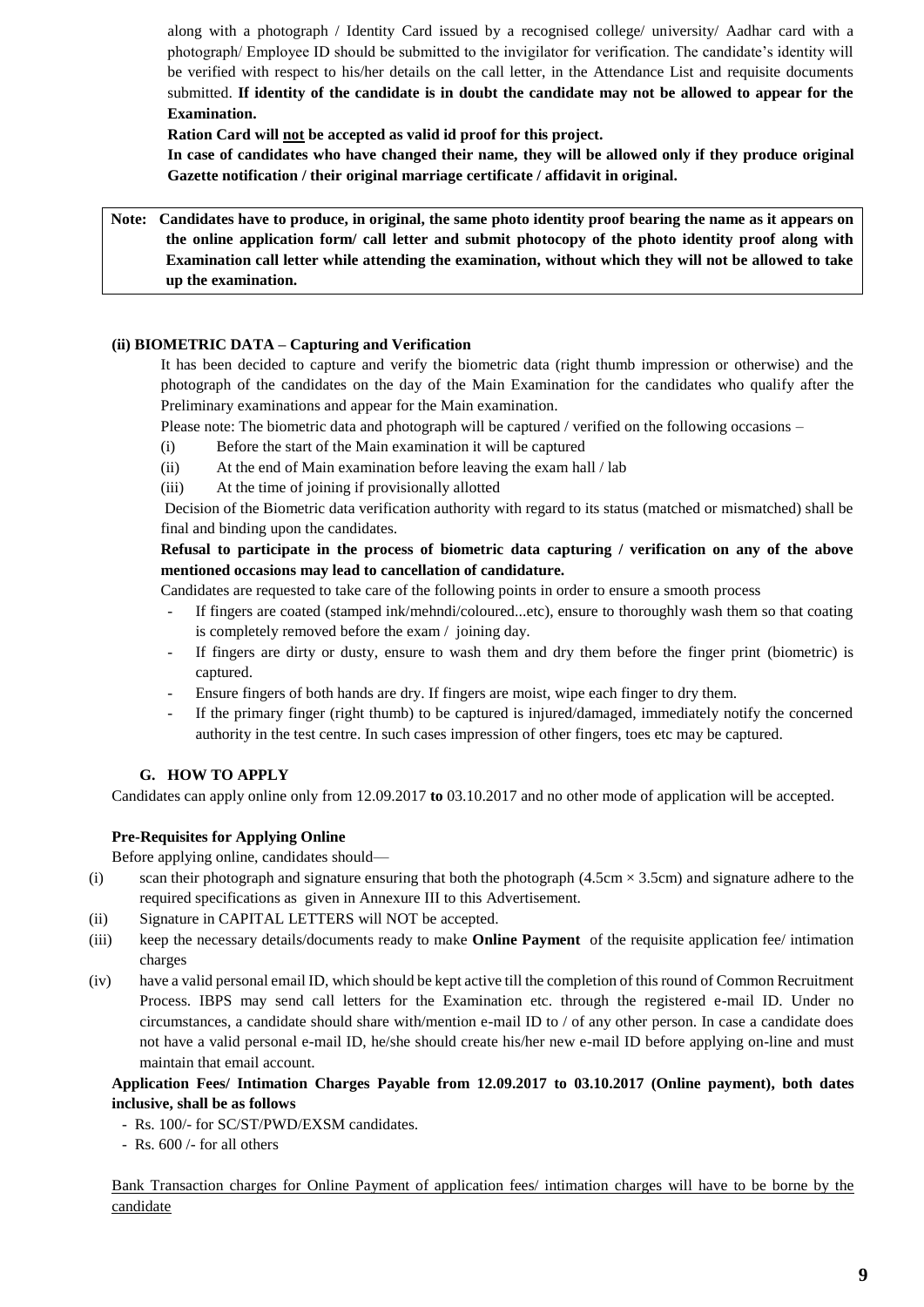along with a photograph / Identity Card issued by a recognised college/ university/ Aadhar card with a photograph/ Employee ID should be submitted to the invigilator for verification. The candidate's identity will be verified with respect to his/her details on the call letter, in the Attendance List and requisite documents submitted. **If identity of the candidate is in doubt the candidate may not be allowed to appear for the Examination.**

**Ration Card will <u>not</u> be accepted as valid id proof for this project.**

**In case of candidates who have changed their name, they will be allowed only if they produce original Gazette notification / their original marriage certificate / affidavit in original.**

> **Note: Candidates have to produce, in original, the same photo identity proof bearing the name as it appears on the online application form/ call letter and submit photocopy of the photo identity proof along with Examination call letter while attending the examination, without which they will not be allowed to take up the examination.**

**(ii) BIOMETRIC DATA – Capturing and Verification**

It has been decided to capture and verify the biometric data (right thumb impression or otherwise) and the photograph of the candidates on the day of the Main Examination for the candidates who qualify after the Preliminary examinations and appear for the Main examination.

Please note: The biometric data and photograph will be captured / verified on the following occasions –

(i) Before the start of the Main examination it will be captured
(ii) At the end of Main examination before leaving the exam hall / lab
(iii) At the time of joining if provisionally allotted

Decision of the Biometric data verification authority with regard to its status (matched or mismatched) shall be final and binding upon the candidates.

**Refusal to participate in the process of biometric data capturing / verification on any of the above mentioned occasions may lead to cancellation of candidature.**

Candidates are requested to take care of the following points in order to ensure a smooth process

- If fingers are coated (stamped ink/mehndi/coloured...etc), ensure to thoroughly wash them so that coating is completely removed before the exam / joining day.
- If fingers are dirty or dusty, ensure to wash them and dry them before the finger print (biometric) is captured.
- Ensure fingers of both hands are dry. If fingers are moist, wipe each finger to dry them.
- If the primary finger (right thumb) to be captured is injured/damaged, immediately notify the concerned authority in the test centre. In such cases impression of other fingers, toes etc may be captured.

### G. HOW TO APPLY

Candidates can apply online only from 12.09.2017 **to** 03.10.2017 and no other mode of application will be accepted.

**Pre-Requisites for Applying Online**

Before applying online, candidates should—

(i) scan their photograph and signature ensuring that both the photograph (4.5cm × 3.5cm) and signature adhere to the required specifications as given in Annexure III to this Advertisement.
(ii) Signature in CAPITAL LETTERS will NOT be accepted.
(iii) keep the necessary details/documents ready to make **Online Payment** of the requisite application fee/ intimation charges
(iv) have a valid personal email ID, which should be kept active till the completion of this round of Common Recruitment Process. IBPS may send call letters for the Examination etc. through the registered e-mail ID. Under no circumstances, a candidate should share with/mention e-mail ID to / of any other person. In case a candidate does not have a valid personal e-mail ID, he/she should create his/her new e-mail ID before applying on-line and must maintain that email account.

**Application Fees/ Intimation Charges Payable from 12.09.2017 to 03.10.2017 (Online payment), both dates inclusive, shall be as follows**

- Rs. 100/- for SC/ST/PWD/EXSM candidates.
- Rs. 600 /- for all others

<u>Bank Transaction charges for Online Payment of application fees/ intimation charges will have to be borne by the candidate</u>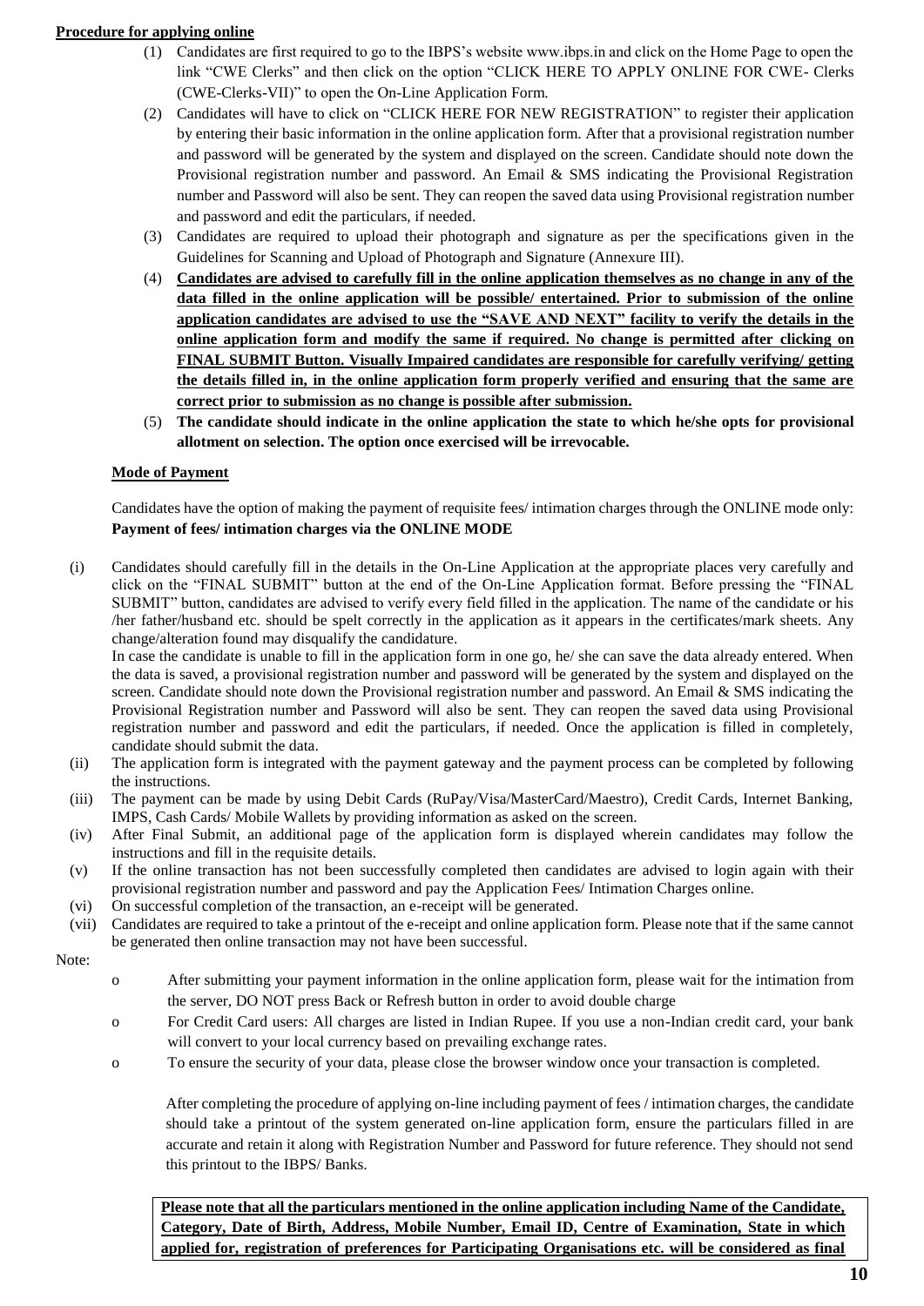**Procedure for applying online**

(1) Candidates are first required to go to the IBPS's website www.ibps.in and click on the Home Page to open the link "CWE Clerks" and then click on the option "CLICK HERE TO APPLY ONLINE FOR CWE- Clerks (CWE-Clerks-VII)" to open the On-Line Application Form.

(2) Candidates will have to click on "CLICK HERE FOR NEW REGISTRATION" to register their application by entering their basic information in the online application form. After that a provisional registration number and password will be generated by the system and displayed on the screen. Candidate should note down the Provisional registration number and password. An Email & SMS indicating the Provisional Registration number and Password will also be sent. They can reopen the saved data using Provisional registration number and password and edit the particulars, if needed.

(3) Candidates are required to upload their photograph and signature as per the specifications given in the Guidelines for Scanning and Upload of Photograph and Signature (Annexure III).

(4) **Candidates are advised to carefully fill in the online application themselves as no change in any of the data filled in the online application will be possible/ entertained. Prior to submission of the online application candidates are advised to use the "SAVE AND NEXT" facility to verify the details in the online application form and modify the same if required. No change is permitted after clicking on FINAL SUBMIT Button. Visually Impaired candidates are responsible for carefully verifying/ getting the details filled in, in the online application form properly verified and ensuring that the same are correct prior to submission as no change is possible after submission.**

(5) **The candidate should indicate in the online application the state to which he/she opts for provisional allotment on selection. The option once exercised will be irrevocable.**

**Mode of Payment**

Candidates have the option of making the payment of requisite fees/ intimation charges through the ONLINE mode only:

**Payment of fees/ intimation charges via the ONLINE MODE**

(i) Candidates should carefully fill in the details in the On-Line Application at the appropriate places very carefully and click on the "FINAL SUBMIT" button at the end of the On-Line Application format. Before pressing the "FINAL SUBMIT" button, candidates are advised to verify every field filled in the application. The name of the candidate or his /her father/husband etc. should be spelt correctly in the application as it appears in the certificates/mark sheets. Any change/alteration found may disqualify the candidature.

In case the candidate is unable to fill in the application form in one go, he/ she can save the data already entered. When the data is saved, a provisional registration number and password will be generated by the system and displayed on the screen. Candidate should note down the Provisional registration number and password. An Email & SMS indicating the Provisional Registration number and Password will also be sent. They can reopen the saved data using Provisional registration number and password and edit the particulars, if needed. Once the application is filled in completely, candidate should submit the data.

(ii) The application form is integrated with the payment gateway and the payment process can be completed by following the instructions.

(iii) The payment can be made by using Debit Cards (RuPay/Visa/MasterCard/Maestro), Credit Cards, Internet Banking, IMPS, Cash Cards/ Mobile Wallets by providing information as asked on the screen.

(iv) After Final Submit, an additional page of the application form is displayed wherein candidates may follow the instructions and fill in the requisite details.

(v) If the online transaction has not been successfully completed then candidates are advised to login again with their provisional registration number and password and pay the Application Fees/ Intimation Charges online.

(vi) On successful completion of the transaction, an e-receipt will be generated.

(vii) Candidates are required to take a printout of the e-receipt and online application form. Please note that if the same cannot be generated then online transaction may not have been successful.

Note:

- After submitting your payment information in the online application form, please wait for the intimation from the server, DO NOT press Back or Refresh button in order to avoid double charge
- For Credit Card users: All charges are listed in Indian Rupee. If you use a non-Indian credit card, your bank will convert to your local currency based on prevailing exchange rates.
- To ensure the security of your data, please close the browser window once your transaction is completed.

After completing the procedure of applying on-line including payment of fees / intimation charges, the candidate should take a printout of the system generated on-line application form, ensure the particulars filled in are accurate and retain it along with Registration Number and Password for future reference. They should not send this printout to the IBPS/ Banks.

**Please note that all the particulars mentioned in the online application including Name of the Candidate, Category, Date of Birth, Address, Mobile Number, Email ID, Centre of Examination, State in which applied for, registration of preferences for Participating Organisations etc. will be considered as final**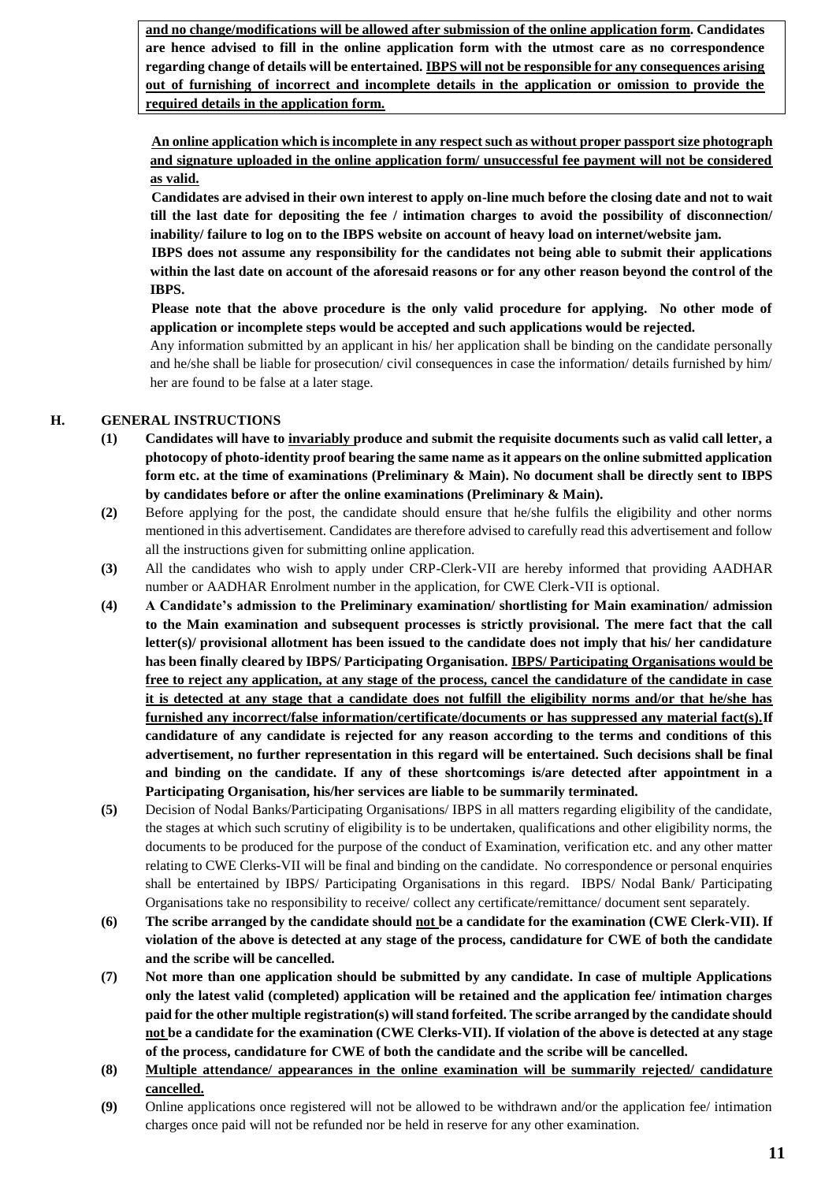**and no change/modifications will be allowed after submission of the online application form. Candidates are hence advised to fill in the online application form with the utmost care as no correspondence regarding change of details will be entertained. IBPS will not be responsible for any consequences arising out of furnishing of incorrect and incomplete details in the application or omission to provide the required details in the application form.**

**An online application which is incomplete in any respect such as without proper passport size photograph and signature uploaded in the online application form/ unsuccessful fee payment will not be considered as valid.**

**Candidates are advised in their own interest to apply on-line much before the closing date and not to wait till the last date for depositing the fee / intimation charges to avoid the possibility of disconnection/ inability/ failure to log on to the IBPS website on account of heavy load on internet/website jam.**

**IBPS does not assume any responsibility for the candidates not being able to submit their applications within the last date on account of the aforesaid reasons or for any other reason beyond the control of the IBPS.**

**Please note that the above procedure is the only valid procedure for applying. No other mode of application or incomplete steps would be accepted and such applications would be rejected.**

Any information submitted by an applicant in his/ her application shall be binding on the candidate personally and he/she shall be liable for prosecution/ civil consequences in case the information/ details furnished by him/ her are found to be false at a later stage.

## H. GENERAL INSTRUCTIONS

**(1)** **Candidates will have to invariably produce and submit the requisite documents such as valid call letter, a photocopy of photo-identity proof bearing the same name as it appears on the online submitted application form etc. at the time of examinations (Preliminary & Main). No document shall be directly sent to IBPS by candidates before or after the online examinations (Preliminary & Main).**

**(2)** Before applying for the post, the candidate should ensure that he/she fulfils the eligibility and other norms mentioned in this advertisement. Candidates are therefore advised to carefully read this advertisement and follow all the instructions given for submitting online application.

**(3)** All the candidates who wish to apply under CRP-Clerk-VII are hereby informed that providing AADHAR number or AADHAR Enrolment number in the application, for CWE Clerk-VII is optional.

**(4)** **A Candidate's admission to the Preliminary examination/ shortlisting for Main examination/ admission to the Main examination and subsequent processes is strictly provisional. The mere fact that the call letter(s)/ provisional allotment has been issued to the candidate does not imply that his/ her candidature has been finally cleared by IBPS/ Participating Organisation. IBPS/ Participating Organisations would be free to reject any application, at any stage of the process, cancel the candidature of the candidate in case it is detected at any stage that a candidate does not fulfill the eligibility norms and/or that he/she has furnished any incorrect/false information/certificate/documents or has suppressed any material fact(s).If candidature of any candidate is rejected for any reason according to the terms and conditions of this advertisement, no further representation in this regard will be entertained. Such decisions shall be final and binding on the candidate. If any of these shortcomings is/are detected after appointment in a Participating Organisation, his/her services are liable to be summarily terminated.**

**(5)** Decision of Nodal Banks/Participating Organisations/ IBPS in all matters regarding eligibility of the candidate, the stages at which such scrutiny of eligibility is to be undertaken, qualifications and other eligibility norms, the documents to be produced for the purpose of the conduct of Examination, verification etc. and any other matter relating to CWE Clerks-VII will be final and binding on the candidate. No correspondence or personal enquiries shall be entertained by IBPS/ Participating Organisations in this regard. IBPS/ Nodal Bank/ Participating Organisations take no responsibility to receive/ collect any certificate/remittance/ document sent separately.

**(6)** **The scribe arranged by the candidate should not be a candidate for the examination (CWE Clerk-VII). If violation of the above is detected at any stage of the process, candidature for CWE of both the candidate and the scribe will be cancelled.**

**(7)** **Not more than one application should be submitted by any candidate. In case of multiple Applications only the latest valid (completed) application will be retained and the application fee/ intimation charges paid for the other multiple registration(s) will stand forfeited. The scribe arranged by the candidate should not be a candidate for the examination (CWE Clerks-VII). If violation of the above is detected at any stage of the process, candidature for CWE of both the candidate and the scribe will be cancelled.**

**(8)** **Multiple attendance/ appearances in the online examination will be summarily rejected/ candidature cancelled.**

**(9)** Online applications once registered will not be allowed to be withdrawn and/or the application fee/ intimation charges once paid will not be refunded nor be held in reserve for any other examination.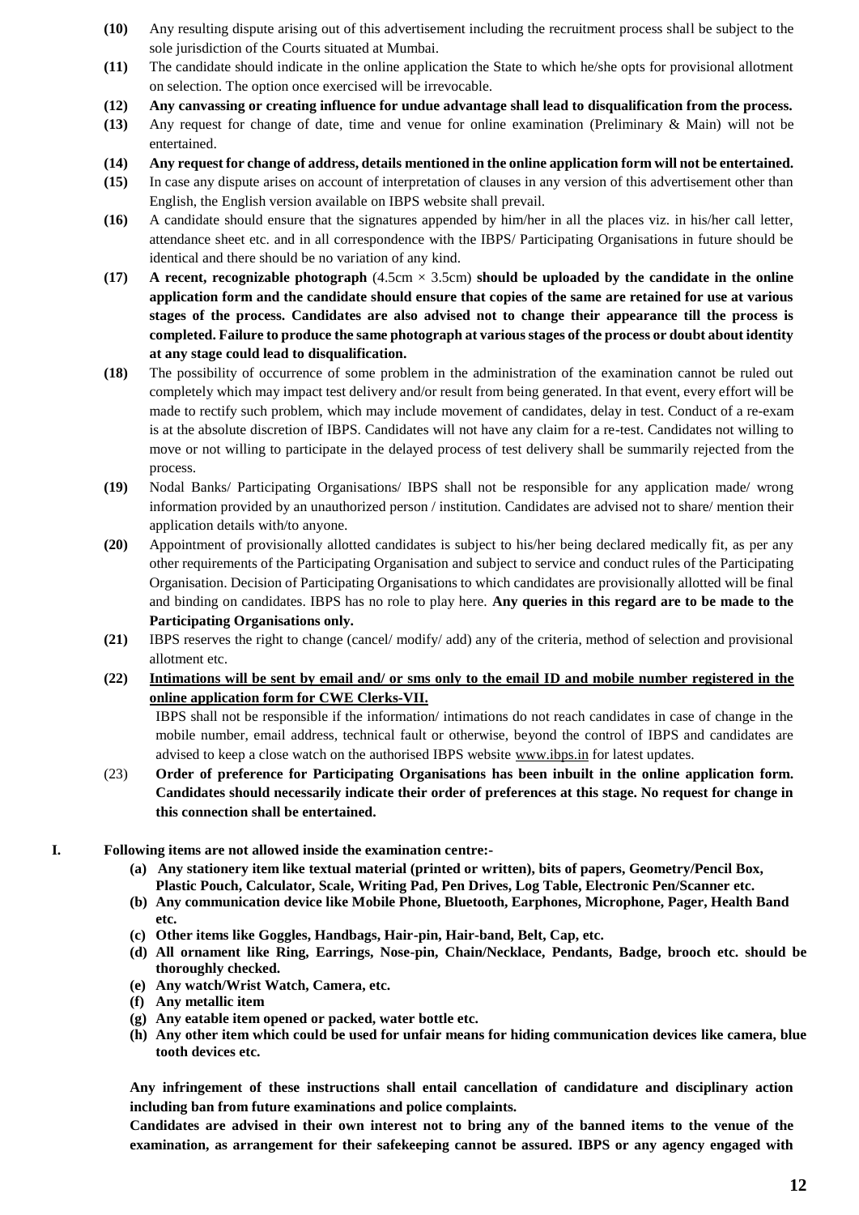**(10)** Any resulting dispute arising out of this advertisement including the recruitment process shall be subject to the sole jurisdiction of the Courts situated at Mumbai.

**(11)** The candidate should indicate in the online application the State to which he/she opts for provisional allotment on selection. The option once exercised will be irrevocable.

**(12)** **Any canvassing or creating influence for undue advantage shall lead to disqualification from the process.**

**(13)** Any request for change of date, time and venue for online examination (Preliminary & Main) will not be entertained.

**(14)** **Any request for change of address, details mentioned in the online application form will not be entertained.**

**(15)** In case any dispute arises on account of interpretation of clauses in any version of this advertisement other than English, the English version available on IBPS website shall prevail.

**(16)** A candidate should ensure that the signatures appended by him/her in all the places viz. in his/her call letter, attendance sheet etc. and in all correspondence with the IBPS/ Participating Organisations in future should be identical and there should be no variation of any kind.

**(17)** **A recent, recognizable photograph** (4.5cm × 3.5cm) **should be uploaded by the candidate in the online application form and the candidate should ensure that copies of the same are retained for use at various stages of the process. Candidates are also advised not to change their appearance till the process is completed. Failure to produce the same photograph at various stages of the process or doubt about identity at any stage could lead to disqualification.**

**(18)** The possibility of occurrence of some problem in the administration of the examination cannot be ruled out completely which may impact test delivery and/or result from being generated. In that event, every effort will be made to rectify such problem, which may include movement of candidates, delay in test. Conduct of a re-exam is at the absolute discretion of IBPS. Candidates will not have any claim for a re-test. Candidates not willing to move or not willing to participate in the delayed process of test delivery shall be summarily rejected from the process.

**(19)** Nodal Banks/ Participating Organisations/ IBPS shall not be responsible for any application made/ wrong information provided by an unauthorized person / institution. Candidates are advised not to share/ mention their application details with/to anyone.

**(20)** Appointment of provisionally allotted candidates is subject to his/her being declared medically fit, as per any other requirements of the Participating Organisation and subject to service and conduct rules of the Participating Organisation. Decision of Participating Organisations to which candidates are provisionally allotted will be final and binding on candidates. IBPS has no role to play here. **Any queries in this regard are to be made to the Participating Organisations only.**

**(21)** IBPS reserves the right to change (cancel/ modify/ add) any of the criteria, method of selection and provisional allotment etc.

**(22)** **Intimations will be sent by email and/ or sms only to the email ID and mobile number registered in the online application form for CWE Clerks-VII.**

IBPS shall not be responsible if the information/ intimations do not reach candidates in case of change in the mobile number, email address, technical fault or otherwise, beyond the control of IBPS and candidates are advised to keep a close watch on the authorised IBPS website www.ibps.in for latest updates.

(23) **Order of preference for Participating Organisations has been inbuilt in the online application form. Candidates should necessarily indicate their order of preferences at this stage. No request for change in this connection shall be entertained.**

**I. Following items are not allowed inside the examination centre:-**

- **(a) Any stationery item like textual material (printed or written), bits of papers, Geometry/Pencil Box, Plastic Pouch, Calculator, Scale, Writing Pad, Pen Drives, Log Table, Electronic Pen/Scanner etc.**
- **(b) Any communication device like Mobile Phone, Bluetooth, Earphones, Microphone, Pager, Health Band etc.**
- **(c) Other items like Goggles, Handbags, Hair-pin, Hair-band, Belt, Cap, etc.**
- **(d) All ornament like Ring, Earrings, Nose-pin, Chain/Necklace, Pendants, Badge, brooch etc. should be thoroughly checked.**
- **(e) Any watch/Wrist Watch, Camera, etc.**
- **(f) Any metallic item**
- **(g) Any eatable item opened or packed, water bottle etc.**
- **(h) Any other item which could be used for unfair means for hiding communication devices like camera, blue tooth devices etc.**

**Any infringement of these instructions shall entail cancellation of candidature and disciplinary action including ban from future examinations and police complaints.**

**Candidates are advised in their own interest not to bring any of the banned items to the venue of the examination, as arrangement for their safekeeping cannot be assured. IBPS or any agency engaged with**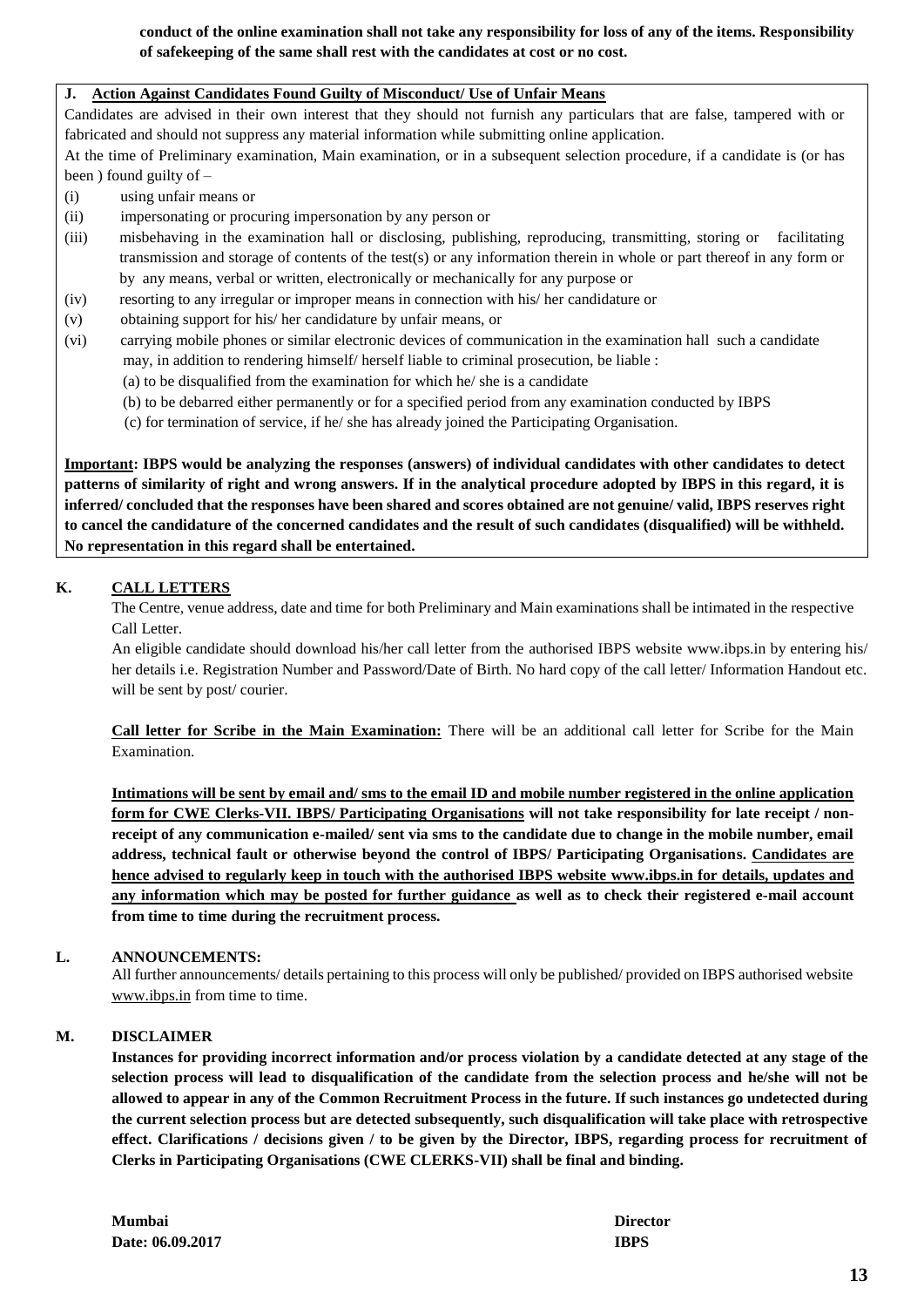**conduct of the online examination shall not take any responsibility for loss of any of the items. Responsibility of safekeeping of the same shall rest with the candidates at cost or no cost.**

**J. Action Against Candidates Found Guilty of Misconduct/ Use of Unfair Means**

Candidates are advised in their own interest that they should not furnish any particulars that are false, tampered with or fabricated and should not suppress any material information while submitting online application.

At the time of Preliminary examination, Main examination, or in a subsequent selection procedure, if a candidate is (or has been ) found guilty of –

(i) using unfair means or

(ii) impersonating or procuring impersonation by any person or

(iii) misbehaving in the examination hall or disclosing, publishing, reproducing, transmitting, storing or facilitating transmission and storage of contents of the test(s) or any information therein in whole or part thereof in any form or by any means, verbal or written, electronically or mechanically for any purpose or

(iv) resorting to any irregular or improper means in connection with his/ her candidature or

(v) obtaining support for his/ her candidature by unfair means, or

(vi) carrying mobile phones or similar electronic devices of communication in the examination hall such a candidate may, in addition to rendering himself/ herself liable to criminal prosecution, be liable :

(a) to be disqualified from the examination for which he/ she is a candidate

(b) to be debarred either permanently or for a specified period from any examination conducted by IBPS

(c) for termination of service, if he/ she has already joined the Participating Organisation.

**Important: IBPS would be analyzing the responses (answers) of individual candidates with other candidates to detect patterns of similarity of right and wrong answers. If in the analytical procedure adopted by IBPS in this regard, it is inferred/ concluded that the responses have been shared and scores obtained are not genuine/ valid, IBPS reserves right to cancel the candidature of the concerned candidates and the result of such candidates (disqualified) will be withheld. No representation in this regard shall be entertained.**

## K. CALL LETTERS

The Centre, venue address, date and time for both Preliminary and Main examinations shall be intimated in the respective Call Letter.

An eligible candidate should download his/her call letter from the authorised IBPS website www.ibps.in by entering his/ her details i.e. Registration Number and Password/Date of Birth. No hard copy of the call letter/ Information Handout etc. will be sent by post/ courier.

**Call letter for Scribe in the Main Examination:** There will be an additional call letter for Scribe for the Main Examination.

**Intimations will be sent by email and/ sms to the email ID and mobile number registered in the online application form for CWE Clerks-VII. IBPS/ Participating Organisations will not take responsibility for late receipt / non-receipt of any communication e-mailed/ sent via sms to the candidate due to change in the mobile number, email address, technical fault or otherwise beyond the control of IBPS/ Participating Organisations. Candidates are hence advised to regularly keep in touch with the authorised IBPS website www.ibps.in for details, updates and any information which may be posted for further guidance as well as to check their registered e-mail account from time to time during the recruitment process.**

## L. ANNOUNCEMENTS:

All further announcements/ details pertaining to this process will only be published/ provided on IBPS authorised website www.ibps.in from time to time.

## M. DISCLAIMER

**Instances for providing incorrect information and/or process violation by a candidate detected at any stage of the selection process will lead to disqualification of the candidate from the selection process and he/she will not be allowed to appear in any of the Common Recruitment Process in the future. If such instances go undetected during the current selection process but are detected subsequently, such disqualification will take place with retrospective effect. Clarifications / decisions given / to be given by the Director, IBPS, regarding process for recruitment of Clerks in Participating Organisations (CWE CLERKS-VII) shall be final and binding.**

**Mumbai**
**Date: 06.09.2017**

**Director**
**IBPS**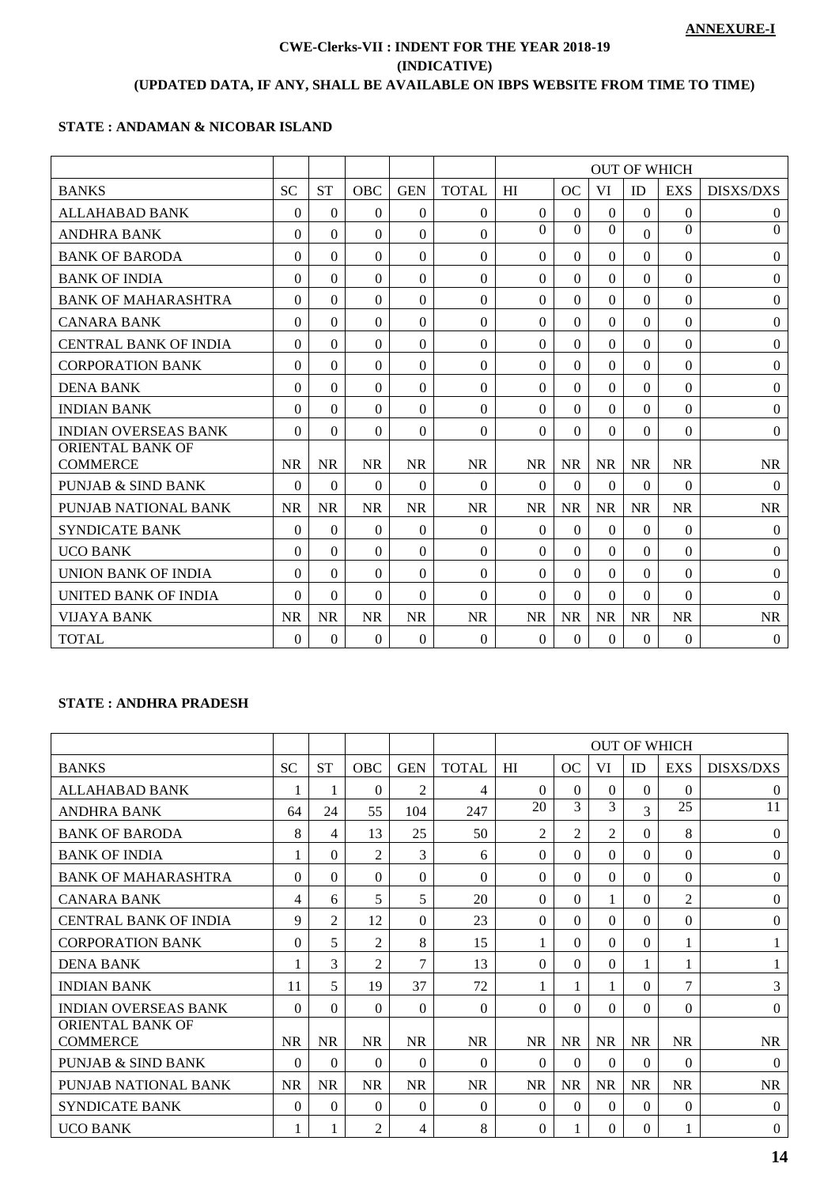**ANNEXURE-I**

**CWE-Clerks-VII : INDENT FOR THE YEAR 2018-19**
**(INDICATIVE)**
**(UPDATED DATA, IF ANY, SHALL BE AVAILABLE ON IBPS WEBSITE FROM TIME TO TIME)**

**STATE : ANDAMAN & NICOBAR ISLAND**

| | | | | | | OUT OF WHICH | | | | | |
|---|---|---|---|---|---|---|---|---|---|---|---|
| BANKS | SC | ST | OBC | GEN | TOTAL | HI | OC | VI | ID | EXS | DISXS/DXS |
| ALLAHABAD BANK | 0 | 0 | 0 | 0 | 0 | 0 | 0 | 0 | 0 | 0 | 0 |
| ANDHRA BANK | 0 | 0 | 0 | 0 | 0 | 0 | 0 | 0 | 0 | 0 | 0 |
| BANK OF BARODA | 0 | 0 | 0 | 0 | 0 | 0 | 0 | 0 | 0 | 0 | 0 |
| BANK OF INDIA | 0 | 0 | 0 | 0 | 0 | 0 | 0 | 0 | 0 | 0 | 0 |
| BANK OF MAHARASHTRA | 0 | 0 | 0 | 0 | 0 | 0 | 0 | 0 | 0 | 0 | 0 |
| CANARA BANK | 0 | 0 | 0 | 0 | 0 | 0 | 0 | 0 | 0 | 0 | 0 |
| CENTRAL BANK OF INDIA | 0 | 0 | 0 | 0 | 0 | 0 | 0 | 0 | 0 | 0 | 0 |
| CORPORATION BANK | 0 | 0 | 0 | 0 | 0 | 0 | 0 | 0 | 0 | 0 | 0 |
| DENA BANK | 0 | 0 | 0 | 0 | 0 | 0 | 0 | 0 | 0 | 0 | 0 |
| INDIAN BANK | 0 | 0 | 0 | 0 | 0 | 0 | 0 | 0 | 0 | 0 | 0 |
| INDIAN OVERSEAS BANK | 0 | 0 | 0 | 0 | 0 | 0 | 0 | 0 | 0 | 0 | 0 |
| ORIENTAL BANK OF COMMERCE | NR | NR | NR | NR | NR | NR | NR | NR | NR | NR | NR |
| PUNJAB & SIND BANK | 0 | 0 | 0 | 0 | 0 | 0 | 0 | 0 | 0 | 0 | 0 |
| PUNJAB NATIONAL BANK | NR | NR | NR | NR | NR | NR | NR | NR | NR | NR | NR |
| SYNDICATE BANK | 0 | 0 | 0 | 0 | 0 | 0 | 0 | 0 | 0 | 0 | 0 |
| UCO BANK | 0 | 0 | 0 | 0 | 0 | 0 | 0 | 0 | 0 | 0 | 0 |
| UNION BANK OF INDIA | 0 | 0 | 0 | 0 | 0 | 0 | 0 | 0 | 0 | 0 | 0 |
| UNITED BANK OF INDIA | 0 | 0 | 0 | 0 | 0 | 0 | 0 | 0 | 0 | 0 | 0 |
| VIJAYA BANK | NR | NR | NR | NR | NR | NR | NR | NR | NR | NR | NR |
| TOTAL | 0 | 0 | 0 | 0 | 0 | 0 | 0 | 0 | 0 | 0 | 0 |

**STATE : ANDHRA PRADESH**

| | | | | | | OUT OF WHICH | | | | | |
|---|---|---|---|---|---|---|---|---|---|---|---|
| BANKS | SC | ST | OBC | GEN | TOTAL | HI | OC | VI | ID | EXS | DISXS/DXS |
| ALLAHABAD BANK | 1 | 1 | 0 | 2 | 4 | 0 | 0 | 0 | 0 | 0 | 0 |
| ANDHRA BANK | 64 | 24 | 55 | 104 | 247 | 20 | 3 | 3 | 3 | 25 | 11 |
| BANK OF BARODA | 8 | 4 | 13 | 25 | 50 | 2 | 2 | 2 | 0 | 8 | 0 |
| BANK OF INDIA | 1 | 0 | 2 | 3 | 6 | 0 | 0 | 0 | 0 | 0 | 0 |
| BANK OF MAHARASHTRA | 0 | 0 | 0 | 0 | 0 | 0 | 0 | 0 | 0 | 0 | 0 |
| CANARA BANK | 4 | 6 | 5 | 5 | 20 | 0 | 0 | 1 | 0 | 2 | 0 |
| CENTRAL BANK OF INDIA | 9 | 2 | 12 | 0 | 23 | 0 | 0 | 0 | 0 | 0 | 0 |
| CORPORATION BANK | 0 | 5 | 2 | 8 | 15 | 1 | 0 | 0 | 0 | 1 | 1 |
| DENA BANK | 1 | 3 | 2 | 7 | 13 | 0 | 0 | 0 | 1 | 1 | 1 |
| INDIAN BANK | 11 | 5 | 19 | 37 | 72 | 1 | 1 | 1 | 0 | 7 | 3 |
| INDIAN OVERSEAS BANK | 0 | 0 | 0 | 0 | 0 | 0 | 0 | 0 | 0 | 0 | 0 |
| ORIENTAL BANK OF COMMERCE | NR | NR | NR | NR | NR | NR | NR | NR | NR | NR | NR |
| PUNJAB & SIND BANK | 0 | 0 | 0 | 0 | 0 | 0 | 0 | 0 | 0 | 0 | 0 |
| PUNJAB NATIONAL BANK | NR | NR | NR | NR | NR | NR | NR | NR | NR | NR | NR |
| SYNDICATE BANK | 0 | 0 | 0 | 0 | 0 | 0 | 0 | 0 | 0 | 0 | 0 |
| UCO BANK | 1 | 1 | 2 | 4 | 8 | 0 | 1 | 0 | 0 | 1 | 0 |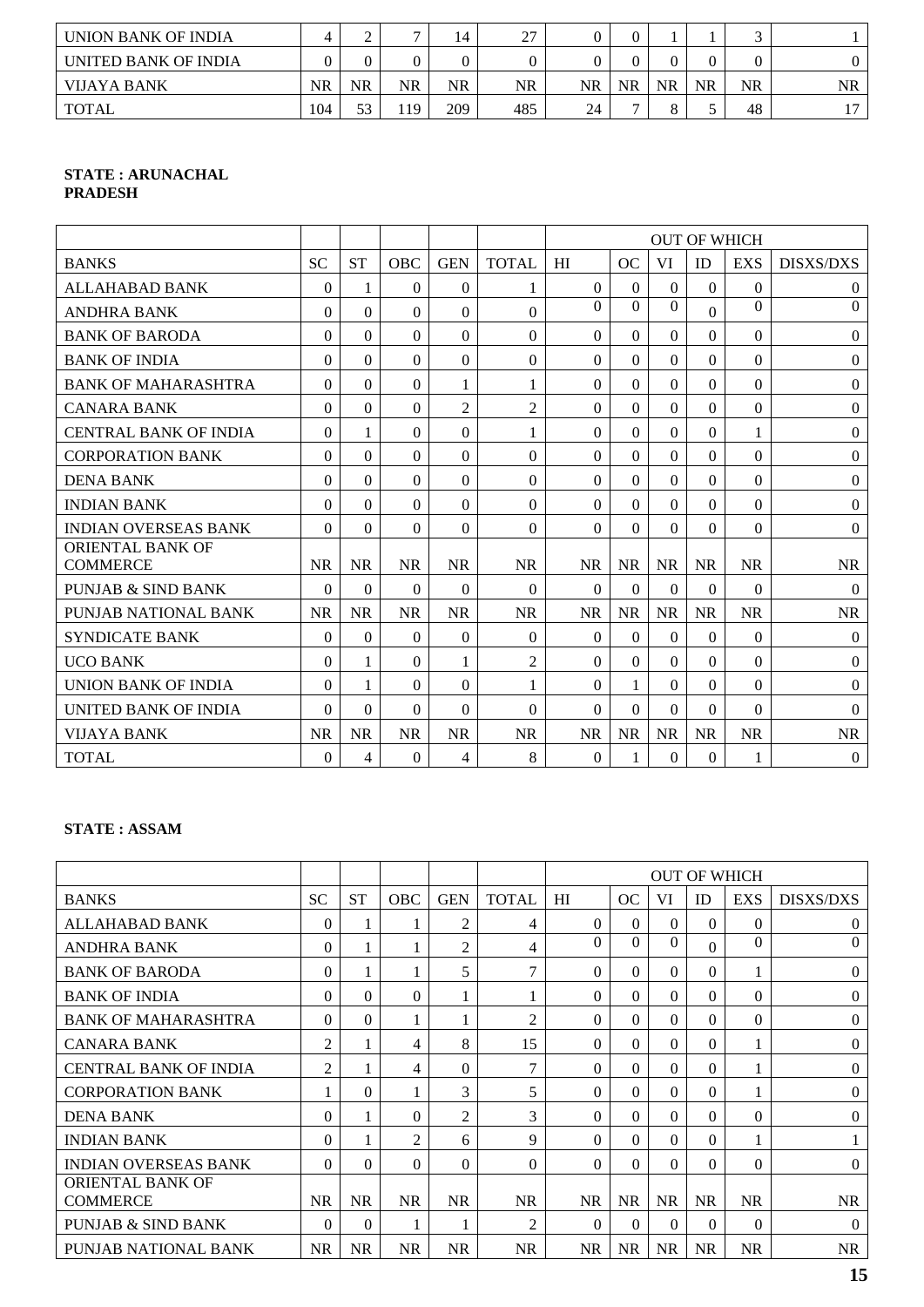| | | | | | | | | | | | |
|---|---|---|---|---|---|---|---|---|---|---|---|
| UNION BANK OF INDIA | 4 | 2 | 7 | 14 | 27 | 0 | 0 | 1 | 1 | 3 | 1 |
| UNITED BANK OF INDIA | 0 | 0 | 0 | 0 | 0 | 0 | 0 | 0 | 0 | 0 | 0 |
| VIJAYA BANK | NR | NR | NR | NR | NR | NR | NR | NR | NR | NR | NR |
| TOTAL | 104 | 53 | 119 | 209 | 485 | 24 | 7 | 8 | 5 | 48 | 17 |

**STATE : ARUNACHAL PRADESH**

| | | | | | | OUT OF WHICH | | | | | |
|---|---|---|---|---|---|---|---|---|---|---|---|
| BANKS | SC | ST | OBC | GEN | TOTAL | HI | OC | VI | ID | EXS | DISXS/DXS |
| ALLAHABAD BANK | 0 | 1 | 0 | 0 | 1 | 0 | 0 | 0 | 0 | 0 | 0 |
| ANDHRA BANK | 0 | 0 | 0 | 0 | 0 | 0 | 0 | 0 | 0 | 0 | 0 |
| BANK OF BARODA | 0 | 0 | 0 | 0 | 0 | 0 | 0 | 0 | 0 | 0 | 0 |
| BANK OF INDIA | 0 | 0 | 0 | 0 | 0 | 0 | 0 | 0 | 0 | 0 | 0 |
| BANK OF MAHARASHTRA | 0 | 0 | 0 | 1 | 1 | 0 | 0 | 0 | 0 | 0 | 0 |
| CANARA BANK | 0 | 0 | 0 | 2 | 2 | 0 | 0 | 0 | 0 | 0 | 0 |
| CENTRAL BANK OF INDIA | 0 | 1 | 0 | 0 | 1 | 0 | 0 | 0 | 0 | 1 | 0 |
| CORPORATION BANK | 0 | 0 | 0 | 0 | 0 | 0 | 0 | 0 | 0 | 0 | 0 |
| DENA BANK | 0 | 0 | 0 | 0 | 0 | 0 | 0 | 0 | 0 | 0 | 0 |
| INDIAN BANK | 0 | 0 | 0 | 0 | 0 | 0 | 0 | 0 | 0 | 0 | 0 |
| INDIAN OVERSEAS BANK | 0 | 0 | 0 | 0 | 0 | 0 | 0 | 0 | 0 | 0 | 0 |
| ORIENTAL BANK OF COMMERCE | NR | NR | NR | NR | NR | NR | NR | NR | NR | NR | NR |
| PUNJAB & SIND BANK | 0 | 0 | 0 | 0 | 0 | 0 | 0 | 0 | 0 | 0 | 0 |
| PUNJAB NATIONAL BANK | NR | NR | NR | NR | NR | NR | NR | NR | NR | NR | NR |
| SYNDICATE BANK | 0 | 0 | 0 | 0 | 0 | 0 | 0 | 0 | 0 | 0 | 0 |
| UCO BANK | 0 | 1 | 0 | 1 | 2 | 0 | 0 | 0 | 0 | 0 | 0 |
| UNION BANK OF INDIA | 0 | 1 | 0 | 0 | 1 | 0 | 1 | 0 | 0 | 0 | 0 |
| UNITED BANK OF INDIA | 0 | 0 | 0 | 0 | 0 | 0 | 0 | 0 | 0 | 0 | 0 |
| VIJAYA BANK | NR | NR | NR | NR | NR | NR | NR | NR | NR | NR | NR |
| TOTAL | 0 | 4 | 0 | 4 | 8 | 0 | 1 | 0 | 0 | 1 | 0 |

**STATE : ASSAM**

| | | | | | | OUT OF WHICH | | | | | |
|---|---|---|---|---|---|---|---|---|---|---|---|
| BANKS | SC | ST | OBC | GEN | TOTAL | HI | OC | VI | ID | EXS | DISXS/DXS |
| ALLAHABAD BANK | 0 | 1 | 1 | 2 | 4 | 0 | 0 | 0 | 0 | 0 | 0 |
| ANDHRA BANK | 0 | 1 | 1 | 2 | 4 | 0 | 0 | 0 | 0 | 0 | 0 |
| BANK OF BARODA | 0 | 1 | 1 | 5 | 7 | 0 | 0 | 0 | 0 | 1 | 0 |
| BANK OF INDIA | 0 | 0 | 0 | 1 | 1 | 0 | 0 | 0 | 0 | 0 | 0 |
| BANK OF MAHARASHTRA | 0 | 0 | 1 | 1 | 2 | 0 | 0 | 0 | 0 | 0 | 0 |
| CANARA BANK | 2 | 1 | 4 | 8 | 15 | 0 | 0 | 0 | 0 | 1 | 0 |
| CENTRAL BANK OF INDIA | 2 | 1 | 4 | 0 | 7 | 0 | 0 | 0 | 0 | 1 | 0 |
| CORPORATION BANK | 1 | 0 | 1 | 3 | 5 | 0 | 0 | 0 | 0 | 1 | 0 |
| DENA BANK | 0 | 1 | 0 | 2 | 3 | 0 | 0 | 0 | 0 | 0 | 0 |
| INDIAN BANK | 0 | 1 | 2 | 6 | 9 | 0 | 0 | 0 | 0 | 1 | 1 |
| INDIAN OVERSEAS BANK | 0 | 0 | 0 | 0 | 0 | 0 | 0 | 0 | 0 | 0 | 0 |
| ORIENTAL BANK OF COMMERCE | NR | NR | NR | NR | NR | NR | NR | NR | NR | NR | NR |
| PUNJAB & SIND BANK | 0 | 0 | 1 | 1 | 2 | 0 | 0 | 0 | 0 | 0 | 0 |
| PUNJAB NATIONAL BANK | NR | NR | NR | NR | NR | NR | NR | NR | NR | NR | NR |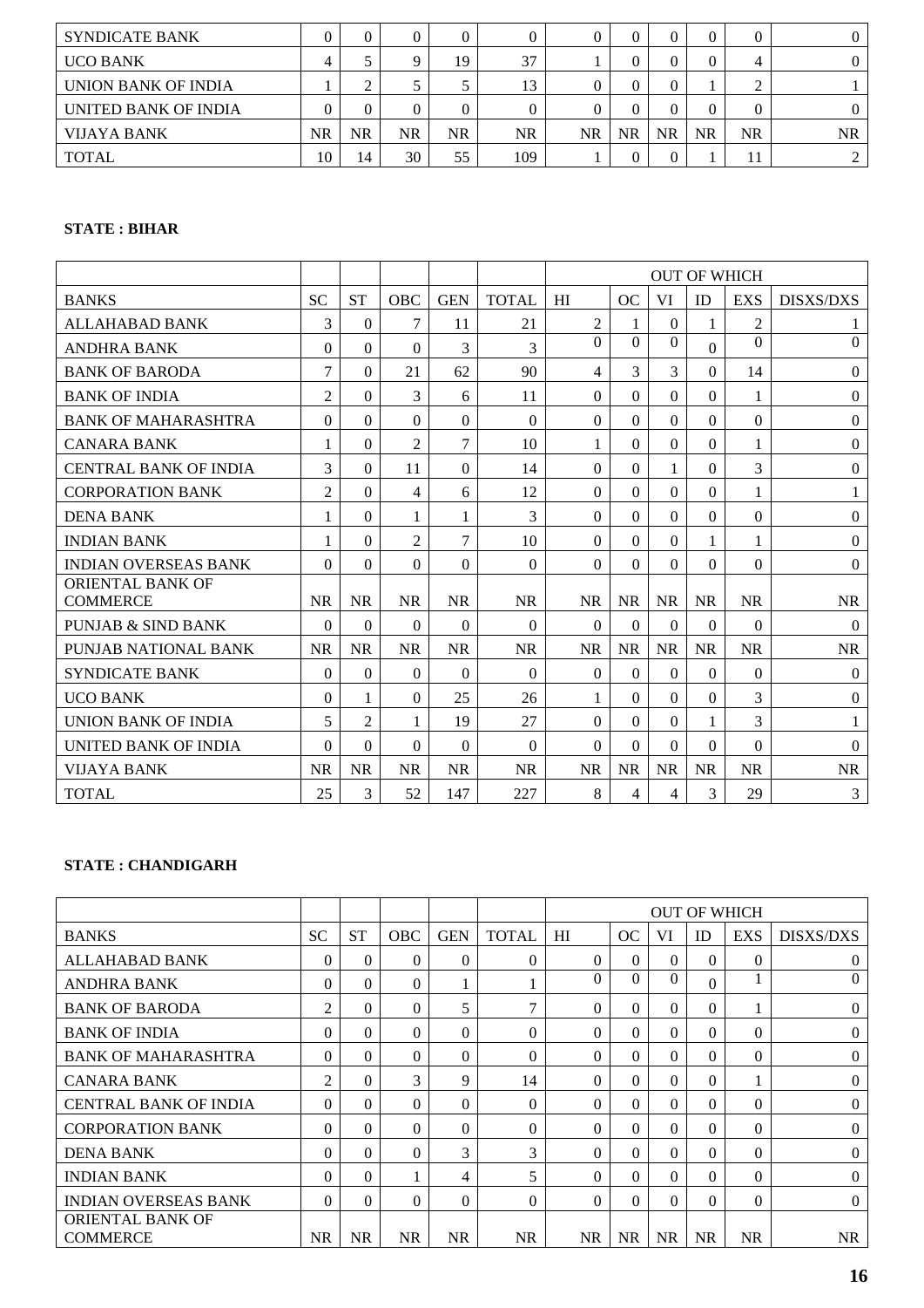| | | | | | | | | | | | |
|---|---|---|---|---|---|---|---|---|---|---|---|
| SYNDICATE BANK | 0 | 0 | 0 | 0 | 0 | 0 | 0 | 0 | 0 | 0 | 0 |
| UCO BANK | 4 | 5 | 9 | 19 | 37 | 1 | 0 | 0 | 0 | 4 | 0 |
| UNION BANK OF INDIA | 1 | 2 | 5 | 5 | 13 | 0 | 0 | 0 | 1 | 2 | 1 |
| UNITED BANK OF INDIA | 0 | 0 | 0 | 0 | 0 | 0 | 0 | 0 | 0 | 0 | 0 |
| VIJAYA BANK | NR | NR | NR | NR | NR | NR | NR | NR | NR | NR | NR |
| TOTAL | 10 | 14 | 30 | 55 | 109 | 1 | 0 | 0 | 1 | 11 | 2 |

**STATE : BIHAR**

| | | | | | | OUT OF WHICH | | | | | |
|---|---|---|---|---|---|---|---|---|---|---|---|
| BANKS | SC | ST | OBC | GEN | TOTAL | HI | OC | VI | ID | EXS | DISXS/DXS |
| ALLAHABAD BANK | 3 | 0 | 7 | 11 | 21 | 2 | 1 | 0 | 1 | 2 | 1 |
| ANDHRA BANK | 0 | 0 | 0 | 3 | 3 | 0 | 0 | 0 | 0 | 0 | 0 |
| BANK OF BARODA | 7 | 0 | 21 | 62 | 90 | 4 | 3 | 3 | 0 | 14 | 0 |
| BANK OF INDIA | 2 | 0 | 3 | 6 | 11 | 0 | 0 | 0 | 0 | 1 | 0 |
| BANK OF MAHARASHTRA | 0 | 0 | 0 | 0 | 0 | 0 | 0 | 0 | 0 | 0 | 0 |
| CANARA BANK | 1 | 0 | 2 | 7 | 10 | 1 | 0 | 0 | 0 | 1 | 0 |
| CENTRAL BANK OF INDIA | 3 | 0 | 11 | 0 | 14 | 0 | 0 | 1 | 0 | 3 | 0 |
| CORPORATION BANK | 2 | 0 | 4 | 6 | 12 | 0 | 0 | 0 | 0 | 1 | 1 |
| DENA BANK | 1 | 0 | 1 | 1 | 3 | 0 | 0 | 0 | 0 | 0 | 0 |
| INDIAN BANK | 1 | 0 | 2 | 7 | 10 | 0 | 0 | 0 | 1 | 1 | 0 |
| INDIAN OVERSEAS BANK | 0 | 0 | 0 | 0 | 0 | 0 | 0 | 0 | 0 | 0 | 0 |
| ORIENTAL BANK OF COMMERCE | NR | NR | NR | NR | NR | NR | NR | NR | NR | NR | NR |
| PUNJAB & SIND BANK | 0 | 0 | 0 | 0 | 0 | 0 | 0 | 0 | 0 | 0 | 0 |
| PUNJAB NATIONAL BANK | NR | NR | NR | NR | NR | NR | NR | NR | NR | NR | NR |
| SYNDICATE BANK | 0 | 0 | 0 | 0 | 0 | 0 | 0 | 0 | 0 | 0 | 0 |
| UCO BANK | 0 | 1 | 0 | 25 | 26 | 1 | 0 | 0 | 0 | 3 | 0 |
| UNION BANK OF INDIA | 5 | 2 | 1 | 19 | 27 | 0 | 0 | 0 | 1 | 3 | 1 |
| UNITED BANK OF INDIA | 0 | 0 | 0 | 0 | 0 | 0 | 0 | 0 | 0 | 0 | 0 |
| VIJAYA BANK | NR | NR | NR | NR | NR | NR | NR | NR | NR | NR | NR |
| TOTAL | 25 | 3 | 52 | 147 | 227 | 8 | 4 | 4 | 3 | 29 | 3 |

**STATE : CHANDIGARH**

| | | | | | | OUT OF WHICH | | | | | |
|---|---|---|---|---|---|---|---|---|---|---|---|
| BANKS | SC | ST | OBC | GEN | TOTAL | HI | OC | VI | ID | EXS | DISXS/DXS |
| ALLAHABAD BANK | 0 | 0 | 0 | 0 | 0 | 0 | 0 | 0 | 0 | 0 | 0 |
| ANDHRA BANK | 0 | 0 | 0 | 1 | 1 | 0 | 0 | 0 | 0 | 1 | 0 |
| BANK OF BARODA | 2 | 0 | 0 | 5 | 7 | 0 | 0 | 0 | 0 | 1 | 0 |
| BANK OF INDIA | 0 | 0 | 0 | 0 | 0 | 0 | 0 | 0 | 0 | 0 | 0 |
| BANK OF MAHARASHTRA | 0 | 0 | 0 | 0 | 0 | 0 | 0 | 0 | 0 | 0 | 0 |
| CANARA BANK | 2 | 0 | 3 | 9 | 14 | 0 | 0 | 0 | 0 | 1 | 0 |
| CENTRAL BANK OF INDIA | 0 | 0 | 0 | 0 | 0 | 0 | 0 | 0 | 0 | 0 | 0 |
| CORPORATION BANK | 0 | 0 | 0 | 0 | 0 | 0 | 0 | 0 | 0 | 0 | 0 |
| DENA BANK | 0 | 0 | 0 | 3 | 3 | 0 | 0 | 0 | 0 | 0 | 0 |
| INDIAN BANK | 0 | 0 | 1 | 4 | 5 | 0 | 0 | 0 | 0 | 0 | 0 |
| INDIAN OVERSEAS BANK | 0 | 0 | 0 | 0 | 0 | 0 | 0 | 0 | 0 | 0 | 0 |
| ORIENTAL BANK OF COMMERCE | NR | NR | NR | NR | NR | NR | NR | NR | NR | NR | NR |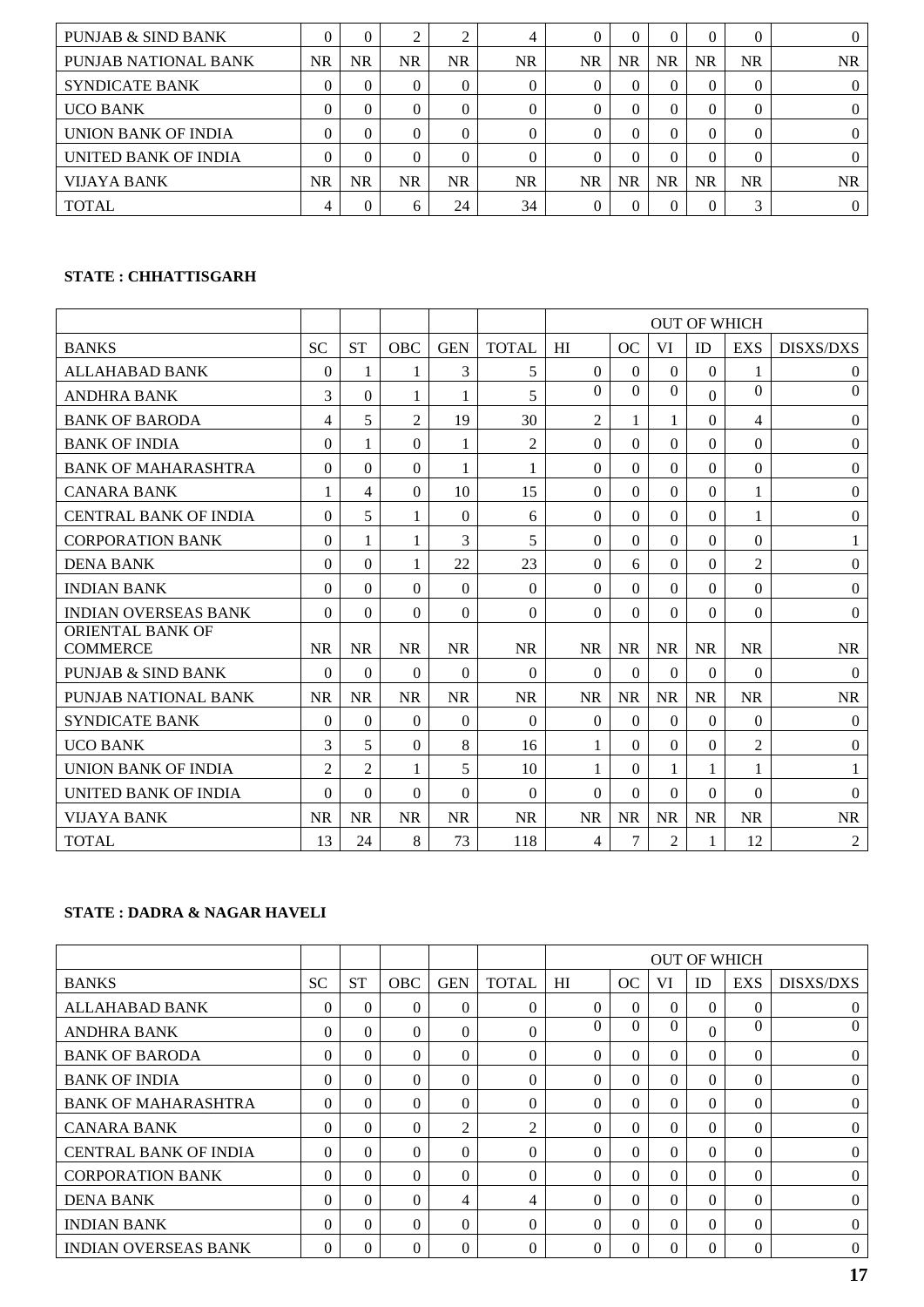| PUNJAB & SIND BANK | 0 | 0 | 2 | 2 | 4 | 0 | 0 | 0 | 0 | 0 | 0 |
|---|---|---|---|---|---|---|---|---|---|---|---|
| PUNJAB NATIONAL BANK | NR | NR | NR | NR | NR | NR | NR | NR | NR | NR | NR |
| SYNDICATE BANK | 0 | 0 | 0 | 0 | 0 | 0 | 0 | 0 | 0 | 0 | 0 |
| UCO BANK | 0 | 0 | 0 | 0 | 0 | 0 | 0 | 0 | 0 | 0 | 0 |
| UNION BANK OF INDIA | 0 | 0 | 0 | 0 | 0 | 0 | 0 | 0 | 0 | 0 | 0 |
| UNITED BANK OF INDIA | 0 | 0 | 0 | 0 | 0 | 0 | 0 | 0 | 0 | 0 | 0 |
| VIJAYA BANK | NR | NR | NR | NR | NR | NR | NR | NR | NR | NR | NR |
| TOTAL | 4 | 0 | 6 | 24 | 34 | 0 | 0 | 0 | 0 | 3 | 0 |

**STATE : CHHATTISGARH**

| | | | | | | OUT OF WHICH | | | | | |
|---|---|---|---|---|---|---|---|---|---|---|---|
| BANKS | SC | ST | OBC | GEN | TOTAL | HI | OC | VI | ID | EXS | DISXS/DXS |
| ALLAHABAD BANK | 0 | 1 | 1 | 3 | 5 | 0 | 0 | 0 | 0 | 1 | 0 |
| ANDHRA BANK | 3 | 0 | 1 | 1 | 5 | 0 | 0 | 0 | 0 | 0 | 0 |
| BANK OF BARODA | 4 | 5 | 2 | 19 | 30 | 2 | 1 | 1 | 0 | 4 | 0 |
| BANK OF INDIA | 0 | 1 | 0 | 1 | 2 | 0 | 0 | 0 | 0 | 0 | 0 |
| BANK OF MAHARASHTRA | 0 | 0 | 0 | 1 | 1 | 0 | 0 | 0 | 0 | 0 | 0 |
| CANARA BANK | 1 | 4 | 0 | 10 | 15 | 0 | 0 | 0 | 0 | 1 | 0 |
| CENTRAL BANK OF INDIA | 0 | 5 | 1 | 0 | 6 | 0 | 0 | 0 | 0 | 1 | 0 |
| CORPORATION BANK | 0 | 1 | 1 | 3 | 5 | 0 | 0 | 0 | 0 | 0 | 1 |
| DENA BANK | 0 | 0 | 1 | 22 | 23 | 0 | 6 | 0 | 0 | 2 | 0 |
| INDIAN BANK | 0 | 0 | 0 | 0 | 0 | 0 | 0 | 0 | 0 | 0 | 0 |
| INDIAN OVERSEAS BANK | 0 | 0 | 0 | 0 | 0 | 0 | 0 | 0 | 0 | 0 | 0 |
| ORIENTAL BANK OF COMMERCE | NR | NR | NR | NR | NR | NR | NR | NR | NR | NR | NR |
| PUNJAB & SIND BANK | 0 | 0 | 0 | 0 | 0 | 0 | 0 | 0 | 0 | 0 | 0 |
| PUNJAB NATIONAL BANK | NR | NR | NR | NR | NR | NR | NR | NR | NR | NR | NR |
| SYNDICATE BANK | 0 | 0 | 0 | 0 | 0 | 0 | 0 | 0 | 0 | 0 | 0 |
| UCO BANK | 3 | 5 | 0 | 8 | 16 | 1 | 0 | 0 | 0 | 2 | 0 |
| UNION BANK OF INDIA | 2 | 2 | 1 | 5 | 10 | 1 | 0 | 1 | 1 | 1 | 1 |
| UNITED BANK OF INDIA | 0 | 0 | 0 | 0 | 0 | 0 | 0 | 0 | 0 | 0 | 0 |
| VIJAYA BANK | NR | NR | NR | NR | NR | NR | NR | NR | NR | NR | NR |
| TOTAL | 13 | 24 | 8 | 73 | 118 | 4 | 7 | 2 | 1 | 12 | 2 |

**STATE : DADRA & NAGAR HAVELI**

| | | | | | | OUT OF WHICH | | | | | |
|---|---|---|---|---|---|---|---|---|---|---|---|
| BANKS | SC | ST | OBC | GEN | TOTAL | HI | OC | VI | ID | EXS | DISXS/DXS |
| ALLAHABAD BANK | 0 | 0 | 0 | 0 | 0 | 0 | 0 | 0 | 0 | 0 | 0 |
| ANDHRA BANK | 0 | 0 | 0 | 0 | 0 | 0 | 0 | 0 | 0 | 0 | 0 |
| BANK OF BARODA | 0 | 0 | 0 | 0 | 0 | 0 | 0 | 0 | 0 | 0 | 0 |
| BANK OF INDIA | 0 | 0 | 0 | 0 | 0 | 0 | 0 | 0 | 0 | 0 | 0 |
| BANK OF MAHARASHTRA | 0 | 0 | 0 | 0 | 0 | 0 | 0 | 0 | 0 | 0 | 0 |
| CANARA BANK | 0 | 0 | 0 | 2 | 2 | 0 | 0 | 0 | 0 | 0 | 0 |
| CENTRAL BANK OF INDIA | 0 | 0 | 0 | 0 | 0 | 0 | 0 | 0 | 0 | 0 | 0 |
| CORPORATION BANK | 0 | 0 | 0 | 0 | 0 | 0 | 0 | 0 | 0 | 0 | 0 |
| DENA BANK | 0 | 0 | 0 | 4 | 4 | 0 | 0 | 0 | 0 | 0 | 0 |
| INDIAN BANK | 0 | 0 | 0 | 0 | 0 | 0 | 0 | 0 | 0 | 0 | 0 |
| INDIAN OVERSEAS BANK | 0 | 0 | 0 | 0 | 0 | 0 | 0 | 0 | 0 | 0 | 0 |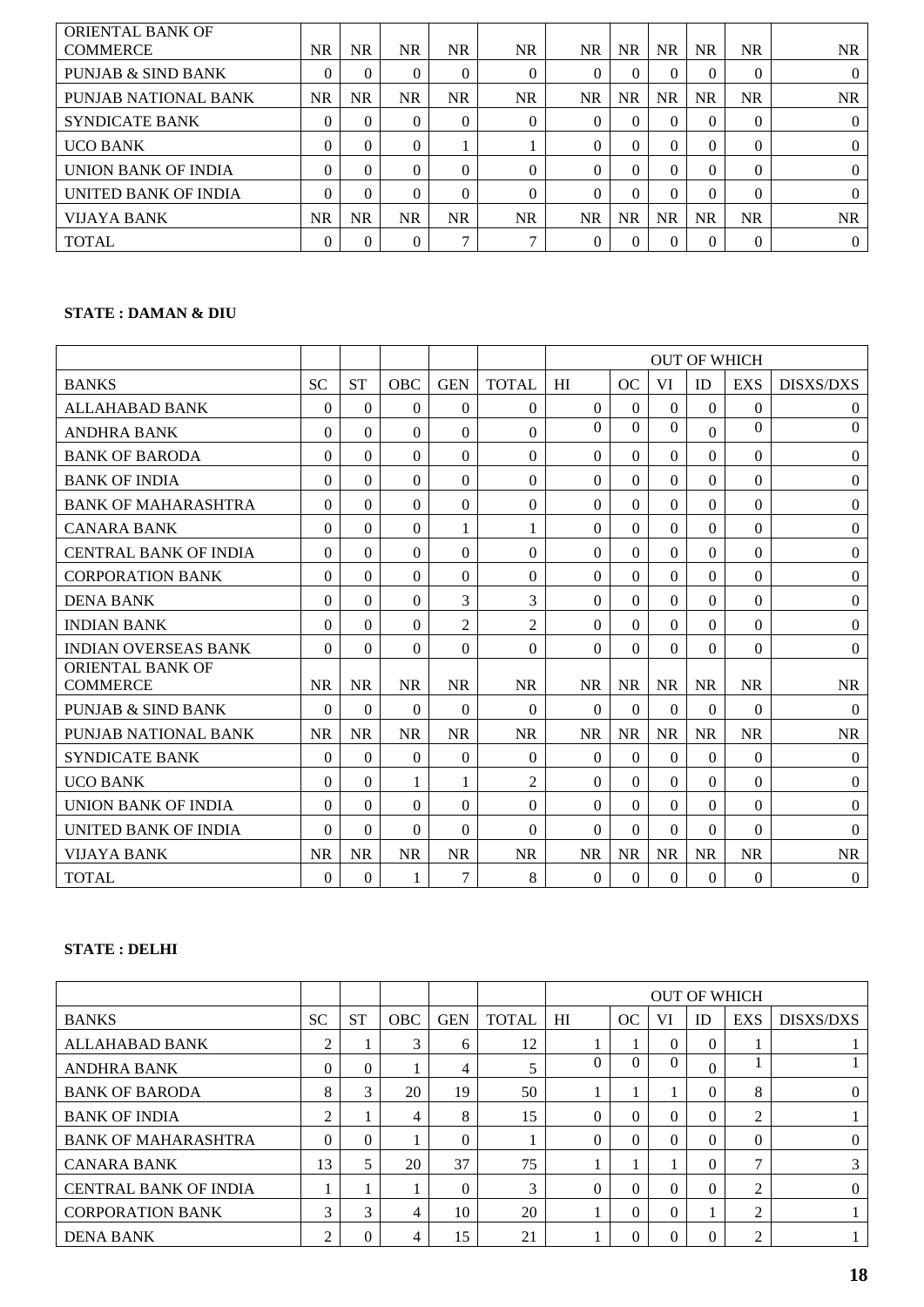| ORIENTAL BANK OF COMMERCE | NR | NR | NR | NR | NR | NR | NR | NR | NR | NR | NR |
|---|---|---|---|---|---|---|---|---|---|---|---|
| PUNJAB & SIND BANK | 0 | 0 | 0 | 0 | 0 | 0 | 0 | 0 | 0 | 0 | 0 |
| PUNJAB NATIONAL BANK | NR | NR | NR | NR | NR | NR | NR | NR | NR | NR | NR |
| SYNDICATE BANK | 0 | 0 | 0 | 0 | 0 | 0 | 0 | 0 | 0 | 0 | 0 |
| UCO BANK | 0 | 0 | 0 | 1 | 1 | 0 | 0 | 0 | 0 | 0 | 0 |
| UNION BANK OF INDIA | 0 | 0 | 0 | 0 | 0 | 0 | 0 | 0 | 0 | 0 | 0 |
| UNITED BANK OF INDIA | 0 | 0 | 0 | 0 | 0 | 0 | 0 | 0 | 0 | 0 | 0 |
| VIJAYA BANK | NR | NR | NR | NR | NR | NR | NR | NR | NR | NR | NR |
| TOTAL | 0 | 0 | 0 | 7 | 7 | 0 | 0 | 0 | 0 | 0 | 0 |

**STATE : DAMAN & DIU**

| | | | | | | OUT OF WHICH | | | | | |
|---|---|---|---|---|---|---|---|---|---|---|---|
| BANKS | SC | ST | OBC | GEN | TOTAL | HI | OC | VI | ID | EXS | DISXS/DXS |
| ALLAHABAD BANK | 0 | 0 | 0 | 0 | 0 | 0 | 0 | 0 | 0 | 0 | 0 |
| ANDHRA BANK | 0 | 0 | 0 | 0 | 0 | 0 | 0 | 0 | 0 | 0 | 0 |
| BANK OF BARODA | 0 | 0 | 0 | 0 | 0 | 0 | 0 | 0 | 0 | 0 | 0 |
| BANK OF INDIA | 0 | 0 | 0 | 0 | 0 | 0 | 0 | 0 | 0 | 0 | 0 |
| BANK OF MAHARASHTRA | 0 | 0 | 0 | 0 | 0 | 0 | 0 | 0 | 0 | 0 | 0 |
| CANARA BANK | 0 | 0 | 0 | 1 | 1 | 0 | 0 | 0 | 0 | 0 | 0 |
| CENTRAL BANK OF INDIA | 0 | 0 | 0 | 0 | 0 | 0 | 0 | 0 | 0 | 0 | 0 |
| CORPORATION BANK | 0 | 0 | 0 | 0 | 0 | 0 | 0 | 0 | 0 | 0 | 0 |
| DENA BANK | 0 | 0 | 0 | 3 | 3 | 0 | 0 | 0 | 0 | 0 | 0 |
| INDIAN BANK | 0 | 0 | 0 | 2 | 2 | 0 | 0 | 0 | 0 | 0 | 0 |
| INDIAN OVERSEAS BANK | 0 | 0 | 0 | 0 | 0 | 0 | 0 | 0 | 0 | 0 | 0 |
| ORIENTAL BANK OF COMMERCE | NR | NR | NR | NR | NR | NR | NR | NR | NR | NR | NR |
| PUNJAB & SIND BANK | 0 | 0 | 0 | 0 | 0 | 0 | 0 | 0 | 0 | 0 | 0 |
| PUNJAB NATIONAL BANK | NR | NR | NR | NR | NR | NR | NR | NR | NR | NR | NR |
| SYNDICATE BANK | 0 | 0 | 0 | 0 | 0 | 0 | 0 | 0 | 0 | 0 | 0 |
| UCO BANK | 0 | 0 | 1 | 1 | 2 | 0 | 0 | 0 | 0 | 0 | 0 |
| UNION BANK OF INDIA | 0 | 0 | 0 | 0 | 0 | 0 | 0 | 0 | 0 | 0 | 0 |
| UNITED BANK OF INDIA | 0 | 0 | 0 | 0 | 0 | 0 | 0 | 0 | 0 | 0 | 0 |
| VIJAYA BANK | NR | NR | NR | NR | NR | NR | NR | NR | NR | NR | NR |
| TOTAL | 0 | 0 | 1 | 7 | 8 | 0 | 0 | 0 | 0 | 0 | 0 |

**STATE : DELHI**

| | | | | | | OUT OF WHICH | | | | | |
|---|---|---|---|---|---|---|---|---|---|---|---|
| BANKS | SC | ST | OBC | GEN | TOTAL | HI | OC | VI | ID | EXS | DISXS/DXS |
| ALLAHABAD BANK | 2 | 1 | 3 | 6 | 12 | 1 | 1 | 0 | 0 | 1 | 1 |
| ANDHRA BANK | 0 | 0 | 1 | 4 | 5 | 0 | 0 | 0 | 0 | 1 | 1 |
| BANK OF BARODA | 8 | 3 | 20 | 19 | 50 | 1 | 1 | 1 | 0 | 8 | 0 |
| BANK OF INDIA | 2 | 1 | 4 | 8 | 15 | 0 | 0 | 0 | 0 | 2 | 1 |
| BANK OF MAHARASHTRA | 0 | 0 | 1 | 0 | 1 | 0 | 0 | 0 | 0 | 0 | 0 |
| CANARA BANK | 13 | 5 | 20 | 37 | 75 | 1 | 1 | 1 | 0 | 7 | 3 |
| CENTRAL BANK OF INDIA | 1 | 1 | 1 | 0 | 3 | 0 | 0 | 0 | 0 | 2 | 0 |
| CORPORATION BANK | 3 | 3 | 4 | 10 | 20 | 1 | 0 | 0 | 1 | 2 | 1 |
| DENA BANK | 2 | 0 | 4 | 15 | 21 | 1 | 0 | 0 | 0 | 2 | 1 |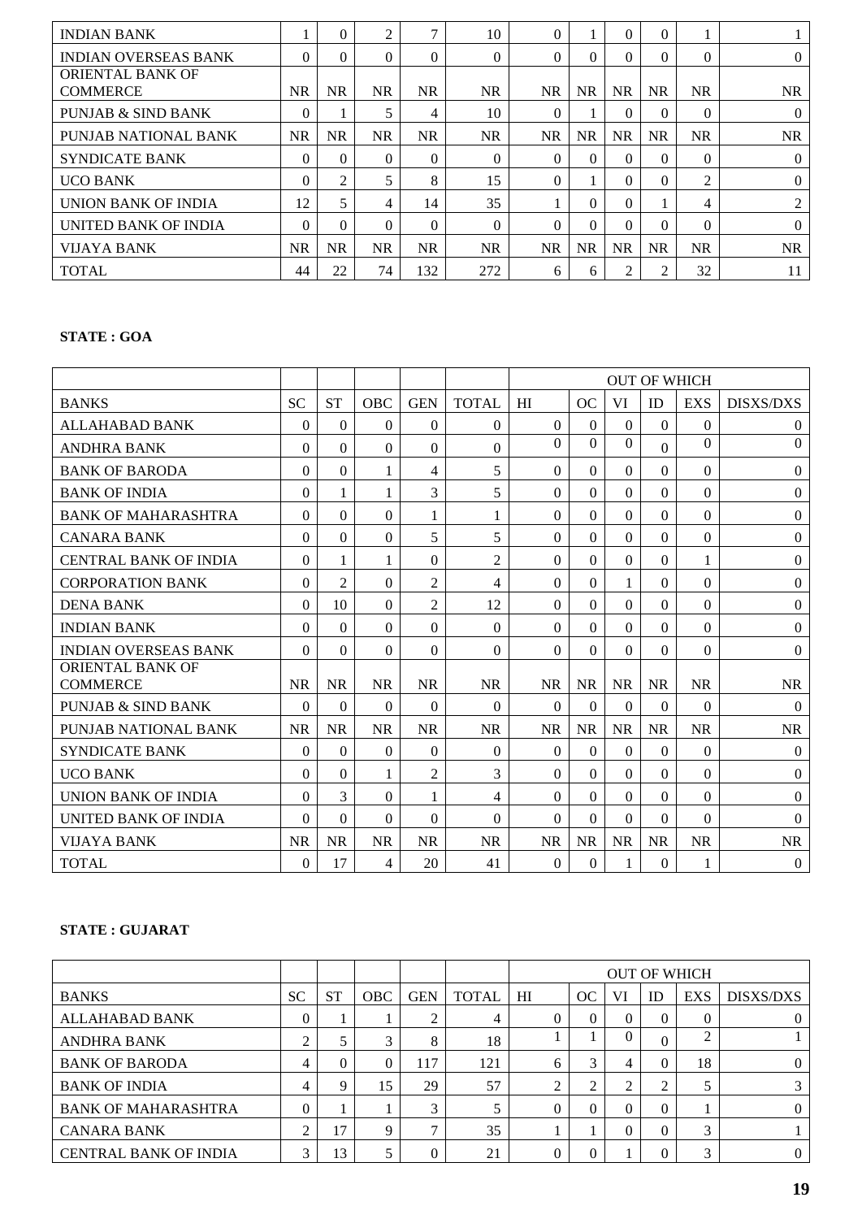| INDIAN BANK | 1 | 0 | 2 | 7 | 10 | 0 | 1 | 0 | 0 | 1 | 1 |
|---|---|---|---|---|---|---|---|---|---|---|---|
| INDIAN OVERSEAS BANK | 0 | 0 | 0 | 0 | 0 | 0 | 0 | 0 | 0 | 0 | 0 |
| ORIENTAL BANK OF COMMERCE | NR | NR | NR | NR | NR | NR | NR | NR | NR | NR | NR |
| PUNJAB & SIND BANK | 0 | 1 | 5 | 4 | 10 | 0 | 1 | 0 | 0 | 0 | 0 |
| PUNJAB NATIONAL BANK | NR | NR | NR | NR | NR | NR | NR | NR | NR | NR | NR |
| SYNDICATE BANK | 0 | 0 | 0 | 0 | 0 | 0 | 0 | 0 | 0 | 0 | 0 |
| UCO BANK | 0 | 2 | 5 | 8 | 15 | 0 | 1 | 0 | 0 | 2 | 0 |
| UNION BANK OF INDIA | 12 | 5 | 4 | 14 | 35 | 1 | 0 | 0 | 1 | 4 | 2 |
| UNITED BANK OF INDIA | 0 | 0 | 0 | 0 | 0 | 0 | 0 | 0 | 0 | 0 | 0 |
| VIJAYA BANK | NR | NR | NR | NR | NR | NR | NR | NR | NR | NR | NR |
| TOTAL | 44 | 22 | 74 | 132 | 272 | 6 | 6 | 2 | 2 | 32 | 11 |

**STATE : GOA**

| | | | | | | OUT OF WHICH | | | | | |
|---|---|---|---|---|---|---|---|---|---|---|---|
| BANKS | SC | ST | OBC | GEN | TOTAL | HI | OC | VI | ID | EXS | DISXS/DXS |
| ALLAHABAD BANK | 0 | 0 | 0 | 0 | 0 | 0 | 0 | 0 | 0 | 0 | 0 |
| ANDHRA BANK | 0 | 0 | 0 | 0 | 0 | 0 | 0 | 0 | 0 | 0 | 0 |
| BANK OF BARODA | 0 | 0 | 1 | 4 | 5 | 0 | 0 | 0 | 0 | 0 | 0 |
| BANK OF INDIA | 0 | 1 | 1 | 3 | 5 | 0 | 0 | 0 | 0 | 0 | 0 |
| BANK OF MAHARASHTRA | 0 | 0 | 0 | 1 | 1 | 0 | 0 | 0 | 0 | 0 | 0 |
| CANARA BANK | 0 | 0 | 0 | 5 | 5 | 0 | 0 | 0 | 0 | 0 | 0 |
| CENTRAL BANK OF INDIA | 0 | 1 | 1 | 0 | 2 | 0 | 0 | 0 | 0 | 1 | 0 |
| CORPORATION BANK | 0 | 2 | 0 | 2 | 4 | 0 | 0 | 1 | 0 | 0 | 0 |
| DENA BANK | 0 | 10 | 0 | 2 | 12 | 0 | 0 | 0 | 0 | 0 | 0 |
| INDIAN BANK | 0 | 0 | 0 | 0 | 0 | 0 | 0 | 0 | 0 | 0 | 0 |
| INDIAN OVERSEAS BANK | 0 | 0 | 0 | 0 | 0 | 0 | 0 | 0 | 0 | 0 | 0 |
| ORIENTAL BANK OF COMMERCE | NR | NR | NR | NR | NR | NR | NR | NR | NR | NR | NR |
| PUNJAB & SIND BANK | 0 | 0 | 0 | 0 | 0 | 0 | 0 | 0 | 0 | 0 | 0 |
| PUNJAB NATIONAL BANK | NR | NR | NR | NR | NR | NR | NR | NR | NR | NR | NR |
| SYNDICATE BANK | 0 | 0 | 0 | 0 | 0 | 0 | 0 | 0 | 0 | 0 | 0 |
| UCO BANK | 0 | 0 | 1 | 2 | 3 | 0 | 0 | 0 | 0 | 0 | 0 |
| UNION BANK OF INDIA | 0 | 3 | 0 | 1 | 4 | 0 | 0 | 0 | 0 | 0 | 0 |
| UNITED BANK OF INDIA | 0 | 0 | 0 | 0 | 0 | 0 | 0 | 0 | 0 | 0 | 0 |
| VIJAYA BANK | NR | NR | NR | NR | NR | NR | NR | NR | NR | NR | NR |
| TOTAL | 0 | 17 | 4 | 20 | 41 | 0 | 0 | 1 | 0 | 1 | 0 |

**STATE : GUJARAT**

| | | | | | | OUT OF WHICH | | | | | |
|---|---|---|---|---|---|---|---|---|---|---|---|
| BANKS | SC | ST | OBC | GEN | TOTAL | HI | OC | VI | ID | EXS | DISXS/DXS |
| ALLAHABAD BANK | 0 | 1 | 1 | 2 | 4 | 0 | 0 | 0 | 0 | 0 | 0 |
| ANDHRA BANK | 2 | 5 | 3 | 8 | 18 | 1 | 1 | 0 | 0 | 2 | 1 |
| BANK OF BARODA | 4 | 0 | 0 | 117 | 121 | 6 | 3 | 4 | 0 | 18 | 0 |
| BANK OF INDIA | 4 | 9 | 15 | 29 | 57 | 2 | 2 | 2 | 2 | 5 | 3 |
| BANK OF MAHARASHTRA | 0 | 1 | 1 | 3 | 5 | 0 | 0 | 0 | 0 | 1 | 0 |
| CANARA BANK | 2 | 17 | 9 | 7 | 35 | 1 | 1 | 0 | 0 | 3 | 1 |
| CENTRAL BANK OF INDIA | 3 | 13 | 5 | 0 | 21 | 0 | 0 | 1 | 0 | 3 | 0 |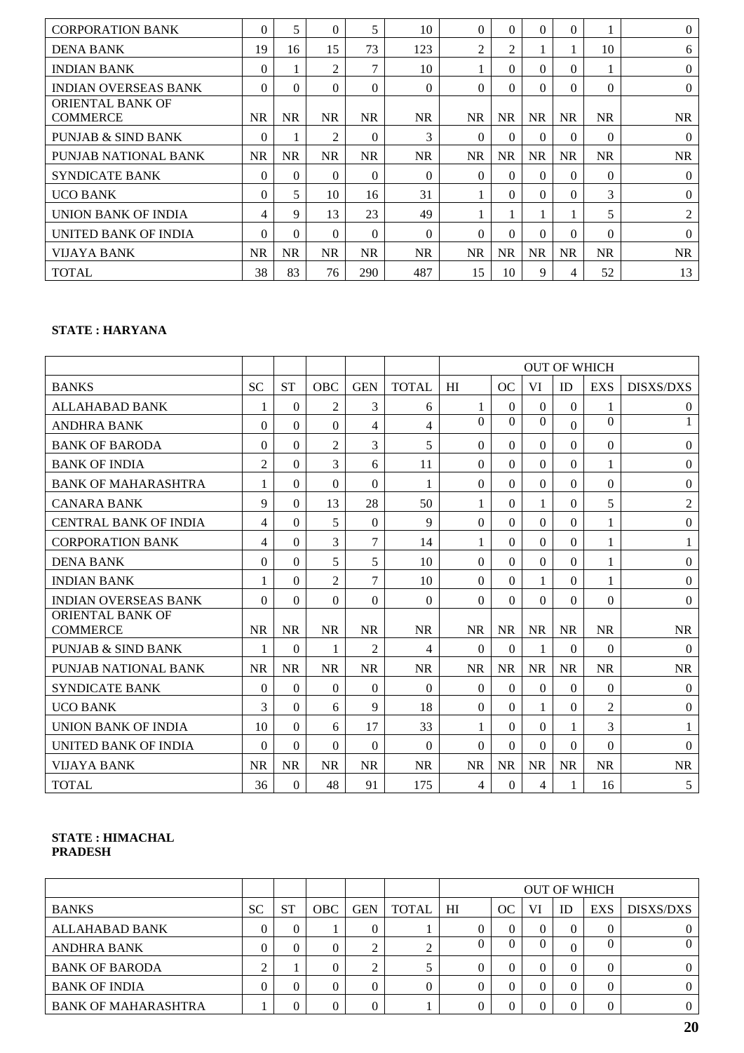| | | | | | | | | | | | |
|---|---|---|---|---|---|---|---|---|---|---|---|
| CORPORATION BANK | 0 | 5 | 0 | 5 | 10 | 0 | 0 | 0 | 0 | 1 | 0 |
| DENA BANK | 19 | 16 | 15 | 73 | 123 | 2 | 2 | 1 | 1 | 10 | 6 |
| INDIAN BANK | 0 | 1 | 2 | 7 | 10 | 1 | 0 | 0 | 0 | 1 | 0 |
| INDIAN OVERSEAS BANK | 0 | 0 | 0 | 0 | 0 | 0 | 0 | 0 | 0 | 0 | 0 |
| ORIENTAL BANK OF COMMERCE | NR | NR | NR | NR | NR | NR | NR | NR | NR | NR | NR |
| PUNJAB & SIND BANK | 0 | 1 | 2 | 0 | 3 | 0 | 0 | 0 | 0 | 0 | 0 |
| PUNJAB NATIONAL BANK | NR | NR | NR | NR | NR | NR | NR | NR | NR | NR | NR |
| SYNDICATE BANK | 0 | 0 | 0 | 0 | 0 | 0 | 0 | 0 | 0 | 0 | 0 |
| UCO BANK | 0 | 5 | 10 | 16 | 31 | 1 | 0 | 0 | 0 | 3 | 0 |
| UNION BANK OF INDIA | 4 | 9 | 13 | 23 | 49 | 1 | 1 | 1 | 1 | 5 | 2 |
| UNITED BANK OF INDIA | 0 | 0 | 0 | 0 | 0 | 0 | 0 | 0 | 0 | 0 | 0 |
| VIJAYA BANK | NR | NR | NR | NR | NR | NR | NR | NR | NR | NR | NR |
| TOTAL | 38 | 83 | 76 | 290 | 487 | 15 | 10 | 9 | 4 | 52 | 13 |

**STATE : HARYANA**

| | | | | | | OUT OF WHICH | | | | | |
|---|---|---|---|---|---|---|---|---|---|---|---|
| BANKS | SC | ST | OBC | GEN | TOTAL | HI | OC | VI | ID | EXS | DISXS/DXS |
| ALLAHABAD BANK | 1 | 0 | 2 | 3 | 6 | 1 | 0 | 0 | 0 | 1 | 0 |
| ANDHRA BANK | 0 | 0 | 0 | 4 | 4 | 0 | 0 | 0 | 0 | 0 | 1 |
| BANK OF BARODA | 0 | 0 | 2 | 3 | 5 | 0 | 0 | 0 | 0 | 0 | 0 |
| BANK OF INDIA | 2 | 0 | 3 | 6 | 11 | 0 | 0 | 0 | 0 | 1 | 0 |
| BANK OF MAHARASHTRA | 1 | 0 | 0 | 0 | 1 | 0 | 0 | 0 | 0 | 0 | 0 |
| CANARA BANK | 9 | 0 | 13 | 28 | 50 | 1 | 0 | 1 | 0 | 5 | 2 |
| CENTRAL BANK OF INDIA | 4 | 0 | 5 | 0 | 9 | 0 | 0 | 0 | 0 | 1 | 0 |
| CORPORATION BANK | 4 | 0 | 3 | 7 | 14 | 1 | 0 | 0 | 0 | 1 | 1 |
| DENA BANK | 0 | 0 | 5 | 5 | 10 | 0 | 0 | 0 | 0 | 1 | 0 |
| INDIAN BANK | 1 | 0 | 2 | 7 | 10 | 0 | 0 | 1 | 0 | 1 | 0 |
| INDIAN OVERSEAS BANK | 0 | 0 | 0 | 0 | 0 | 0 | 0 | 0 | 0 | 0 | 0 |
| ORIENTAL BANK OF COMMERCE | NR | NR | NR | NR | NR | NR | NR | NR | NR | NR | NR |
| PUNJAB & SIND BANK | 1 | 0 | 1 | 2 | 4 | 0 | 0 | 1 | 0 | 0 | 0 |
| PUNJAB NATIONAL BANK | NR | NR | NR | NR | NR | NR | NR | NR | NR | NR | NR |
| SYNDICATE BANK | 0 | 0 | 0 | 0 | 0 | 0 | 0 | 0 | 0 | 0 | 0 |
| UCO BANK | 3 | 0 | 6 | 9 | 18 | 0 | 0 | 1 | 0 | 2 | 0 |
| UNION BANK OF INDIA | 10 | 0 | 6 | 17 | 33 | 1 | 0 | 0 | 1 | 3 | 1 |
| UNITED BANK OF INDIA | 0 | 0 | 0 | 0 | 0 | 0 | 0 | 0 | 0 | 0 | 0 |
| VIJAYA BANK | NR | NR | NR | NR | NR | NR | NR | NR | NR | NR | NR |
| TOTAL | 36 | 0 | 48 | 91 | 175 | 4 | 0 | 4 | 1 | 16 | 5 |

**STATE : HIMACHAL PRADESH**

| | | | | | | OUT OF WHICH | | | | | |
|---|---|---|---|---|---|---|---|---|---|---|---|
| BANKS | SC | ST | OBC | GEN | TOTAL | HI | OC | VI | ID | EXS | DISXS/DXS |
| ALLAHABAD BANK | 0 | 0 | 1 | 0 | 1 | 0 | 0 | 0 | 0 | 0 | 0 |
| ANDHRA BANK | 0 | 0 | 0 | 2 | 2 | 0 | 0 | 0 | 0 | 0 | 0 |
| BANK OF BARODA | 2 | 1 | 0 | 2 | 5 | 0 | 0 | 0 | 0 | 0 | 0 |
| BANK OF INDIA | 0 | 0 | 0 | 0 | 0 | 0 | 0 | 0 | 0 | 0 | 0 |
| BANK OF MAHARASHTRA | 1 | 0 | 0 | 0 | 1 | 0 | 0 | 0 | 0 | 0 | 0 |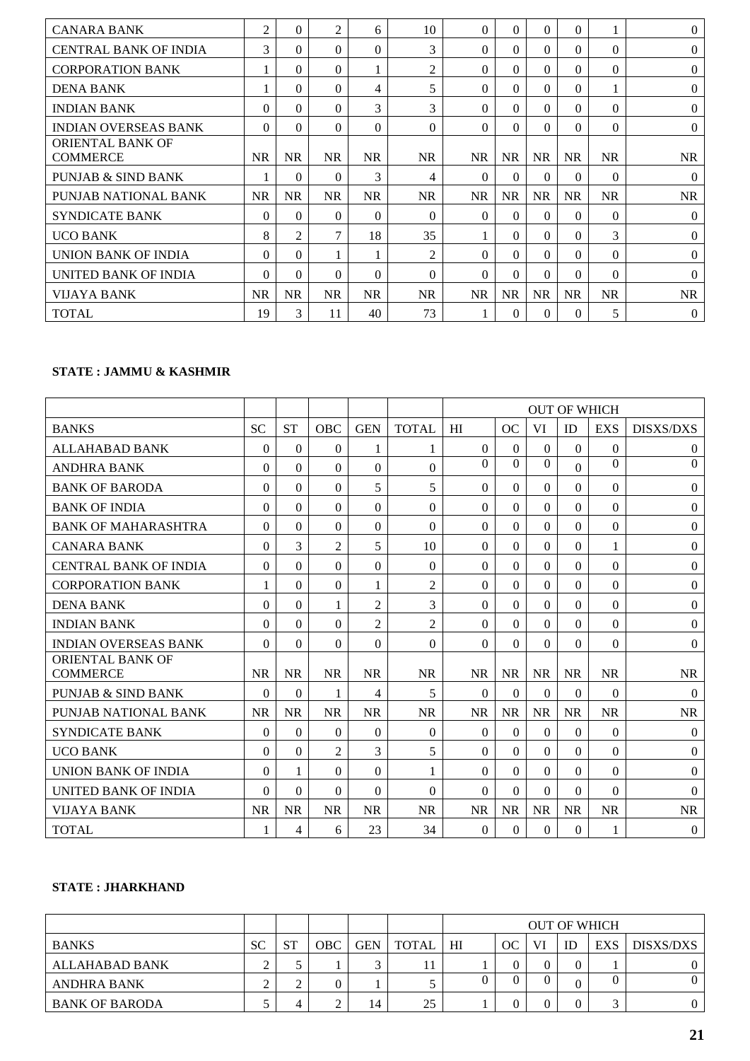| CANARA BANK | 2 | 0 | 2 | 6 | 10 | 0 | 0 | 0 | 0 | 1 | 0 |
|---|---|---|---|---|---|---|---|---|---|---|---|
| CENTRAL BANK OF INDIA | 3 | 0 | 0 | 0 | 3 | 0 | 0 | 0 | 0 | 0 | 0 |
| CORPORATION BANK | 1 | 0 | 0 | 1 | 2 | 0 | 0 | 0 | 0 | 0 | 0 |
| DENA BANK | 1 | 0 | 0 | 4 | 5 | 0 | 0 | 0 | 0 | 1 | 0 |
| INDIAN BANK | 0 | 0 | 0 | 3 | 3 | 0 | 0 | 0 | 0 | 0 | 0 |
| INDIAN OVERSEAS BANK | 0 | 0 | 0 | 0 | 0 | 0 | 0 | 0 | 0 | 0 | 0 |
| ORIENTAL BANK OF COMMERCE | NR | NR | NR | NR | NR | NR | NR | NR | NR | NR | NR |
| PUNJAB & SIND BANK | 1 | 0 | 0 | 3 | 4 | 0 | 0 | 0 | 0 | 0 | 0 |
| PUNJAB NATIONAL BANK | NR | NR | NR | NR | NR | NR | NR | NR | NR | NR | NR |
| SYNDICATE BANK | 0 | 0 | 0 | 0 | 0 | 0 | 0 | 0 | 0 | 0 | 0 |
| UCO BANK | 8 | 2 | 7 | 18 | 35 | 1 | 0 | 0 | 0 | 3 | 0 |
| UNION BANK OF INDIA | 0 | 0 | 1 | 1 | 2 | 0 | 0 | 0 | 0 | 0 | 0 |
| UNITED BANK OF INDIA | 0 | 0 | 0 | 0 | 0 | 0 | 0 | 0 | 0 | 0 | 0 |
| VIJAYA BANK | NR | NR | NR | NR | NR | NR | NR | NR | NR | NR | NR |
| TOTAL | 19 | 3 | 11 | 40 | 73 | 1 | 0 | 0 | 0 | 5 | 0 |

**STATE : JAMMU & KASHMIR**

| | | | | | | OUT OF WHICH | | | | | |
|---|---|---|---|---|---|---|---|---|---|---|---|
| BANKS | SC | ST | OBC | GEN | TOTAL | HI | OC | VI | ID | EXS | DISXS/DXS |
| ALLAHABAD BANK | 0 | 0 | 0 | 1 | 1 | 0 | 0 | 0 | 0 | 0 | 0 |
| ANDHRA BANK | 0 | 0 | 0 | 0 | 0 | 0 | 0 | 0 | 0 | 0 | 0 |
| BANK OF BARODA | 0 | 0 | 0 | 5 | 5 | 0 | 0 | 0 | 0 | 0 | 0 |
| BANK OF INDIA | 0 | 0 | 0 | 0 | 0 | 0 | 0 | 0 | 0 | 0 | 0 |
| BANK OF MAHARASHTRA | 0 | 0 | 0 | 0 | 0 | 0 | 0 | 0 | 0 | 0 | 0 |
| CANARA BANK | 0 | 3 | 2 | 5 | 10 | 0 | 0 | 0 | 0 | 1 | 0 |
| CENTRAL BANK OF INDIA | 0 | 0 | 0 | 0 | 0 | 0 | 0 | 0 | 0 | 0 | 0 |
| CORPORATION BANK | 1 | 0 | 0 | 1 | 2 | 0 | 0 | 0 | 0 | 0 | 0 |
| DENA BANK | 0 | 0 | 1 | 2 | 3 | 0 | 0 | 0 | 0 | 0 | 0 |
| INDIAN BANK | 0 | 0 | 0 | 2 | 2 | 0 | 0 | 0 | 0 | 0 | 0 |
| INDIAN OVERSEAS BANK | 0 | 0 | 0 | 0 | 0 | 0 | 0 | 0 | 0 | 0 | 0 |
| ORIENTAL BANK OF COMMERCE | NR | NR | NR | NR | NR | NR | NR | NR | NR | NR | NR |
| PUNJAB & SIND BANK | 0 | 0 | 1 | 4 | 5 | 0 | 0 | 0 | 0 | 0 | 0 |
| PUNJAB NATIONAL BANK | NR | NR | NR | NR | NR | NR | NR | NR | NR | NR | NR |
| SYNDICATE BANK | 0 | 0 | 0 | 0 | 0 | 0 | 0 | 0 | 0 | 0 | 0 |
| UCO BANK | 0 | 0 | 2 | 3 | 5 | 0 | 0 | 0 | 0 | 0 | 0 |
| UNION BANK OF INDIA | 0 | 1 | 0 | 0 | 1 | 0 | 0 | 0 | 0 | 0 | 0 |
| UNITED BANK OF INDIA | 0 | 0 | 0 | 0 | 0 | 0 | 0 | 0 | 0 | 0 | 0 |
| VIJAYA BANK | NR | NR | NR | NR | NR | NR | NR | NR | NR | NR | NR |
| TOTAL | 1 | 4 | 6 | 23 | 34 | 0 | 0 | 0 | 0 | 1 | 0 |

**STATE : JHARKHAND**

| | | | | | | OUT OF WHICH | | | | | |
|---|---|---|---|---|---|---|---|---|---|---|---|
| BANKS | SC | ST | OBC | GEN | TOTAL | HI | OC | VI | ID | EXS | DISXS/DXS |
| ALLAHABAD BANK | 2 | 5 | 1 | 3 | 11 | 1 | 0 | 0 | 0 | 1 | 0 |
| ANDHRA BANK | 2 | 2 | 0 | 1 | 5 | 0 | 0 | 0 | 0 | 0 | 0 |
| BANK OF BARODA | 5 | 4 | 2 | 14 | 25 | 1 | 0 | 0 | 0 | 3 | 0 |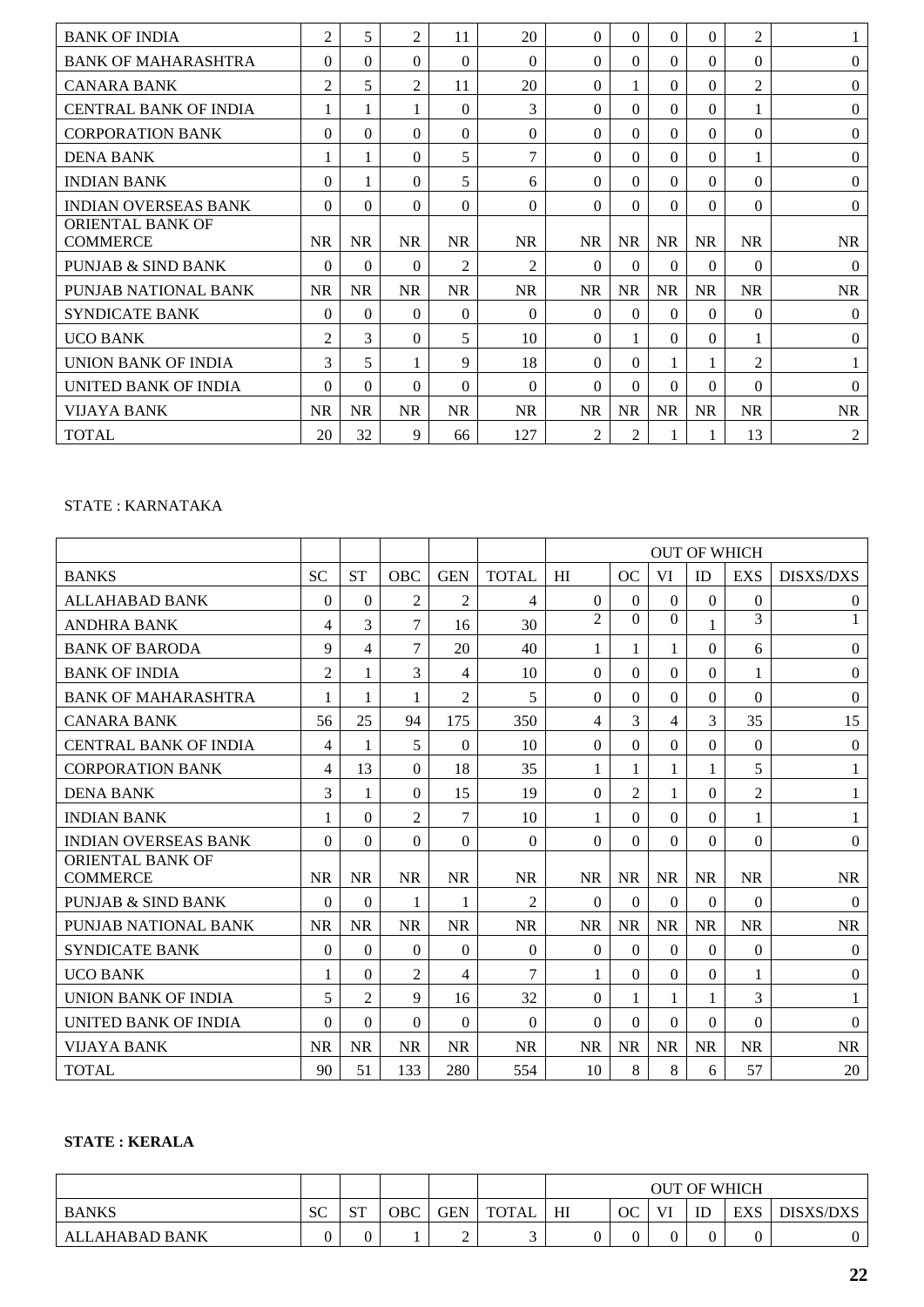| BANK OF INDIA | 2 | 5 | 2 | 11 | 20 | 0 | 0 | 0 | 0 | 2 | 1 |
|---|---|---|---|---|---|---|---|---|---|---|---|
| BANK OF MAHARASHTRA | 0 | 0 | 0 | 0 | 0 | 0 | 0 | 0 | 0 | 0 | 0 |
| CANARA BANK | 2 | 5 | 2 | 11 | 20 | 0 | 1 | 0 | 0 | 2 | 0 |
| CENTRAL BANK OF INDIA | 1 | 1 | 1 | 0 | 3 | 0 | 0 | 0 | 0 | 1 | 0 |
| CORPORATION BANK | 0 | 0 | 0 | 0 | 0 | 0 | 0 | 0 | 0 | 0 | 0 |
| DENA BANK | 1 | 1 | 0 | 5 | 7 | 0 | 0 | 0 | 0 | 1 | 0 |
| INDIAN BANK | 0 | 1 | 0 | 5 | 6 | 0 | 0 | 0 | 0 | 0 | 0 |
| INDIAN OVERSEAS BANK | 0 | 0 | 0 | 0 | 0 | 0 | 0 | 0 | 0 | 0 | 0 |
| ORIENTAL BANK OF COMMERCE | NR | NR | NR | NR | NR | NR | NR | NR | NR | NR | NR |
| PUNJAB & SIND BANK | 0 | 0 | 0 | 2 | 2 | 0 | 0 | 0 | 0 | 0 | 0 |
| PUNJAB NATIONAL BANK | NR | NR | NR | NR | NR | NR | NR | NR | NR | NR | NR |
| SYNDICATE BANK | 0 | 0 | 0 | 0 | 0 | 0 | 0 | 0 | 0 | 0 | 0 |
| UCO BANK | 2 | 3 | 0 | 5 | 10 | 0 | 1 | 0 | 0 | 1 | 0 |
| UNION BANK OF INDIA | 3 | 5 | 1 | 9 | 18 | 0 | 0 | 1 | 1 | 2 | 1 |
| UNITED BANK OF INDIA | 0 | 0 | 0 | 0 | 0 | 0 | 0 | 0 | 0 | 0 | 0 |
| VIJAYA BANK | NR | NR | NR | NR | NR | NR | NR | NR | NR | NR | NR |
| TOTAL | 20 | 32 | 9 | 66 | 127 | 2 | 2 | 1 | 1 | 13 | 2 |

STATE : KARNATAKA

| | | | | | | OUT OF WHICH | | | | | |
|---|---|---|---|---|---|---|---|---|---|---|---|
| BANKS | SC | ST | OBC | GEN | TOTAL | HI | OC | VI | ID | EXS | DISXS/DXS |
| ALLAHABAD BANK | 0 | 0 | 2 | 2 | 4 | 0 | 0 | 0 | 0 | 0 | 0 |
| ANDHRA BANK | 4 | 3 | 7 | 16 | 30 | 2 | 0 | 0 | 1 | 3 | 1 |
| BANK OF BARODA | 9 | 4 | 7 | 20 | 40 | 1 | 1 | 1 | 0 | 6 | 0 |
| BANK OF INDIA | 2 | 1 | 3 | 4 | 10 | 0 | 0 | 0 | 0 | 1 | 0 |
| BANK OF MAHARASHTRA | 1 | 1 | 1 | 2 | 5 | 0 | 0 | 0 | 0 | 0 | 0 |
| CANARA BANK | 56 | 25 | 94 | 175 | 350 | 4 | 3 | 4 | 3 | 35 | 15 |
| CENTRAL BANK OF INDIA | 4 | 1 | 5 | 0 | 10 | 0 | 0 | 0 | 0 | 0 | 0 |
| CORPORATION BANK | 4 | 13 | 0 | 18 | 35 | 1 | 1 | 1 | 1 | 5 | 1 |
| DENA BANK | 3 | 1 | 0 | 15 | 19 | 0 | 2 | 1 | 0 | 2 | 1 |
| INDIAN BANK | 1 | 0 | 2 | 7 | 10 | 1 | 0 | 0 | 0 | 1 | 1 |
| INDIAN OVERSEAS BANK | 0 | 0 | 0 | 0 | 0 | 0 | 0 | 0 | 0 | 0 | 0 |
| ORIENTAL BANK OF COMMERCE | NR | NR | NR | NR | NR | NR | NR | NR | NR | NR | NR |
| PUNJAB & SIND BANK | 0 | 0 | 1 | 1 | 2 | 0 | 0 | 0 | 0 | 0 | 0 |
| PUNJAB NATIONAL BANK | NR | NR | NR | NR | NR | NR | NR | NR | NR | NR | NR |
| SYNDICATE BANK | 0 | 0 | 0 | 0 | 0 | 0 | 0 | 0 | 0 | 0 | 0 |
| UCO BANK | 1 | 0 | 2 | 4 | 7 | 1 | 0 | 0 | 0 | 1 | 0 |
| UNION BANK OF INDIA | 5 | 2 | 9 | 16 | 32 | 0 | 1 | 1 | 1 | 3 | 1 |
| UNITED BANK OF INDIA | 0 | 0 | 0 | 0 | 0 | 0 | 0 | 0 | 0 | 0 | 0 |
| VIJAYA BANK | NR | NR | NR | NR | NR | NR | NR | NR | NR | NR | NR |
| TOTAL | 90 | 51 | 133 | 280 | 554 | 10 | 8 | 8 | 6 | 57 | 20 |

**STATE : KERALA**

| | | | | | | OUT OF WHICH | | | | | |
|---|---|---|---|---|---|---|---|---|---|---|---|
| BANKS | SC | ST | OBC | GEN | TOTAL | HI | OC | VI | ID | EXS | DISXS/DXS |
| ALLAHABAD BANK | 0 | 0 | 1 | 2 | 3 | 0 | 0 | 0 | 0 | 0 | 0 |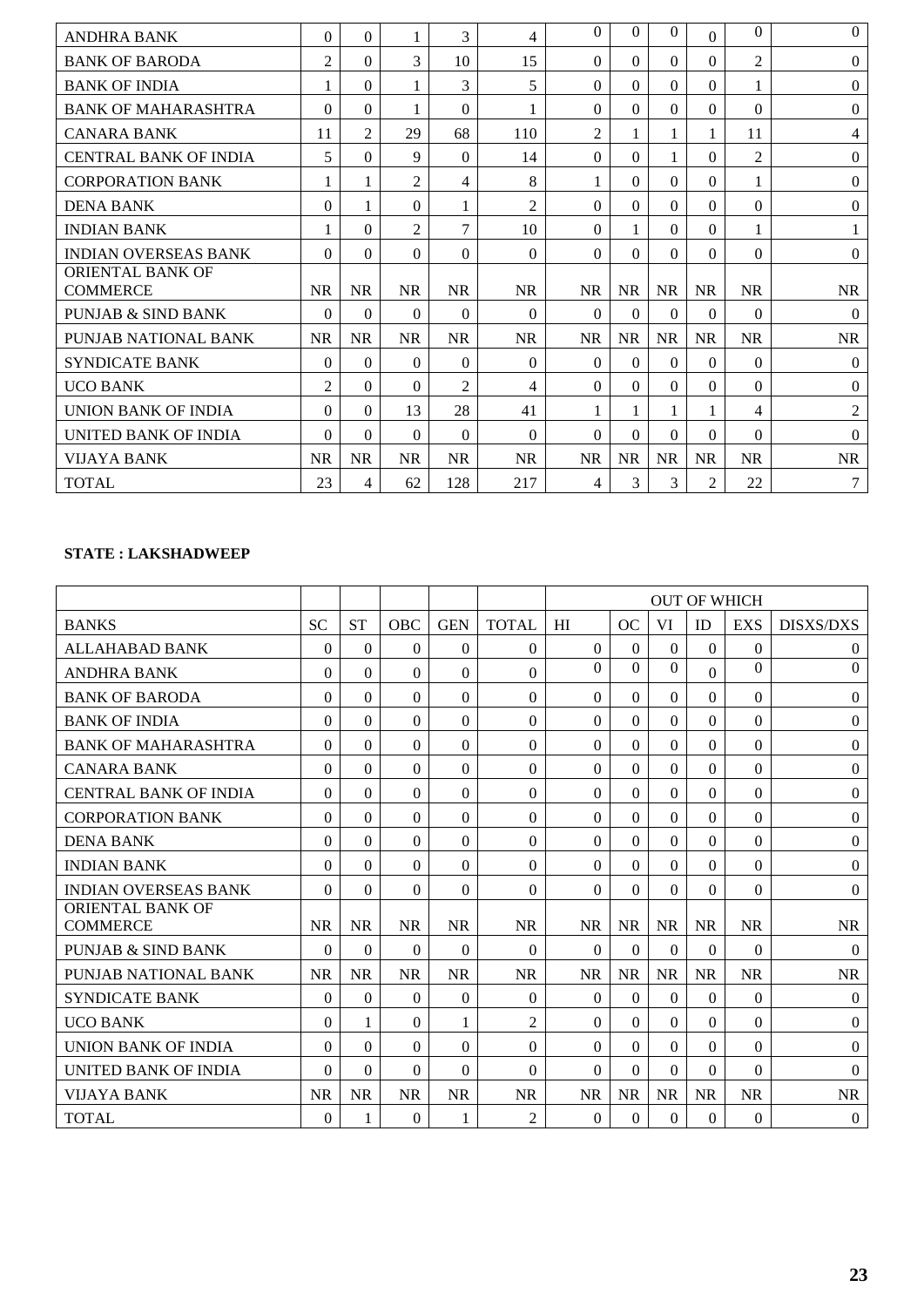| | | | | | | | | | | | |
|---|---|---|---|---|---|---|---|---|---|---|---|
| ANDHRA BANK | 0 | 0 | 1 | 3 | 4 | 0 | 0 | 0 | 0 | 0 | 0 |
| BANK OF BARODA | 2 | 0 | 3 | 10 | 15 | 0 | 0 | 0 | 0 | 2 | 0 |
| BANK OF INDIA | 1 | 0 | 1 | 3 | 5 | 0 | 0 | 0 | 0 | 1 | 0 |
| BANK OF MAHARASHTRA | 0 | 0 | 1 | 0 | 1 | 0 | 0 | 0 | 0 | 0 | 0 |
| CANARA BANK | 11 | 2 | 29 | 68 | 110 | 2 | 1 | 1 | 1 | 11 | 4 |
| CENTRAL BANK OF INDIA | 5 | 0 | 9 | 0 | 14 | 0 | 0 | 1 | 0 | 2 | 0 |
| CORPORATION BANK | 1 | 1 | 2 | 4 | 8 | 1 | 0 | 0 | 0 | 1 | 0 |
| DENA BANK | 0 | 1 | 0 | 1 | 2 | 0 | 0 | 0 | 0 | 0 | 0 |
| INDIAN BANK | 1 | 0 | 2 | 7 | 10 | 0 | 1 | 0 | 0 | 1 | 1 |
| INDIAN OVERSEAS BANK | 0 | 0 | 0 | 0 | 0 | 0 | 0 | 0 | 0 | 0 | 0 |
| ORIENTAL BANK OF COMMERCE | NR | NR | NR | NR | NR | NR | NR | NR | NR | NR | NR |
| PUNJAB & SIND BANK | 0 | 0 | 0 | 0 | 0 | 0 | 0 | 0 | 0 | 0 | 0 |
| PUNJAB NATIONAL BANK | NR | NR | NR | NR | NR | NR | NR | NR | NR | NR | NR |
| SYNDICATE BANK | 0 | 0 | 0 | 0 | 0 | 0 | 0 | 0 | 0 | 0 | 0 |
| UCO BANK | 2 | 0 | 0 | 2 | 4 | 0 | 0 | 0 | 0 | 0 | 0 |
| UNION BANK OF INDIA | 0 | 0 | 13 | 28 | 41 | 1 | 1 | 1 | 1 | 4 | 2 |
| UNITED BANK OF INDIA | 0 | 0 | 0 | 0 | 0 | 0 | 0 | 0 | 0 | 0 | 0 |
| VIJAYA BANK | NR | NR | NR | NR | NR | NR | NR | NR | NR | NR | NR |
| TOTAL | 23 | 4 | 62 | 128 | 217 | 4 | 3 | 3 | 2 | 22 | 7 |

**STATE : LAKSHADWEEP**

| | | | | | | OUT OF WHICH | | | | | |
|---|---|---|---|---|---|---|---|---|---|---|---|
| BANKS | SC | ST | OBC | GEN | TOTAL | HI | OC | VI | ID | EXS | DISXS/DXS |
| ALLAHABAD BANK | 0 | 0 | 0 | 0 | 0 | 0 | 0 | 0 | 0 | 0 | 0 |
| ANDHRA BANK | 0 | 0 | 0 | 0 | 0 | 0 | 0 | 0 | 0 | 0 | 0 |
| BANK OF BARODA | 0 | 0 | 0 | 0 | 0 | 0 | 0 | 0 | 0 | 0 | 0 |
| BANK OF INDIA | 0 | 0 | 0 | 0 | 0 | 0 | 0 | 0 | 0 | 0 | 0 |
| BANK OF MAHARASHTRA | 0 | 0 | 0 | 0 | 0 | 0 | 0 | 0 | 0 | 0 | 0 |
| CANARA BANK | 0 | 0 | 0 | 0 | 0 | 0 | 0 | 0 | 0 | 0 | 0 |
| CENTRAL BANK OF INDIA | 0 | 0 | 0 | 0 | 0 | 0 | 0 | 0 | 0 | 0 | 0 |
| CORPORATION BANK | 0 | 0 | 0 | 0 | 0 | 0 | 0 | 0 | 0 | 0 | 0 |
| DENA BANK | 0 | 0 | 0 | 0 | 0 | 0 | 0 | 0 | 0 | 0 | 0 |
| INDIAN BANK | 0 | 0 | 0 | 0 | 0 | 0 | 0 | 0 | 0 | 0 | 0 |
| INDIAN OVERSEAS BANK | 0 | 0 | 0 | 0 | 0 | 0 | 0 | 0 | 0 | 0 | 0 |
| ORIENTAL BANK OF COMMERCE | NR | NR | NR | NR | NR | NR | NR | NR | NR | NR | NR |
| PUNJAB & SIND BANK | 0 | 0 | 0 | 0 | 0 | 0 | 0 | 0 | 0 | 0 | 0 |
| PUNJAB NATIONAL BANK | NR | NR | NR | NR | NR | NR | NR | NR | NR | NR | NR |
| SYNDICATE BANK | 0 | 0 | 0 | 0 | 0 | 0 | 0 | 0 | 0 | 0 | 0 |
| UCO BANK | 0 | 1 | 0 | 1 | 2 | 0 | 0 | 0 | 0 | 0 | 0 |
| UNION BANK OF INDIA | 0 | 0 | 0 | 0 | 0 | 0 | 0 | 0 | 0 | 0 | 0 |
| UNITED BANK OF INDIA | 0 | 0 | 0 | 0 | 0 | 0 | 0 | 0 | 0 | 0 | 0 |
| VIJAYA BANK | NR | NR | NR | NR | NR | NR | NR | NR | NR | NR | NR |
| TOTAL | 0 | 1 | 0 | 1 | 2 | 0 | 0 | 0 | 0 | 0 | 0 |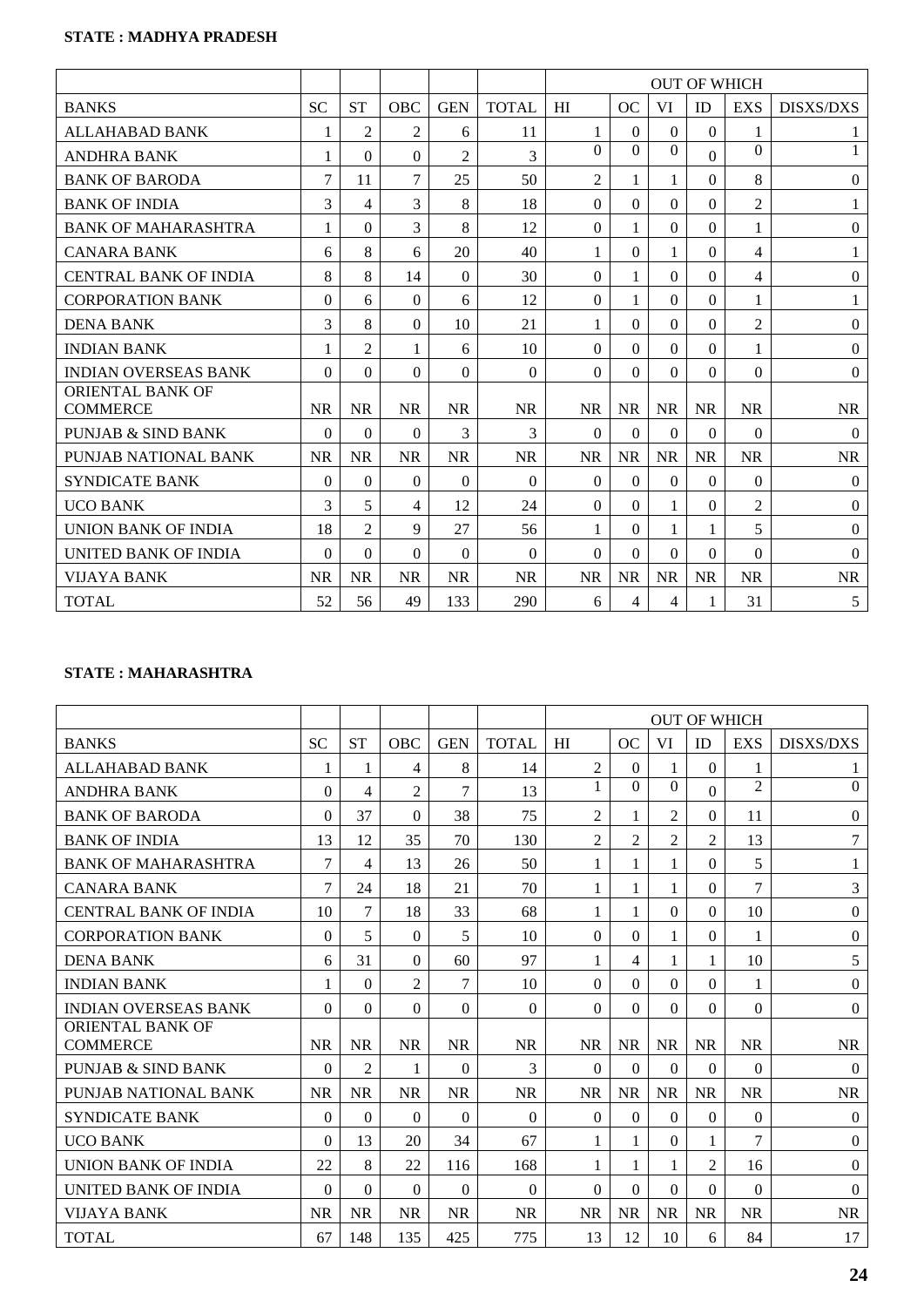**STATE : MADHYA PRADESH**

| | | | | | | OUT OF WHICH | | | | | |
|---|---|---|---|---|---|---|---|---|---|---|---|
| BANKS | SC | ST | OBC | GEN | TOTAL | HI | OC | VI | ID | EXS | DISXS/DXS |
| ALLAHABAD BANK | 1 | 2 | 2 | 6 | 11 | 1 | 0 | 0 | 0 | 1 | 1 |
| ANDHRA BANK | 1 | 0 | 0 | 2 | 3 | 0 | 0 | 0 | 0 | 0 | 1 |
| BANK OF BARODA | 7 | 11 | 7 | 25 | 50 | 2 | 1 | 1 | 0 | 8 | 0 |
| BANK OF INDIA | 3 | 4 | 3 | 8 | 18 | 0 | 0 | 0 | 0 | 2 | 1 |
| BANK OF MAHARASHTRA | 1 | 0 | 3 | 8 | 12 | 0 | 1 | 0 | 0 | 1 | 0 |
| CANARA BANK | 6 | 8 | 6 | 20 | 40 | 1 | 0 | 1 | 0 | 4 | 1 |
| CENTRAL BANK OF INDIA | 8 | 8 | 14 | 0 | 30 | 0 | 1 | 0 | 0 | 4 | 0 |
| CORPORATION BANK | 0 | 6 | 0 | 6 | 12 | 0 | 1 | 0 | 0 | 1 | 1 |
| DENA BANK | 3 | 8 | 0 | 10 | 21 | 1 | 0 | 0 | 0 | 2 | 0 |
| INDIAN BANK | 1 | 2 | 1 | 6 | 10 | 0 | 0 | 0 | 0 | 1 | 0 |
| INDIAN OVERSEAS BANK | 0 | 0 | 0 | 0 | 0 | 0 | 0 | 0 | 0 | 0 | 0 |
| ORIENTAL BANK OF COMMERCE | NR | NR | NR | NR | NR | NR | NR | NR | NR | NR | NR |
| PUNJAB & SIND BANK | 0 | 0 | 0 | 3 | 3 | 0 | 0 | 0 | 0 | 0 | 0 |
| PUNJAB NATIONAL BANK | NR | NR | NR | NR | NR | NR | NR | NR | NR | NR | NR |
| SYNDICATE BANK | 0 | 0 | 0 | 0 | 0 | 0 | 0 | 0 | 0 | 0 | 0 |
| UCO BANK | 3 | 5 | 4 | 12 | 24 | 0 | 0 | 1 | 0 | 2 | 0 |
| UNION BANK OF INDIA | 18 | 2 | 9 | 27 | 56 | 1 | 0 | 1 | 1 | 5 | 0 |
| UNITED BANK OF INDIA | 0 | 0 | 0 | 0 | 0 | 0 | 0 | 0 | 0 | 0 | 0 |
| VIJAYA BANK | NR | NR | NR | NR | NR | NR | NR | NR | NR | NR | NR |
| TOTAL | 52 | 56 | 49 | 133 | 290 | 6 | 4 | 4 | 1 | 31 | 5 |

**STATE : MAHARASHTRA**

| | | | | | | OUT OF WHICH | | | | | |
|---|---|---|---|---|---|---|---|---|---|---|---|
| BANKS | SC | ST | OBC | GEN | TOTAL | HI | OC | VI | ID | EXS | DISXS/DXS |
| ALLAHABAD BANK | 1 | 1 | 4 | 8 | 14 | 2 | 0 | 1 | 0 | 1 | 1 |
| ANDHRA BANK | 0 | 4 | 2 | 7 | 13 | 1 | 0 | 0 | 0 | 2 | 0 |
| BANK OF BARODA | 0 | 37 | 0 | 38 | 75 | 2 | 1 | 2 | 0 | 11 | 0 |
| BANK OF INDIA | 13 | 12 | 35 | 70 | 130 | 2 | 2 | 2 | 2 | 13 | 7 |
| BANK OF MAHARASHTRA | 7 | 4 | 13 | 26 | 50 | 1 | 1 | 1 | 0 | 5 | 1 |
| CANARA BANK | 7 | 24 | 18 | 21 | 70 | 1 | 1 | 1 | 0 | 7 | 3 |
| CENTRAL BANK OF INDIA | 10 | 7 | 18 | 33 | 68 | 1 | 1 | 0 | 0 | 10 | 0 |
| CORPORATION BANK | 0 | 5 | 0 | 5 | 10 | 0 | 0 | 1 | 0 | 1 | 0 |
| DENA BANK | 6 | 31 | 0 | 60 | 97 | 1 | 4 | 1 | 1 | 10 | 5 |
| INDIAN BANK | 1 | 0 | 2 | 7 | 10 | 0 | 0 | 0 | 0 | 1 | 0 |
| INDIAN OVERSEAS BANK | 0 | 0 | 0 | 0 | 0 | 0 | 0 | 0 | 0 | 0 | 0 |
| ORIENTAL BANK OF COMMERCE | NR | NR | NR | NR | NR | NR | NR | NR | NR | NR | NR |
| PUNJAB & SIND BANK | 0 | 2 | 1 | 0 | 3 | 0 | 0 | 0 | 0 | 0 | 0 |
| PUNJAB NATIONAL BANK | NR | NR | NR | NR | NR | NR | NR | NR | NR | NR | NR |
| SYNDICATE BANK | 0 | 0 | 0 | 0 | 0 | 0 | 0 | 0 | 0 | 0 | 0 |
| UCO BANK | 0 | 13 | 20 | 34 | 67 | 1 | 1 | 0 | 1 | 7 | 0 |
| UNION BANK OF INDIA | 22 | 8 | 22 | 116 | 168 | 1 | 1 | 1 | 2 | 16 | 0 |
| UNITED BANK OF INDIA | 0 | 0 | 0 | 0 | 0 | 0 | 0 | 0 | 0 | 0 | 0 |
| VIJAYA BANK | NR | NR | NR | NR | NR | NR | NR | NR | NR | NR | NR |
| TOTAL | 67 | 148 | 135 | 425 | 775 | 13 | 12 | 10 | 6 | 84 | 17 |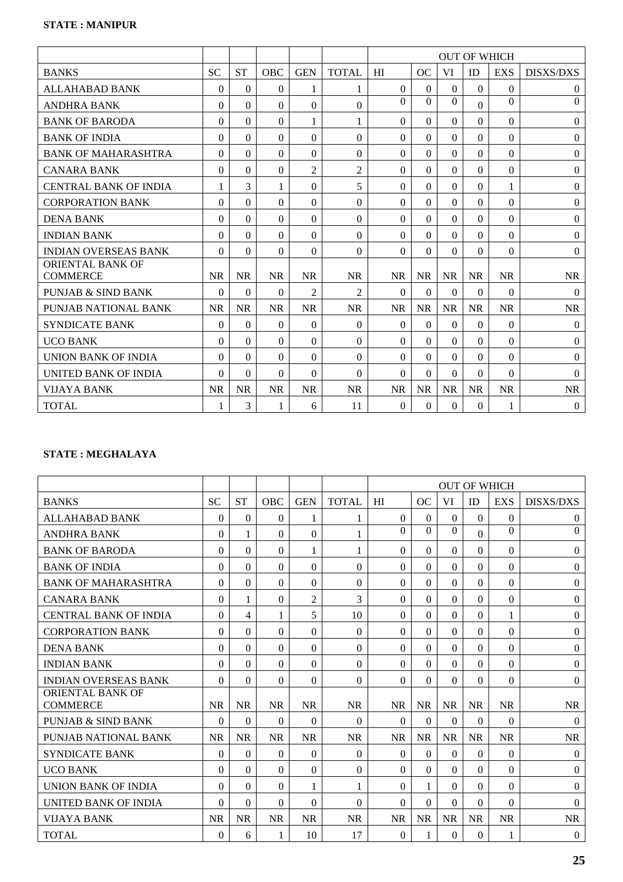**STATE : MANIPUR**

| | | | | | | OUT OF WHICH | | | | | |
|---|---|---|---|---|---|---|---|---|---|---|---|
| BANKS | SC | ST | OBC | GEN | TOTAL | HI | OC | VI | ID | EXS | DISXS/DXS |
| ALLAHABAD BANK | 0 | 0 | 0 | 1 | 1 | 0 | 0 | 0 | 0 | 0 | 0 |
| ANDHRA BANK | 0 | 0 | 0 | 0 | 0 | 0 | 0 | 0 | 0 | 0 | 0 |
| BANK OF BARODA | 0 | 0 | 0 | 1 | 1 | 0 | 0 | 0 | 0 | 0 | 0 |
| BANK OF INDIA | 0 | 0 | 0 | 0 | 0 | 0 | 0 | 0 | 0 | 0 | 0 |
| BANK OF MAHARASHTRA | 0 | 0 | 0 | 0 | 0 | 0 | 0 | 0 | 0 | 0 | 0 |
| CANARA BANK | 0 | 0 | 0 | 2 | 2 | 0 | 0 | 0 | 0 | 0 | 0 |
| CENTRAL BANK OF INDIA | 1 | 3 | 1 | 0 | 5 | 0 | 0 | 0 | 0 | 1 | 0 |
| CORPORATION BANK | 0 | 0 | 0 | 0 | 0 | 0 | 0 | 0 | 0 | 0 | 0 |
| DENA BANK | 0 | 0 | 0 | 0 | 0 | 0 | 0 | 0 | 0 | 0 | 0 |
| INDIAN BANK | 0 | 0 | 0 | 0 | 0 | 0 | 0 | 0 | 0 | 0 | 0 |
| INDIAN OVERSEAS BANK | 0 | 0 | 0 | 0 | 0 | 0 | 0 | 0 | 0 | 0 | 0 |
| ORIENTAL BANK OF COMMERCE | NR | NR | NR | NR | NR | NR | NR | NR | NR | NR | NR |
| PUNJAB & SIND BANK | 0 | 0 | 0 | 2 | 2 | 0 | 0 | 0 | 0 | 0 | 0 |
| PUNJAB NATIONAL BANK | NR | NR | NR | NR | NR | NR | NR | NR | NR | NR | NR |
| SYNDICATE BANK | 0 | 0 | 0 | 0 | 0 | 0 | 0 | 0 | 0 | 0 | 0 |
| UCO BANK | 0 | 0 | 0 | 0 | 0 | 0 | 0 | 0 | 0 | 0 | 0 |
| UNION BANK OF INDIA | 0 | 0 | 0 | 0 | 0 | 0 | 0 | 0 | 0 | 0 | 0 |
| UNITED BANK OF INDIA | 0 | 0 | 0 | 0 | 0 | 0 | 0 | 0 | 0 | 0 | 0 |
| VIJAYA BANK | NR | NR | NR | NR | NR | NR | NR | NR | NR | NR | NR |
| TOTAL | 1 | 3 | 1 | 6 | 11 | 0 | 0 | 0 | 0 | 1 | 0 |

**STATE : MEGHALAYA**

| | | | | | | OUT OF WHICH | | | | | |
|---|---|---|---|---|---|---|---|---|---|---|---|
| BANKS | SC | ST | OBC | GEN | TOTAL | HI | OC | VI | ID | EXS | DISXS/DXS |
| ALLAHABAD BANK | 0 | 0 | 0 | 1 | 1 | 0 | 0 | 0 | 0 | 0 | 0 |
| ANDHRA BANK | 0 | 1 | 0 | 0 | 1 | 0 | 0 | 0 | 0 | 0 | 0 |
| BANK OF BARODA | 0 | 0 | 0 | 1 | 1 | 0 | 0 | 0 | 0 | 0 | 0 |
| BANK OF INDIA | 0 | 0 | 0 | 0 | 0 | 0 | 0 | 0 | 0 | 0 | 0 |
| BANK OF MAHARASHTRA | 0 | 0 | 0 | 0 | 0 | 0 | 0 | 0 | 0 | 0 | 0 |
| CANARA BANK | 0 | 1 | 0 | 2 | 3 | 0 | 0 | 0 | 0 | 0 | 0 |
| CENTRAL BANK OF INDIA | 0 | 4 | 1 | 5 | 10 | 0 | 0 | 0 | 0 | 1 | 0 |
| CORPORATION BANK | 0 | 0 | 0 | 0 | 0 | 0 | 0 | 0 | 0 | 0 | 0 |
| DENA BANK | 0 | 0 | 0 | 0 | 0 | 0 | 0 | 0 | 0 | 0 | 0 |
| INDIAN BANK | 0 | 0 | 0 | 0 | 0 | 0 | 0 | 0 | 0 | 0 | 0 |
| INDIAN OVERSEAS BANK | 0 | 0 | 0 | 0 | 0 | 0 | 0 | 0 | 0 | 0 | 0 |
| ORIENTAL BANK OF COMMERCE | NR | NR | NR | NR | NR | NR | NR | NR | NR | NR | NR |
| PUNJAB & SIND BANK | 0 | 0 | 0 | 0 | 0 | 0 | 0 | 0 | 0 | 0 | 0 |
| PUNJAB NATIONAL BANK | NR | NR | NR | NR | NR | NR | NR | NR | NR | NR | NR |
| SYNDICATE BANK | 0 | 0 | 0 | 0 | 0 | 0 | 0 | 0 | 0 | 0 | 0 |
| UCO BANK | 0 | 0 | 0 | 0 | 0 | 0 | 0 | 0 | 0 | 0 | 0 |
| UNION BANK OF INDIA | 0 | 0 | 0 | 1 | 1 | 0 | 1 | 0 | 0 | 0 | 0 |
| UNITED BANK OF INDIA | 0 | 0 | 0 | 0 | 0 | 0 | 0 | 0 | 0 | 0 | 0 |
| VIJAYA BANK | NR | NR | NR | NR | NR | NR | NR | NR | NR | NR | NR |
| TOTAL | 0 | 6 | 1 | 10 | 17 | 0 | 1 | 0 | 0 | 1 | 0 |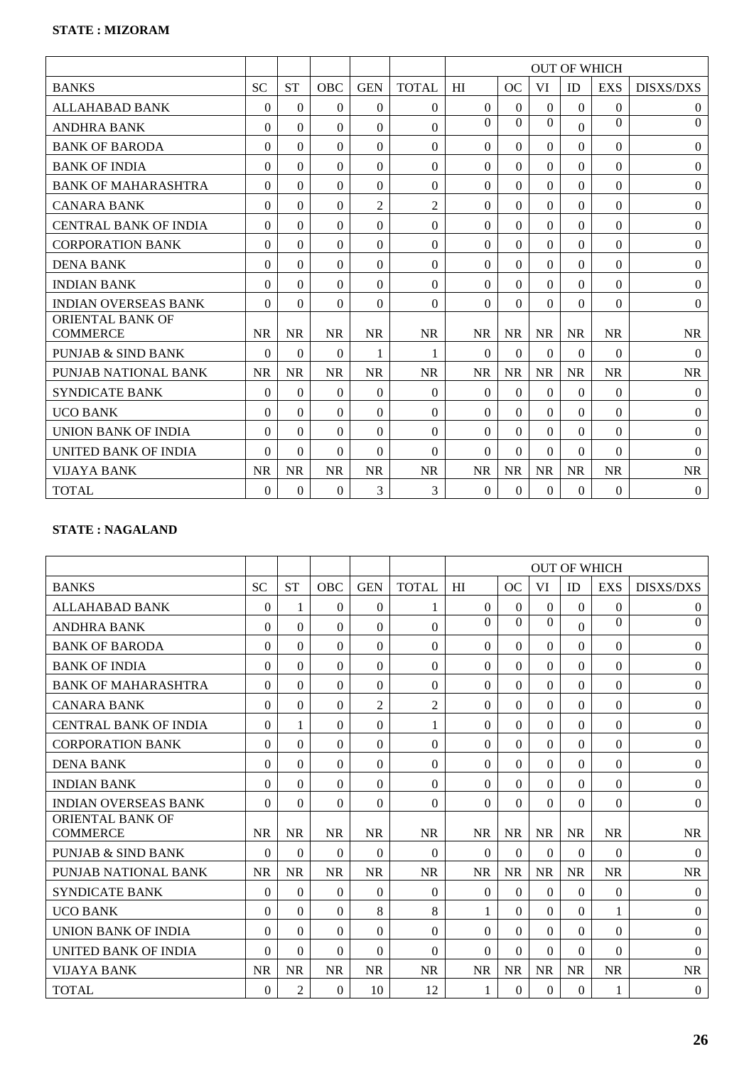**STATE : MIZORAM**

| | | | | | | OUT OF WHICH | | | | | |
|---|---|---|---|---|---|---|---|---|---|---|---|
| BANKS | SC | ST | OBC | GEN | TOTAL | HI | OC | VI | ID | EXS | DISXS/DXS |
| ALLAHABAD BANK | 0 | 0 | 0 | 0 | 0 | 0 | 0 | 0 | 0 | 0 | 0 |
| ANDHRA BANK | 0 | 0 | 0 | 0 | 0 | 0 | 0 | 0 | 0 | 0 | 0 |
| BANK OF BARODA | 0 | 0 | 0 | 0 | 0 | 0 | 0 | 0 | 0 | 0 | 0 |
| BANK OF INDIA | 0 | 0 | 0 | 0 | 0 | 0 | 0 | 0 | 0 | 0 | 0 |
| BANK OF MAHARASHTRA | 0 | 0 | 0 | 0 | 0 | 0 | 0 | 0 | 0 | 0 | 0 |
| CANARA BANK | 0 | 0 | 0 | 2 | 2 | 0 | 0 | 0 | 0 | 0 | 0 |
| CENTRAL BANK OF INDIA | 0 | 0 | 0 | 0 | 0 | 0 | 0 | 0 | 0 | 0 | 0 |
| CORPORATION BANK | 0 | 0 | 0 | 0 | 0 | 0 | 0 | 0 | 0 | 0 | 0 |
| DENA BANK | 0 | 0 | 0 | 0 | 0 | 0 | 0 | 0 | 0 | 0 | 0 |
| INDIAN BANK | 0 | 0 | 0 | 0 | 0 | 0 | 0 | 0 | 0 | 0 | 0 |
| INDIAN OVERSEAS BANK | 0 | 0 | 0 | 0 | 0 | 0 | 0 | 0 | 0 | 0 | 0 |
| ORIENTAL BANK OF COMMERCE | NR | NR | NR | NR | NR | NR | NR | NR | NR | NR | NR |
| PUNJAB & SIND BANK | 0 | 0 | 0 | 1 | 1 | 0 | 0 | 0 | 0 | 0 | 0 |
| PUNJAB NATIONAL BANK | NR | NR | NR | NR | NR | NR | NR | NR | NR | NR | NR |
| SYNDICATE BANK | 0 | 0 | 0 | 0 | 0 | 0 | 0 | 0 | 0 | 0 | 0 |
| UCO BANK | 0 | 0 | 0 | 0 | 0 | 0 | 0 | 0 | 0 | 0 | 0 |
| UNION BANK OF INDIA | 0 | 0 | 0 | 0 | 0 | 0 | 0 | 0 | 0 | 0 | 0 |
| UNITED BANK OF INDIA | 0 | 0 | 0 | 0 | 0 | 0 | 0 | 0 | 0 | 0 | 0 |
| VIJAYA BANK | NR | NR | NR | NR | NR | NR | NR | NR | NR | NR | NR |
| TOTAL | 0 | 0 | 0 | 3 | 3 | 0 | 0 | 0 | 0 | 0 | 0 |

**STATE : NAGALAND**

| | | | | | | OUT OF WHICH | | | | | |
|---|---|---|---|---|---|---|---|---|---|---|---|
| BANKS | SC | ST | OBC | GEN | TOTAL | HI | OC | VI | ID | EXS | DISXS/DXS |
| ALLAHABAD BANK | 0 | 1 | 0 | 0 | 1 | 0 | 0 | 0 | 0 | 0 | 0 |
| ANDHRA BANK | 0 | 0 | 0 | 0 | 0 | 0 | 0 | 0 | 0 | 0 | 0 |
| BANK OF BARODA | 0 | 0 | 0 | 0 | 0 | 0 | 0 | 0 | 0 | 0 | 0 |
| BANK OF INDIA | 0 | 0 | 0 | 0 | 0 | 0 | 0 | 0 | 0 | 0 | 0 |
| BANK OF MAHARASHTRA | 0 | 0 | 0 | 0 | 0 | 0 | 0 | 0 | 0 | 0 | 0 |
| CANARA BANK | 0 | 0 | 0 | 2 | 2 | 0 | 0 | 0 | 0 | 0 | 0 |
| CENTRAL BANK OF INDIA | 0 | 1 | 0 | 0 | 1 | 0 | 0 | 0 | 0 | 0 | 0 |
| CORPORATION BANK | 0 | 0 | 0 | 0 | 0 | 0 | 0 | 0 | 0 | 0 | 0 |
| DENA BANK | 0 | 0 | 0 | 0 | 0 | 0 | 0 | 0 | 0 | 0 | 0 |
| INDIAN BANK | 0 | 0 | 0 | 0 | 0 | 0 | 0 | 0 | 0 | 0 | 0 |
| INDIAN OVERSEAS BANK | 0 | 0 | 0 | 0 | 0 | 0 | 0 | 0 | 0 | 0 | 0 |
| ORIENTAL BANK OF COMMERCE | NR | NR | NR | NR | NR | NR | NR | NR | NR | NR | NR |
| PUNJAB & SIND BANK | 0 | 0 | 0 | 0 | 0 | 0 | 0 | 0 | 0 | 0 | 0 |
| PUNJAB NATIONAL BANK | NR | NR | NR | NR | NR | NR | NR | NR | NR | NR | NR |
| SYNDICATE BANK | 0 | 0 | 0 | 0 | 0 | 0 | 0 | 0 | 0 | 0 | 0 |
| UCO BANK | 0 | 0 | 0 | 8 | 8 | 1 | 0 | 0 | 0 | 1 | 0 |
| UNION BANK OF INDIA | 0 | 0 | 0 | 0 | 0 | 0 | 0 | 0 | 0 | 0 | 0 |
| UNITED BANK OF INDIA | 0 | 0 | 0 | 0 | 0 | 0 | 0 | 0 | 0 | 0 | 0 |
| VIJAYA BANK | NR | NR | NR | NR | NR | NR | NR | NR | NR | NR | NR |
| TOTAL | 0 | 2 | 0 | 10 | 12 | 1 | 0 | 0 | 0 | 1 | 0 |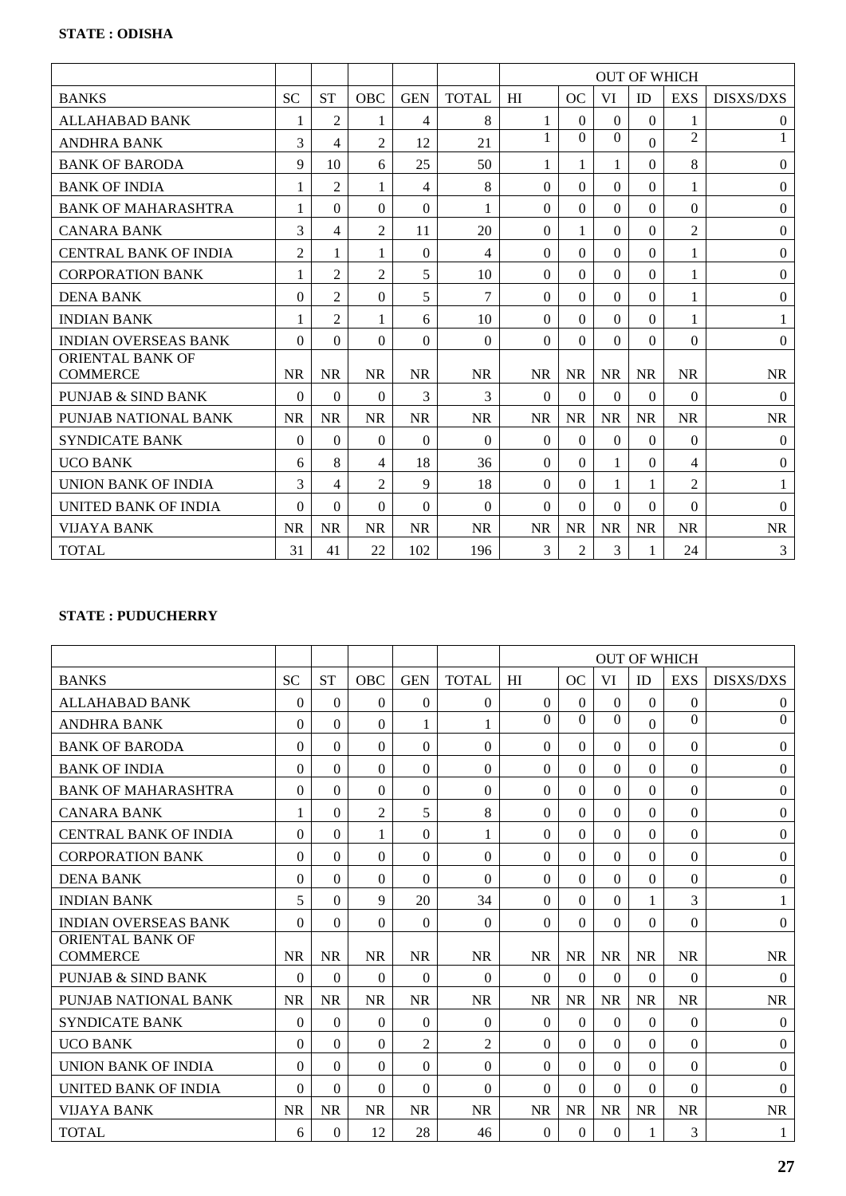**STATE : ODISHA**

| | | | | | | OUT OF WHICH | | | | | |
|---|---|---|---|---|---|---|---|---|---|---|---|
| BANKS | SC | ST | OBC | GEN | TOTAL | HI | OC | VI | ID | EXS | DISXS/DXS |
| ALLAHABAD BANK | 1 | 2 | 1 | 4 | 8 | 1 | 0 | 0 | 0 | 1 | 0 |
| ANDHRA BANK | 3 | 4 | 2 | 12 | 21 | 1 | 0 | 0 | 0 | 2 | 1 |
| BANK OF BARODA | 9 | 10 | 6 | 25 | 50 | 1 | 1 | 1 | 0 | 8 | 0 |
| BANK OF INDIA | 1 | 2 | 1 | 4 | 8 | 0 | 0 | 0 | 0 | 1 | 0 |
| BANK OF MAHARASHTRA | 1 | 0 | 0 | 0 | 1 | 0 | 0 | 0 | 0 | 0 | 0 |
| CANARA BANK | 3 | 4 | 2 | 11 | 20 | 0 | 1 | 0 | 0 | 2 | 0 |
| CENTRAL BANK OF INDIA | 2 | 1 | 1 | 0 | 4 | 0 | 0 | 0 | 0 | 1 | 0 |
| CORPORATION BANK | 1 | 2 | 2 | 5 | 10 | 0 | 0 | 0 | 0 | 1 | 0 |
| DENA BANK | 0 | 2 | 0 | 5 | 7 | 0 | 0 | 0 | 0 | 1 | 0 |
| INDIAN BANK | 1 | 2 | 1 | 6 | 10 | 0 | 0 | 0 | 0 | 1 | 1 |
| INDIAN OVERSEAS BANK | 0 | 0 | 0 | 0 | 0 | 0 | 0 | 0 | 0 | 0 | 0 |
| ORIENTAL BANK OF COMMERCE | NR | NR | NR | NR | NR | NR | NR | NR | NR | NR | NR |
| PUNJAB & SIND BANK | 0 | 0 | 0 | 3 | 3 | 0 | 0 | 0 | 0 | 0 | 0 |
| PUNJAB NATIONAL BANK | NR | NR | NR | NR | NR | NR | NR | NR | NR | NR | NR |
| SYNDICATE BANK | 0 | 0 | 0 | 0 | 0 | 0 | 0 | 0 | 0 | 0 | 0 |
| UCO BANK | 6 | 8 | 4 | 18 | 36 | 0 | 0 | 1 | 0 | 4 | 0 |
| UNION BANK OF INDIA | 3 | 4 | 2 | 9 | 18 | 0 | 0 | 1 | 1 | 2 | 1 |
| UNITED BANK OF INDIA | 0 | 0 | 0 | 0 | 0 | 0 | 0 | 0 | 0 | 0 | 0 |
| VIJAYA BANK | NR | NR | NR | NR | NR | NR | NR | NR | NR | NR | NR |
| TOTAL | 31 | 41 | 22 | 102 | 196 | 3 | 2 | 3 | 1 | 24 | 3 |

**STATE : PUDUCHERRY**

| | | | | | | OUT OF WHICH | | | | | |
|---|---|---|---|---|---|---|---|---|---|---|---|
| BANKS | SC | ST | OBC | GEN | TOTAL | HI | OC | VI | ID | EXS | DISXS/DXS |
| ALLAHABAD BANK | 0 | 0 | 0 | 0 | 0 | 0 | 0 | 0 | 0 | 0 | 0 |
| ANDHRA BANK | 0 | 0 | 0 | 1 | 1 | 0 | 0 | 0 | 0 | 0 | 0 |
| BANK OF BARODA | 0 | 0 | 0 | 0 | 0 | 0 | 0 | 0 | 0 | 0 | 0 |
| BANK OF INDIA | 0 | 0 | 0 | 0 | 0 | 0 | 0 | 0 | 0 | 0 | 0 |
| BANK OF MAHARASHTRA | 0 | 0 | 0 | 0 | 0 | 0 | 0 | 0 | 0 | 0 | 0 |
| CANARA BANK | 1 | 0 | 2 | 5 | 8 | 0 | 0 | 0 | 0 | 0 | 0 |
| CENTRAL BANK OF INDIA | 0 | 0 | 1 | 0 | 1 | 0 | 0 | 0 | 0 | 0 | 0 |
| CORPORATION BANK | 0 | 0 | 0 | 0 | 0 | 0 | 0 | 0 | 0 | 0 | 0 |
| DENA BANK | 0 | 0 | 0 | 0 | 0 | 0 | 0 | 0 | 0 | 0 | 0 |
| INDIAN BANK | 5 | 0 | 9 | 20 | 34 | 0 | 0 | 0 | 1 | 3 | 1 |
| INDIAN OVERSEAS BANK | 0 | 0 | 0 | 0 | 0 | 0 | 0 | 0 | 0 | 0 | 0 |
| ORIENTAL BANK OF COMMERCE | NR | NR | NR | NR | NR | NR | NR | NR | NR | NR | NR |
| PUNJAB & SIND BANK | 0 | 0 | 0 | 0 | 0 | 0 | 0 | 0 | 0 | 0 | 0 |
| PUNJAB NATIONAL BANK | NR | NR | NR | NR | NR | NR | NR | NR | NR | NR | NR |
| SYNDICATE BANK | 0 | 0 | 0 | 0 | 0 | 0 | 0 | 0 | 0 | 0 | 0 |
| UCO BANK | 0 | 0 | 0 | 2 | 2 | 0 | 0 | 0 | 0 | 0 | 0 |
| UNION BANK OF INDIA | 0 | 0 | 0 | 0 | 0 | 0 | 0 | 0 | 0 | 0 | 0 |
| UNITED BANK OF INDIA | 0 | 0 | 0 | 0 | 0 | 0 | 0 | 0 | 0 | 0 | 0 |
| VIJAYA BANK | NR | NR | NR | NR | NR | NR | NR | NR | NR | NR | NR |
| TOTAL | 6 | 0 | 12 | 28 | 46 | 0 | 0 | 0 | 1 | 3 | 1 |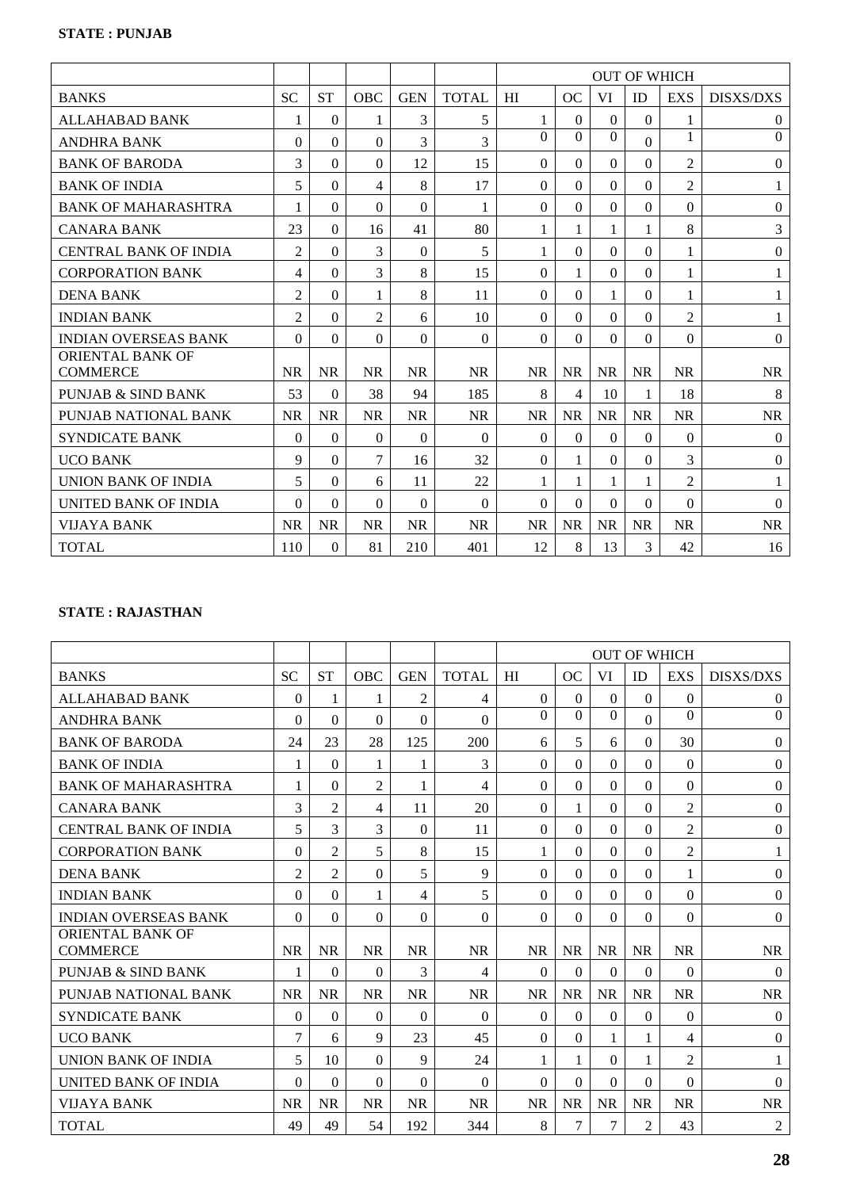**STATE : PUNJAB**

| | | | | | | OUT OF WHICH | | | | | |
|---|---|---|---|---|---|---|---|---|---|---|---|
| BANKS | SC | ST | OBC | GEN | TOTAL | HI | OC | VI | ID | EXS | DISXS/DXS |
| ALLAHABAD BANK | 1 | 0 | 1 | 3 | 5 | 1 | 0 | 0 | 0 | 1 | 0 |
| ANDHRA BANK | 0 | 0 | 0 | 3 | 3 | 0 | 0 | 0 | 0 | 1 | 0 |
| BANK OF BARODA | 3 | 0 | 0 | 12 | 15 | 0 | 0 | 0 | 0 | 2 | 0 |
| BANK OF INDIA | 5 | 0 | 4 | 8 | 17 | 0 | 0 | 0 | 0 | 2 | 1 |
| BANK OF MAHARASHTRA | 1 | 0 | 0 | 0 | 1 | 0 | 0 | 0 | 0 | 0 | 0 |
| CANARA BANK | 23 | 0 | 16 | 41 | 80 | 1 | 1 | 1 | 1 | 8 | 3 |
| CENTRAL BANK OF INDIA | 2 | 0 | 3 | 0 | 5 | 1 | 0 | 0 | 0 | 1 | 0 |
| CORPORATION BANK | 4 | 0 | 3 | 8 | 15 | 0 | 1 | 0 | 0 | 1 | 1 |
| DENA BANK | 2 | 0 | 1 | 8 | 11 | 0 | 0 | 1 | 0 | 1 | 1 |
| INDIAN BANK | 2 | 0 | 2 | 6 | 10 | 0 | 0 | 0 | 0 | 2 | 1 |
| INDIAN OVERSEAS BANK | 0 | 0 | 0 | 0 | 0 | 0 | 0 | 0 | 0 | 0 | 0 |
| ORIENTAL BANK OF COMMERCE | NR | NR | NR | NR | NR | NR | NR | NR | NR | NR | NR |
| PUNJAB & SIND BANK | 53 | 0 | 38 | 94 | 185 | 8 | 4 | 10 | 1 | 18 | 8 |
| PUNJAB NATIONAL BANK | NR | NR | NR | NR | NR | NR | NR | NR | NR | NR | NR |
| SYNDICATE BANK | 0 | 0 | 0 | 0 | 0 | 0 | 0 | 0 | 0 | 0 | 0 |
| UCO BANK | 9 | 0 | 7 | 16 | 32 | 0 | 1 | 0 | 0 | 3 | 0 |
| UNION BANK OF INDIA | 5 | 0 | 6 | 11 | 22 | 1 | 1 | 1 | 1 | 2 | 1 |
| UNITED BANK OF INDIA | 0 | 0 | 0 | 0 | 0 | 0 | 0 | 0 | 0 | 0 | 0 |
| VIJAYA BANK | NR | NR | NR | NR | NR | NR | NR | NR | NR | NR | NR |
| TOTAL | 110 | 0 | 81 | 210 | 401 | 12 | 8 | 13 | 3 | 42 | 16 |

**STATE : RAJASTHAN**

| | | | | | | OUT OF WHICH | | | | | |
|---|---|---|---|---|---|---|---|---|---|---|---|
| BANKS | SC | ST | OBC | GEN | TOTAL | HI | OC | VI | ID | EXS | DISXS/DXS |
| ALLAHABAD BANK | 0 | 1 | 1 | 2 | 4 | 0 | 0 | 0 | 0 | 0 | 0 |
| ANDHRA BANK | 0 | 0 | 0 | 0 | 0 | 0 | 0 | 0 | 0 | 0 | 0 |
| BANK OF BARODA | 24 | 23 | 28 | 125 | 200 | 6 | 5 | 6 | 0 | 30 | 0 |
| BANK OF INDIA | 1 | 0 | 1 | 1 | 3 | 0 | 0 | 0 | 0 | 0 | 0 |
| BANK OF MAHARASHTRA | 1 | 0 | 2 | 1 | 4 | 0 | 0 | 0 | 0 | 0 | 0 |
| CANARA BANK | 3 | 2 | 4 | 11 | 20 | 0 | 1 | 0 | 0 | 2 | 0 |
| CENTRAL BANK OF INDIA | 5 | 3 | 3 | 0 | 11 | 0 | 0 | 0 | 0 | 2 | 0 |
| CORPORATION BANK | 0 | 2 | 5 | 8 | 15 | 1 | 0 | 0 | 0 | 2 | 1 |
| DENA BANK | 2 | 2 | 0 | 5 | 9 | 0 | 0 | 0 | 0 | 1 | 0 |
| INDIAN BANK | 0 | 0 | 1 | 4 | 5 | 0 | 0 | 0 | 0 | 0 | 0 |
| INDIAN OVERSEAS BANK | 0 | 0 | 0 | 0 | 0 | 0 | 0 | 0 | 0 | 0 | 0 |
| ORIENTAL BANK OF COMMERCE | NR | NR | NR | NR | NR | NR | NR | NR | NR | NR | NR |
| PUNJAB & SIND BANK | 1 | 0 | 0 | 3 | 4 | 0 | 0 | 0 | 0 | 0 | 0 |
| PUNJAB NATIONAL BANK | NR | NR | NR | NR | NR | NR | NR | NR | NR | NR | NR |
| SYNDICATE BANK | 0 | 0 | 0 | 0 | 0 | 0 | 0 | 0 | 0 | 0 | 0 |
| UCO BANK | 7 | 6 | 9 | 23 | 45 | 0 | 0 | 1 | 1 | 4 | 0 |
| UNION BANK OF INDIA | 5 | 10 | 0 | 9 | 24 | 1 | 1 | 0 | 1 | 2 | 1 |
| UNITED BANK OF INDIA | 0 | 0 | 0 | 0 | 0 | 0 | 0 | 0 | 0 | 0 | 0 |
| VIJAYA BANK | NR | NR | NR | NR | NR | NR | NR | NR | NR | NR | NR |
| TOTAL | 49 | 49 | 54 | 192 | 344 | 8 | 7 | 7 | 2 | 43 | 2 |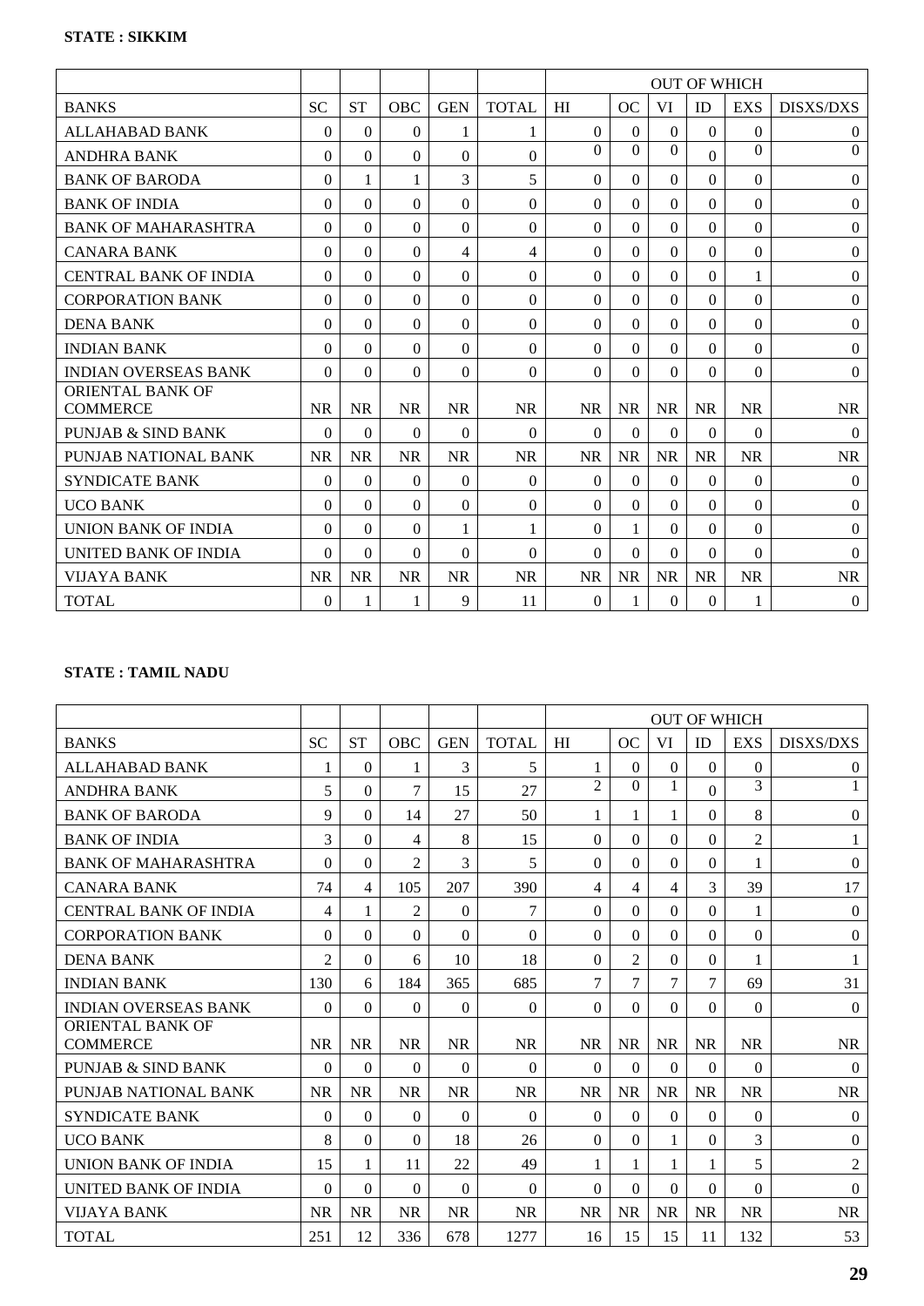**STATE : SIKKIM**

| | | | | | | OUT OF WHICH | | | | | |
|---|---|---|---|---|---|---|---|---|---|---|---|
| BANKS | SC | ST | OBC | GEN | TOTAL | HI | OC | VI | ID | EXS | DISXS/DXS |
| ALLAHABAD BANK | 0 | 0 | 0 | 1 | 1 | 0 | 0 | 0 | 0 | 0 | 0 |
| ANDHRA BANK | 0 | 0 | 0 | 0 | 0 | 0 | 0 | 0 | 0 | 0 | 0 |
| BANK OF BARODA | 0 | 1 | 1 | 3 | 5 | 0 | 0 | 0 | 0 | 0 | 0 |
| BANK OF INDIA | 0 | 0 | 0 | 0 | 0 | 0 | 0 | 0 | 0 | 0 | 0 |
| BANK OF MAHARASHTRA | 0 | 0 | 0 | 0 | 0 | 0 | 0 | 0 | 0 | 0 | 0 |
| CANARA BANK | 0 | 0 | 0 | 4 | 4 | 0 | 0 | 0 | 0 | 0 | 0 |
| CENTRAL BANK OF INDIA | 0 | 0 | 0 | 0 | 0 | 0 | 0 | 0 | 0 | 1 | 0 |
| CORPORATION BANK | 0 | 0 | 0 | 0 | 0 | 0 | 0 | 0 | 0 | 0 | 0 |
| DENA BANK | 0 | 0 | 0 | 0 | 0 | 0 | 0 | 0 | 0 | 0 | 0 |
| INDIAN BANK | 0 | 0 | 0 | 0 | 0 | 0 | 0 | 0 | 0 | 0 | 0 |
| INDIAN OVERSEAS BANK | 0 | 0 | 0 | 0 | 0 | 0 | 0 | 0 | 0 | 0 | 0 |
| ORIENTAL BANK OF COMMERCE | NR | NR | NR | NR | NR | NR | NR | NR | NR | NR | NR |
| PUNJAB & SIND BANK | 0 | 0 | 0 | 0 | 0 | 0 | 0 | 0 | 0 | 0 | 0 |
| PUNJAB NATIONAL BANK | NR | NR | NR | NR | NR | NR | NR | NR | NR | NR | NR |
| SYNDICATE BANK | 0 | 0 | 0 | 0 | 0 | 0 | 0 | 0 | 0 | 0 | 0 |
| UCO BANK | 0 | 0 | 0 | 0 | 0 | 0 | 0 | 0 | 0 | 0 | 0 |
| UNION BANK OF INDIA | 0 | 0 | 0 | 1 | 1 | 0 | 1 | 0 | 0 | 0 | 0 |
| UNITED BANK OF INDIA | 0 | 0 | 0 | 0 | 0 | 0 | 0 | 0 | 0 | 0 | 0 |
| VIJAYA BANK | NR | NR | NR | NR | NR | NR | NR | NR | NR | NR | NR |
| TOTAL | 0 | 1 | 1 | 9 | 11 | 0 | 1 | 0 | 0 | 1 | 0 |

**STATE : TAMIL NADU**

| | | | | | | OUT OF WHICH | | | | | |
|---|---|---|---|---|---|---|---|---|---|---|---|
| BANKS | SC | ST | OBC | GEN | TOTAL | HI | OC | VI | ID | EXS | DISXS/DXS |
| ALLAHABAD BANK | 1 | 0 | 1 | 3 | 5 | 1 | 0 | 0 | 0 | 0 | 0 |
| ANDHRA BANK | 5 | 0 | 7 | 15 | 27 | 2 | 0 | 1 | 0 | 3 | 1 |
| BANK OF BARODA | 9 | 0 | 14 | 27 | 50 | 1 | 1 | 1 | 0 | 8 | 0 |
| BANK OF INDIA | 3 | 0 | 4 | 8 | 15 | 0 | 0 | 0 | 0 | 2 | 1 |
| BANK OF MAHARASHTRA | 0 | 0 | 2 | 3 | 5 | 0 | 0 | 0 | 0 | 1 | 0 |
| CANARA BANK | 74 | 4 | 105 | 207 | 390 | 4 | 4 | 4 | 3 | 39 | 17 |
| CENTRAL BANK OF INDIA | 4 | 1 | 2 | 0 | 7 | 0 | 0 | 0 | 0 | 1 | 0 |
| CORPORATION BANK | 0 | 0 | 0 | 0 | 0 | 0 | 0 | 0 | 0 | 0 | 0 |
| DENA BANK | 2 | 0 | 6 | 10 | 18 | 0 | 2 | 0 | 0 | 1 | 1 |
| INDIAN BANK | 130 | 6 | 184 | 365 | 685 | 7 | 7 | 7 | 7 | 69 | 31 |
| INDIAN OVERSEAS BANK | 0 | 0 | 0 | 0 | 0 | 0 | 0 | 0 | 0 | 0 | 0 |
| ORIENTAL BANK OF COMMERCE | NR | NR | NR | NR | NR | NR | NR | NR | NR | NR | NR |
| PUNJAB & SIND BANK | 0 | 0 | 0 | 0 | 0 | 0 | 0 | 0 | 0 | 0 | 0 |
| PUNJAB NATIONAL BANK | NR | NR | NR | NR | NR | NR | NR | NR | NR | NR | NR |
| SYNDICATE BANK | 0 | 0 | 0 | 0 | 0 | 0 | 0 | 0 | 0 | 0 | 0 |
| UCO BANK | 8 | 0 | 0 | 18 | 26 | 0 | 0 | 1 | 0 | 3 | 0 |
| UNION BANK OF INDIA | 15 | 1 | 11 | 22 | 49 | 1 | 1 | 1 | 1 | 5 | 2 |
| UNITED BANK OF INDIA | 0 | 0 | 0 | 0 | 0 | 0 | 0 | 0 | 0 | 0 | 0 |
| VIJAYA BANK | NR | NR | NR | NR | NR | NR | NR | NR | NR | NR | NR |
| TOTAL | 251 | 12 | 336 | 678 | 1277 | 16 | 15 | 15 | 11 | 132 | 53 |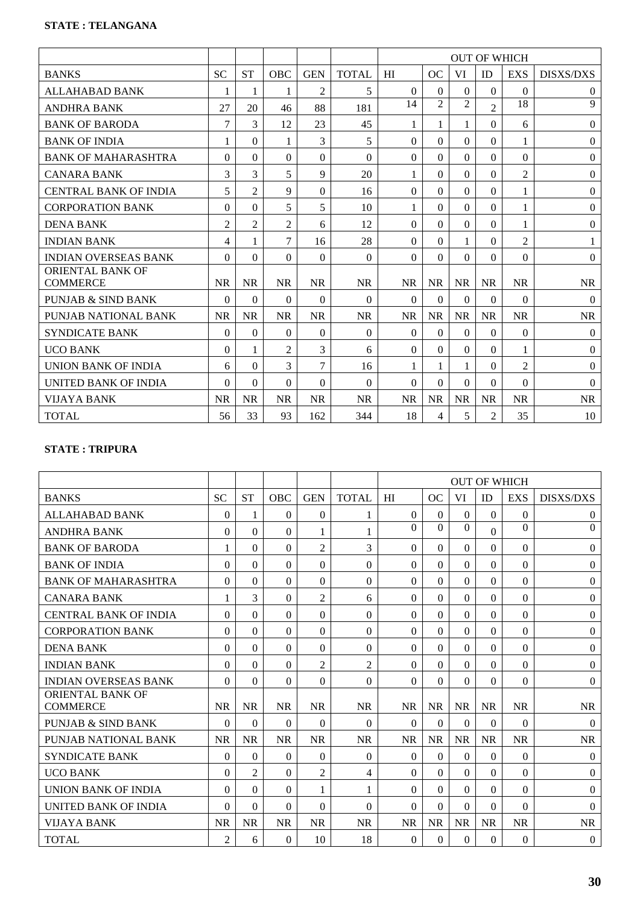**STATE : TELANGANA**

| | | | | | | OUT OF WHICH | | | | | |
|---|---|---|---|---|---|---|---|---|---|---|---|
| BANKS | SC | ST | OBC | GEN | TOTAL | HI | OC | VI | ID | EXS | DISXS/DXS |
| ALLAHABAD BANK | 1 | 1 | 1 | 2 | 5 | 0 | 0 | 0 | 0 | 0 | 0 |
| ANDHRA BANK | 27 | 20 | 46 | 88 | 181 | 14 | 2 | 2 | 2 | 18 | 9 |
| BANK OF BARODA | 7 | 3 | 12 | 23 | 45 | 1 | 1 | 1 | 0 | 6 | 0 |
| BANK OF INDIA | 1 | 0 | 1 | 3 | 5 | 0 | 0 | 0 | 0 | 1 | 0 |
| BANK OF MAHARASHTRA | 0 | 0 | 0 | 0 | 0 | 0 | 0 | 0 | 0 | 0 | 0 |
| CANARA BANK | 3 | 3 | 5 | 9 | 20 | 1 | 0 | 0 | 0 | 2 | 0 |
| CENTRAL BANK OF INDIA | 5 | 2 | 9 | 0 | 16 | 0 | 0 | 0 | 0 | 1 | 0 |
| CORPORATION BANK | 0 | 0 | 5 | 5 | 10 | 1 | 0 | 0 | 0 | 1 | 0 |
| DENA BANK | 2 | 2 | 2 | 6 | 12 | 0 | 0 | 0 | 0 | 1 | 0 |
| INDIAN BANK | 4 | 1 | 7 | 16 | 28 | 0 | 0 | 1 | 0 | 2 | 1 |
| INDIAN OVERSEAS BANK | 0 | 0 | 0 | 0 | 0 | 0 | 0 | 0 | 0 | 0 | 0 |
| ORIENTAL BANK OF COMMERCE | NR | NR | NR | NR | NR | NR | NR | NR | NR | NR | NR |
| PUNJAB & SIND BANK | 0 | 0 | 0 | 0 | 0 | 0 | 0 | 0 | 0 | 0 | 0 |
| PUNJAB NATIONAL BANK | NR | NR | NR | NR | NR | NR | NR | NR | NR | NR | NR |
| SYNDICATE BANK | 0 | 0 | 0 | 0 | 0 | 0 | 0 | 0 | 0 | 0 | 0 |
| UCO BANK | 0 | 1 | 2 | 3 | 6 | 0 | 0 | 0 | 0 | 1 | 0 |
| UNION BANK OF INDIA | 6 | 0 | 3 | 7 | 16 | 1 | 1 | 1 | 0 | 2 | 0 |
| UNITED BANK OF INDIA | 0 | 0 | 0 | 0 | 0 | 0 | 0 | 0 | 0 | 0 | 0 |
| VIJAYA BANK | NR | NR | NR | NR | NR | NR | NR | NR | NR | NR | NR |
| TOTAL | 56 | 33 | 93 | 162 | 344 | 18 | 4 | 5 | 2 | 35 | 10 |

**STATE : TRIPURA**

| | | | | | | OUT OF WHICH | | | | | |
|---|---|---|---|---|---|---|---|---|---|---|---|
| BANKS | SC | ST | OBC | GEN | TOTAL | HI | OC | VI | ID | EXS | DISXS/DXS |
| ALLAHABAD BANK | 0 | 1 | 0 | 0 | 1 | 0 | 0 | 0 | 0 | 0 | 0 |
| ANDHRA BANK | 0 | 0 | 0 | 1 | 1 | 0 | 0 | 0 | 0 | 0 | 0 |
| BANK OF BARODA | 1 | 0 | 0 | 2 | 3 | 0 | 0 | 0 | 0 | 0 | 0 |
| BANK OF INDIA | 0 | 0 | 0 | 0 | 0 | 0 | 0 | 0 | 0 | 0 | 0 |
| BANK OF MAHARASHTRA | 0 | 0 | 0 | 0 | 0 | 0 | 0 | 0 | 0 | 0 | 0 |
| CANARA BANK | 1 | 3 | 0 | 2 | 6 | 0 | 0 | 0 | 0 | 0 | 0 |
| CENTRAL BANK OF INDIA | 0 | 0 | 0 | 0 | 0 | 0 | 0 | 0 | 0 | 0 | 0 |
| CORPORATION BANK | 0 | 0 | 0 | 0 | 0 | 0 | 0 | 0 | 0 | 0 | 0 |
| DENA BANK | 0 | 0 | 0 | 0 | 0 | 0 | 0 | 0 | 0 | 0 | 0 |
| INDIAN BANK | 0 | 0 | 0 | 2 | 2 | 0 | 0 | 0 | 0 | 0 | 0 |
| INDIAN OVERSEAS BANK | 0 | 0 | 0 | 0 | 0 | 0 | 0 | 0 | 0 | 0 | 0 |
| ORIENTAL BANK OF COMMERCE | NR | NR | NR | NR | NR | NR | NR | NR | NR | NR | NR |
| PUNJAB & SIND BANK | 0 | 0 | 0 | 0 | 0 | 0 | 0 | 0 | 0 | 0 | 0 |
| PUNJAB NATIONAL BANK | NR | NR | NR | NR | NR | NR | NR | NR | NR | NR | NR |
| SYNDICATE BANK | 0 | 0 | 0 | 0 | 0 | 0 | 0 | 0 | 0 | 0 | 0 |
| UCO BANK | 0 | 2 | 0 | 2 | 4 | 0 | 0 | 0 | 0 | 0 | 0 |
| UNION BANK OF INDIA | 0 | 0 | 0 | 1 | 1 | 0 | 0 | 0 | 0 | 0 | 0 |
| UNITED BANK OF INDIA | 0 | 0 | 0 | 0 | 0 | 0 | 0 | 0 | 0 | 0 | 0 |
| VIJAYA BANK | NR | NR | NR | NR | NR | NR | NR | NR | NR | NR | NR |
| TOTAL | 2 | 6 | 0 | 10 | 18 | 0 | 0 | 0 | 0 | 0 | 0 |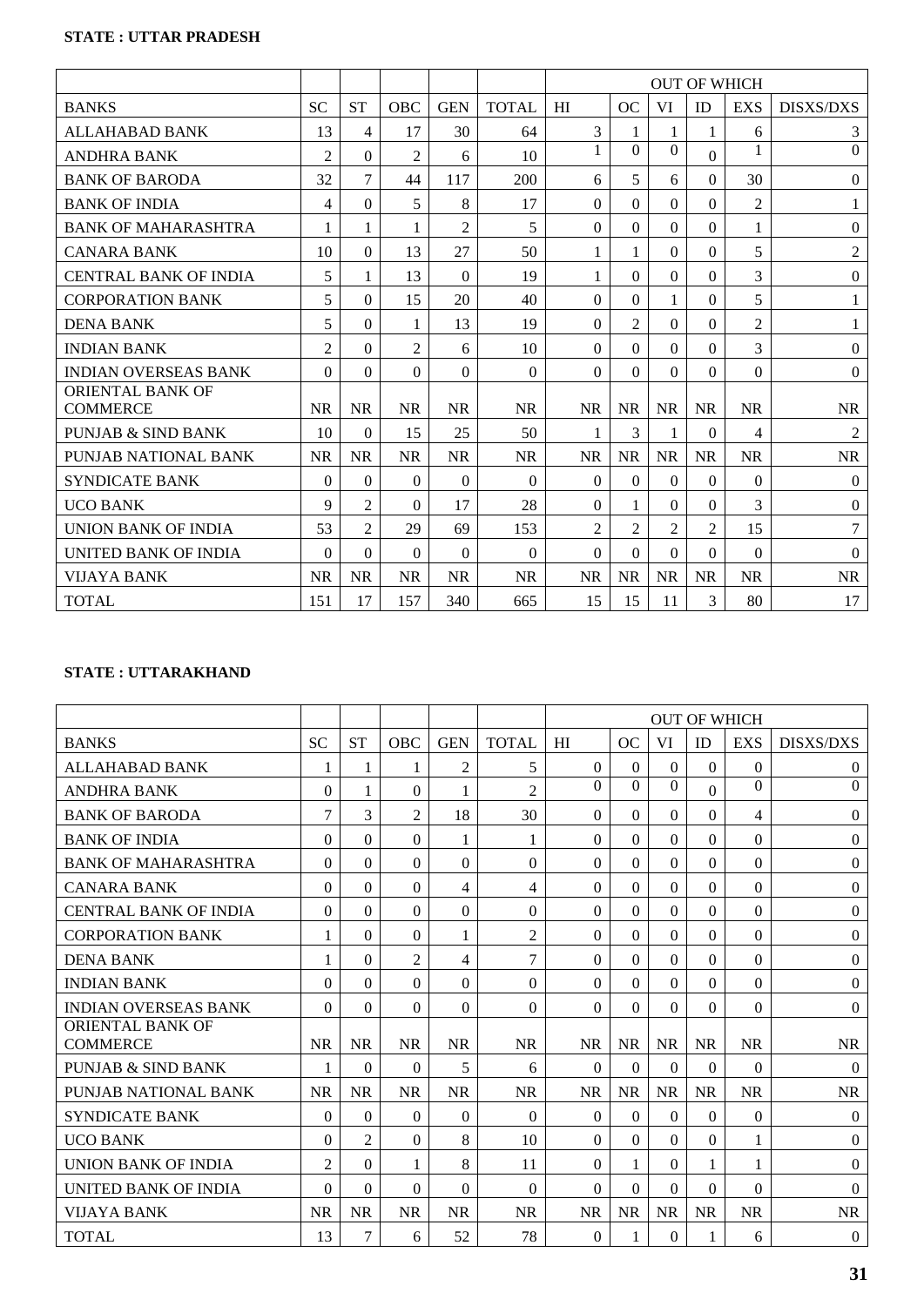**STATE : UTTAR PRADESH**

| | | | | | | OUT OF WHICH | | | | | |
|---|---|---|---|---|---|---|---|---|---|---|---|
| BANKS | SC | ST | OBC | GEN | TOTAL | HI | OC | VI | ID | EXS | DISXS/DXS |
| ALLAHABAD BANK | 13 | 4 | 17 | 30 | 64 | 3 | 1 | 1 | 1 | 6 | 3 |
| ANDHRA BANK | 2 | 0 | 2 | 6 | 10 | 1 | 0 | 0 | 0 | 1 | 0 |
| BANK OF BARODA | 32 | 7 | 44 | 117 | 200 | 6 | 5 | 6 | 0 | 30 | 0 |
| BANK OF INDIA | 4 | 0 | 5 | 8 | 17 | 0 | 0 | 0 | 0 | 2 | 1 |
| BANK OF MAHARASHTRA | 1 | 1 | 1 | 2 | 5 | 0 | 0 | 0 | 0 | 1 | 0 |
| CANARA BANK | 10 | 0 | 13 | 27 | 50 | 1 | 1 | 0 | 0 | 5 | 2 |
| CENTRAL BANK OF INDIA | 5 | 1 | 13 | 0 | 19 | 1 | 0 | 0 | 0 | 3 | 0 |
| CORPORATION BANK | 5 | 0 | 15 | 20 | 40 | 0 | 0 | 1 | 0 | 5 | 1 |
| DENA BANK | 5 | 0 | 1 | 13 | 19 | 0 | 2 | 0 | 0 | 2 | 1 |
| INDIAN BANK | 2 | 0 | 2 | 6 | 10 | 0 | 0 | 0 | 0 | 3 | 0 |
| INDIAN OVERSEAS BANK | 0 | 0 | 0 | 0 | 0 | 0 | 0 | 0 | 0 | 0 | 0 |
| ORIENTAL BANK OF COMMERCE | NR | NR | NR | NR | NR | NR | NR | NR | NR | NR | NR |
| PUNJAB & SIND BANK | 10 | 0 | 15 | 25 | 50 | 1 | 3 | 1 | 0 | 4 | 2 |
| PUNJAB NATIONAL BANK | NR | NR | NR | NR | NR | NR | NR | NR | NR | NR | NR |
| SYNDICATE BANK | 0 | 0 | 0 | 0 | 0 | 0 | 0 | 0 | 0 | 0 | 0 |
| UCO BANK | 9 | 2 | 0 | 17 | 28 | 0 | 1 | 0 | 0 | 3 | 0 |
| UNION BANK OF INDIA | 53 | 2 | 29 | 69 | 153 | 2 | 2 | 2 | 2 | 15 | 7 |
| UNITED BANK OF INDIA | 0 | 0 | 0 | 0 | 0 | 0 | 0 | 0 | 0 | 0 | 0 |
| VIJAYA BANK | NR | NR | NR | NR | NR | NR | NR | NR | NR | NR | NR |
| TOTAL | 151 | 17 | 157 | 340 | 665 | 15 | 15 | 11 | 3 | 80 | 17 |

**STATE : UTTARAKHAND**

| | | | | | | OUT OF WHICH | | | | | |
|---|---|---|---|---|---|---|---|---|---|---|---|
| BANKS | SC | ST | OBC | GEN | TOTAL | HI | OC | VI | ID | EXS | DISXS/DXS |
| ALLAHABAD BANK | 1 | 1 | 1 | 2 | 5 | 0 | 0 | 0 | 0 | 0 | 0 |
| ANDHRA BANK | 0 | 1 | 0 | 1 | 2 | 0 | 0 | 0 | 0 | 0 | 0 |
| BANK OF BARODA | 7 | 3 | 2 | 18 | 30 | 0 | 0 | 0 | 0 | 4 | 0 |
| BANK OF INDIA | 0 | 0 | 0 | 1 | 1 | 0 | 0 | 0 | 0 | 0 | 0 |
| BANK OF MAHARASHTRA | 0 | 0 | 0 | 0 | 0 | 0 | 0 | 0 | 0 | 0 | 0 |
| CANARA BANK | 0 | 0 | 0 | 4 | 4 | 0 | 0 | 0 | 0 | 0 | 0 |
| CENTRAL BANK OF INDIA | 0 | 0 | 0 | 0 | 0 | 0 | 0 | 0 | 0 | 0 | 0 |
| CORPORATION BANK | 1 | 0 | 0 | 1 | 2 | 0 | 0 | 0 | 0 | 0 | 0 |
| DENA BANK | 1 | 0 | 2 | 4 | 7 | 0 | 0 | 0 | 0 | 0 | 0 |
| INDIAN BANK | 0 | 0 | 0 | 0 | 0 | 0 | 0 | 0 | 0 | 0 | 0 |
| INDIAN OVERSEAS BANK | 0 | 0 | 0 | 0 | 0 | 0 | 0 | 0 | 0 | 0 | 0 |
| ORIENTAL BANK OF COMMERCE | NR | NR | NR | NR | NR | NR | NR | NR | NR | NR | NR |
| PUNJAB & SIND BANK | 1 | 0 | 0 | 5 | 6 | 0 | 0 | 0 | 0 | 0 | 0 |
| PUNJAB NATIONAL BANK | NR | NR | NR | NR | NR | NR | NR | NR | NR | NR | NR |
| SYNDICATE BANK | 0 | 0 | 0 | 0 | 0 | 0 | 0 | 0 | 0 | 0 | 0 |
| UCO BANK | 0 | 2 | 0 | 8 | 10 | 0 | 0 | 0 | 0 | 1 | 0 |
| UNION BANK OF INDIA | 2 | 0 | 1 | 8 | 11 | 0 | 1 | 0 | 1 | 1 | 0 |
| UNITED BANK OF INDIA | 0 | 0 | 0 | 0 | 0 | 0 | 0 | 0 | 0 | 0 | 0 |
| VIJAYA BANK | NR | NR | NR | NR | NR | NR | NR | NR | NR | NR | NR |
| TOTAL | 13 | 7 | 6 | 52 | 78 | 0 | 1 | 0 | 1 | 6 | 0 |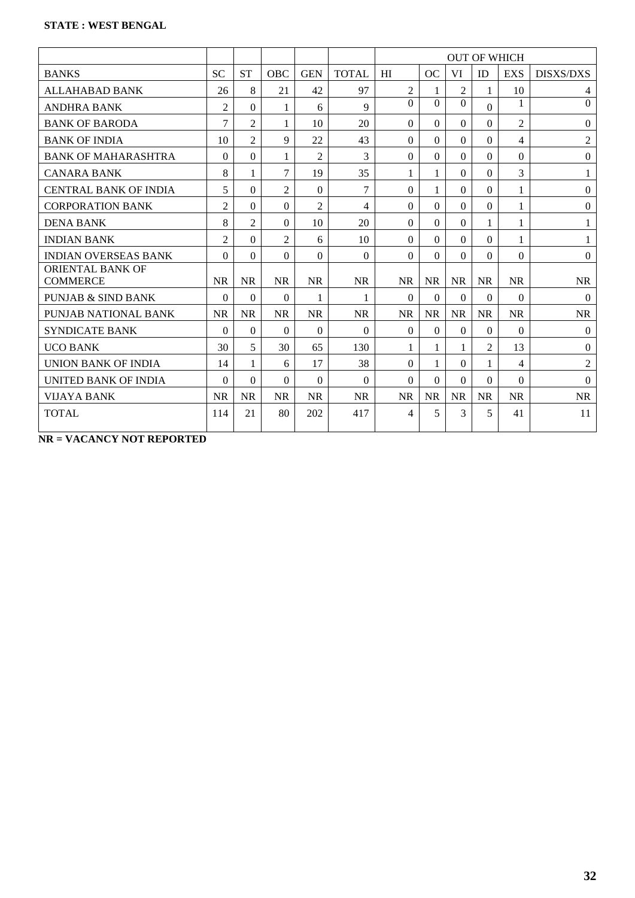**STATE : WEST BENGAL**

| | | | | | | OUT OF WHICH | | | | | |
|---|---|---|---|---|---|---|---|---|---|---|---|
| BANKS | SC | ST | OBC | GEN | TOTAL | HI | OC | VI | ID | EXS | DISXS/DXS |
| ALLAHABAD BANK | 26 | 8 | 21 | 42 | 97 | 2 | 1 | 2 | 1 | 10 | 4 |
| ANDHRA BANK | 2 | 0 | 1 | 6 | 9 | 0 | 0 | 0 | 0 | 1 | 0 |
| BANK OF BARODA | 7 | 2 | 1 | 10 | 20 | 0 | 0 | 0 | 0 | 2 | 0 |
| BANK OF INDIA | 10 | 2 | 9 | 22 | 43 | 0 | 0 | 0 | 0 | 4 | 2 |
| BANK OF MAHARASHTRA | 0 | 0 | 1 | 2 | 3 | 0 | 0 | 0 | 0 | 0 | 0 |
| CANARA BANK | 8 | 1 | 7 | 19 | 35 | 1 | 1 | 0 | 0 | 3 | 1 |
| CENTRAL BANK OF INDIA | 5 | 0 | 2 | 0 | 7 | 0 | 1 | 0 | 0 | 1 | 0 |
| CORPORATION BANK | 2 | 0 | 0 | 2 | 4 | 0 | 0 | 0 | 0 | 1 | 0 |
| DENA BANK | 8 | 2 | 0 | 10 | 20 | 0 | 0 | 0 | 1 | 1 | 1 |
| INDIAN BANK | 2 | 0 | 2 | 6 | 10 | 0 | 0 | 0 | 0 | 1 | 1 |
| INDIAN OVERSEAS BANK | 0 | 0 | 0 | 0 | 0 | 0 | 0 | 0 | 0 | 0 | 0 |
| ORIENTAL BANK OF COMMERCE | NR | NR | NR | NR | NR | NR | NR | NR | NR | NR | NR |
| PUNJAB & SIND BANK | 0 | 0 | 0 | 1 | 1 | 0 | 0 | 0 | 0 | 0 | 0 |
| PUNJAB NATIONAL BANK | NR | NR | NR | NR | NR | NR | NR | NR | NR | NR | NR |
| SYNDICATE BANK | 0 | 0 | 0 | 0 | 0 | 0 | 0 | 0 | 0 | 0 | 0 |
| UCO BANK | 30 | 5 | 30 | 65 | 130 | 1 | 1 | 1 | 2 | 13 | 0 |
| UNION BANK OF INDIA | 14 | 1 | 6 | 17 | 38 | 0 | 1 | 0 | 1 | 4 | 2 |
| UNITED BANK OF INDIA | 0 | 0 | 0 | 0 | 0 | 0 | 0 | 0 | 0 | 0 | 0 |
| VIJAYA BANK | NR | NR | NR | NR | NR | NR | NR | NR | NR | NR | NR |
| TOTAL | 114 | 21 | 80 | 202 | 417 | 4 | 5 | 3 | 5 | 41 | 11 |

**NR = VACANCY NOT REPORTED**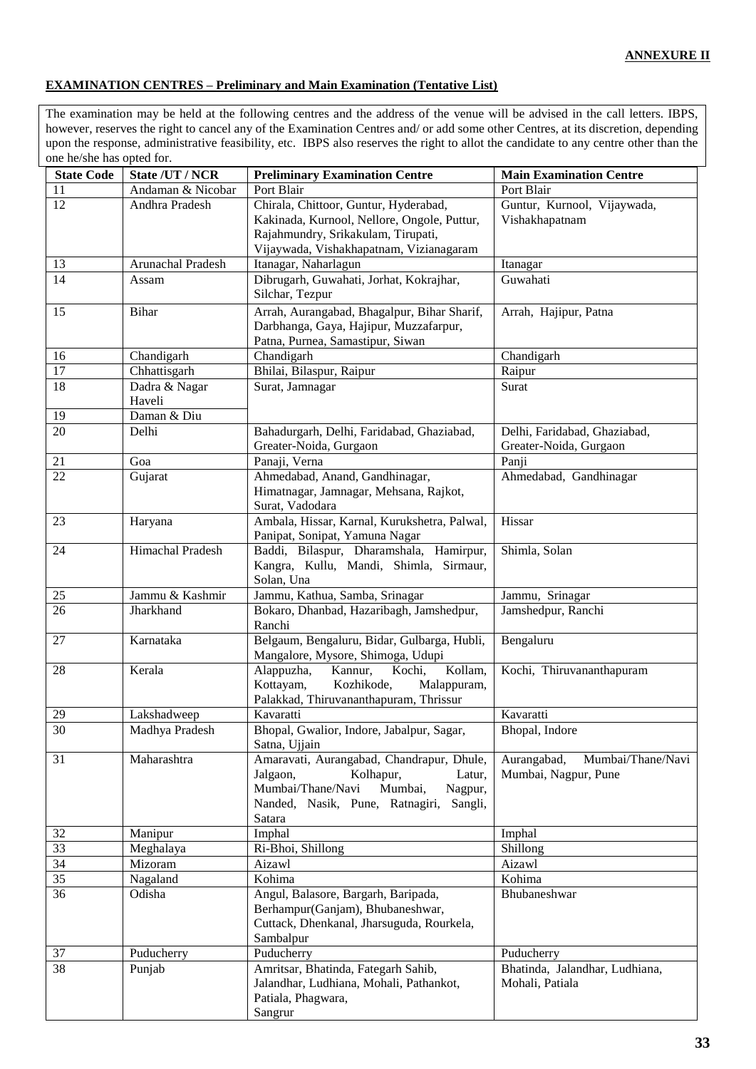**ANNEXURE II**

**EXAMINATION CENTRES – Preliminary and Main Examination (Tentative List)**

The examination may be held at the following centres and the address of the venue will be advised in the call letters. IBPS, however, reserves the right to cancel any of the Examination Centres and/ or add some other Centres, at its discretion, depending upon the response, administrative feasibility, etc. IBPS also reserves the right to allot the candidate to any centre other than the one he/she has opted for.

| State Code | State /UT / NCR | Preliminary Examination Centre | Main Examination Centre |
|---|---|---|---|
| 11 | Andaman & Nicobar | Port Blair | Port Blair |
| 12 | Andhra Pradesh | Chirala, Chittoor, Guntur, Hyderabad, Kakinada, Kurnool, Nellore, Ongole, Puttur, Rajahmundry, Srikakulam, Tirupati, Vijaywada, Vishakhapatnam, Vizianagaram | Guntur, Kurnool, Vijaywada, Vishakhapatnam |
| 13 | Arunachal Pradesh | Itanagar, Naharlagun | Itanagar |
| 14 | Assam | Dibrugarh, Guwahati, Jorhat, Kokrajhar, Silchar, Tezpur | Guwahati |
| 15 | Bihar | Arrah, Aurangabad, Bhagalpur, Bihar Sharif, Darbhanga, Gaya, Hajipur, Muzzafarpur, Patna, Purnea, Samastipur, Siwan | Arrah, Hajipur, Patna |
| 16 | Chandigarh | Chandigarh | Chandigarh |
| 17 | Chhattisgarh | Bhilai, Bilaspur, Raipur | Raipur |
| 18 | Dadra & Nagar Haveli | Surat, Jamnagar | Surat |
| 19 | Daman & Diu | | |
| 20 | Delhi | Bahadurgarh, Delhi, Faridabad, Ghaziabad, Greater-Noida, Gurgaon | Delhi, Faridabad, Ghaziabad, Greater-Noida, Gurgaon |
| 21 | Goa | Panaji, Verna | Panji |
| 22 | Gujarat | Ahmedabad, Anand, Gandhinagar, Himatnagar, Jamnagar, Mehsana, Rajkot, Surat, Vadodara | Ahmedabad, Gandhinagar |
| 23 | Haryana | Ambala, Hissar, Karnal, Kurukshetra, Palwal, Panipat, Sonipat, Yamuna Nagar | Hissar |
| 24 | Himachal Pradesh | Baddi, Bilaspur, Dharamshala, Hamirpur, Kangra, Kullu, Mandi, Shimla, Sirmaur, Solan, Una | Shimla, Solan |
| 25 | Jammu & Kashmir | Jammu, Kathua, Samba, Srinagar | Jammu, Srinagar |
| 26 | Jharkhand | Bokaro, Dhanbad, Hazaribagh, Jamshedpur, Ranchi | Jamshedpur, Ranchi |
| 27 | Karnataka | Belgaum, Bengaluru, Bidar, Gulbarga, Hubli, Mangalore, Mysore, Shimoga, Udupi | Bengaluru |
| 28 | Kerala | Alappuzha, Kannur, Kochi, Kollam, Kottayam, Kozhikode, Malappuram, Palakkad, Thiruvananthapuram, Thrissur | Kochi, Thiruvananthapuram |
| 29 | Lakshadweep | Kavaratti | Kavaratti |
| 30 | Madhya Pradesh | Bhopal, Gwalior, Indore, Jabalpur, Sagar, Satna, Ujjain | Bhopal, Indore |
| 31 | Maharashtra | Amaravati, Aurangabad, Chandrapur, Dhule, Jalgaon, Kolhapur, Latur, Mumbai/Thane/Navi Mumbai, Nagpur, Nanded, Nasik, Pune, Ratnagiri, Sangli, Satara | Aurangabad, Mumbai/Thane/Navi Mumbai, Nagpur, Pune |
| 32 | Manipur | Imphal | Imphal |
| 33 | Meghalaya | Ri-Bhoi, Shillong | Shillong |
| 34 | Mizoram | Aizawl | Aizawl |
| 35 | Nagaland | Kohima | Kohima |
| 36 | Odisha | Angul, Balasore, Bargarh, Baripada, Berhampur(Ganjam), Bhubaneshwar, Cuttack, Dhenkanal, Jharsuguda, Rourkela, Sambalpur | Bhubaneshwar |
| 37 | Puducherry | Puducherry | Puducherry |
| 38 | Punjab | Amritsar, Bhatinda, Fategarh Sahib, Jalandhar, Ludhiana, Mohali, Pathankot, Patiala, Phagwara, Sangrur | Bhatinda, Jalandhar, Ludhiana, Mohali, Patiala |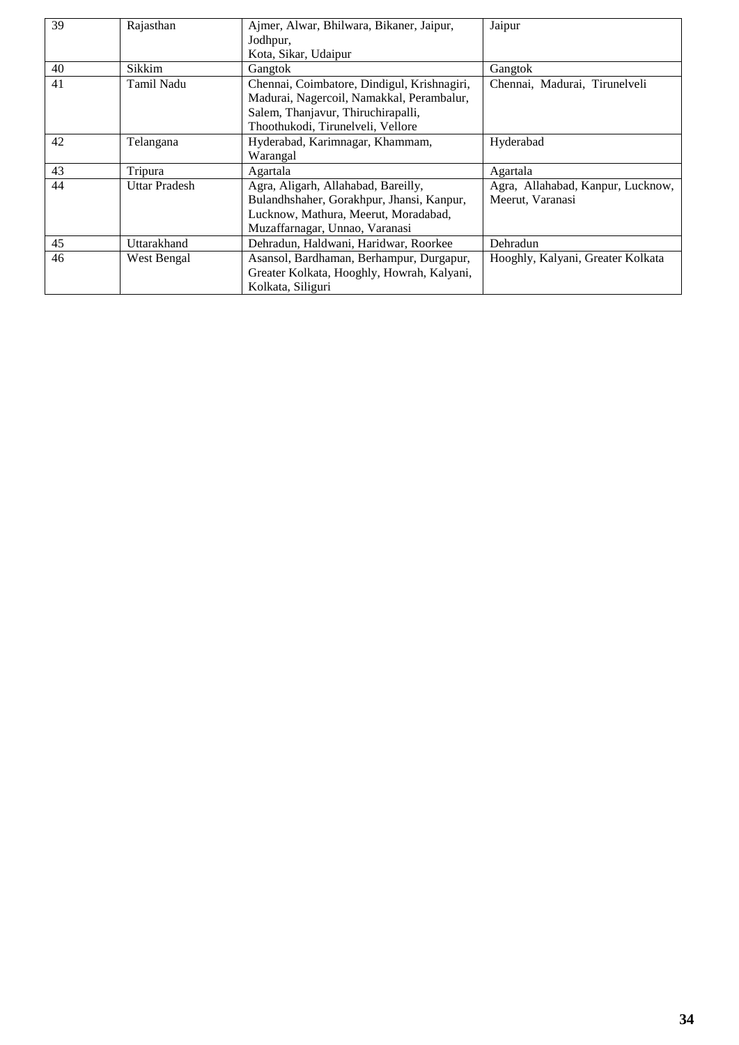| 39 | Rajasthan | Ajmer, Alwar, Bhilwara, Bikaner, Jaipur, Jodhpur, Kota, Sikar, Udaipur | Jaipur |
|---|---|---|---|
| 40 | Sikkim | Gangtok | Gangtok |
| 41 | Tamil Nadu | Chennai, Coimbatore, Dindigul, Krishnagiri, Madurai, Nagercoil, Namakkal, Perambalur, Salem, Thanjavur, Thiruchirapalli, Thoothukodi, Tirunelveli, Vellore | Chennai, Madurai, Tirunelveli |
| 42 | Telangana | Hyderabad, Karimnagar, Khammam, Warangal | Hyderabad |
| 43 | Tripura | Agartala | Agartala |
| 44 | Uttar Pradesh | Agra, Aligarh, Allahabad, Bareilly, Bulandhshaher, Gorakhpur, Jhansi, Kanpur, Lucknow, Mathura, Meerut, Moradabad, Muzaffarnagar, Unnao, Varanasi | Agra, Allahabad, Kanpur, Lucknow, Meerut, Varanasi |
| 45 | Uttarakhand | Dehradun, Haldwani, Haridwar, Roorkee | Dehradun |
| 46 | West Bengal | Asansol, Bardhaman, Berhampur, Durgapur, Greater Kolkata, Hooghly, Howrah, Kalyani, Kolkata, Siliguri | Hooghly, Kalyani, Greater Kolkata |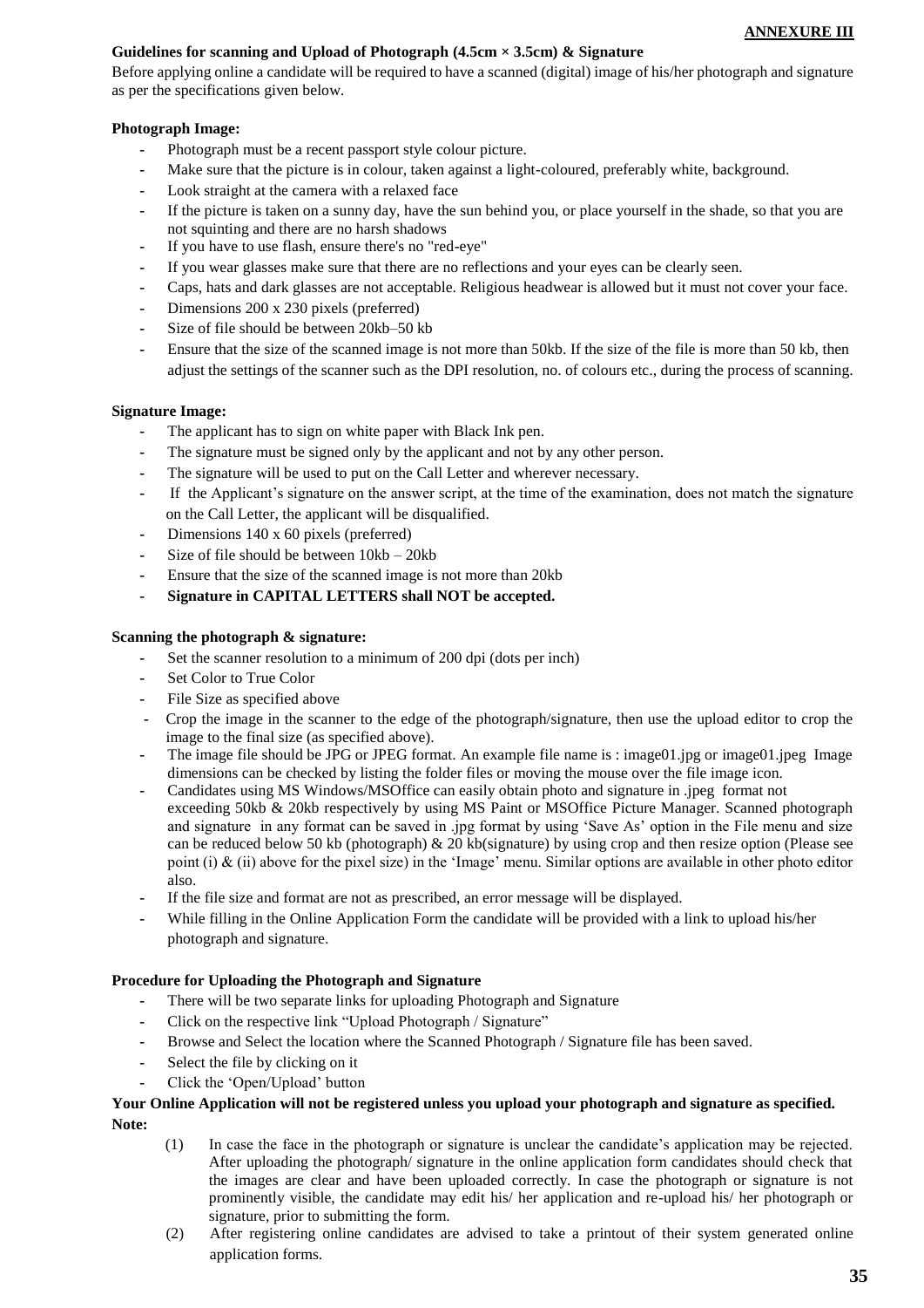**ANNEXURE III**

**Guidelines for scanning and Upload of Photograph (4.5cm × 3.5cm) & Signature**

Before applying online a candidate will be required to have a scanned (digital) image of his/her photograph and signature as per the specifications given below.

**Photograph Image:**

- Photograph must be a recent passport style colour picture.
- Make sure that the picture is in colour, taken against a light-coloured, preferably white, background.
- Look straight at the camera with a relaxed face
- If the picture is taken on a sunny day, have the sun behind you, or place yourself in the shade, so that you are not squinting and there are no harsh shadows
- If you have to use flash, ensure there's no "red-eye"
- If you wear glasses make sure that there are no reflections and your eyes can be clearly seen.
- Caps, hats and dark glasses are not acceptable. Religious headwear is allowed but it must not cover your face.
- Dimensions 200 x 230 pixels (preferred)
- Size of file should be between 20kb–50 kb
- Ensure that the size of the scanned image is not more than 50kb. If the size of the file is more than 50 kb, then adjust the settings of the scanner such as the DPI resolution, no. of colours etc., during the process of scanning.

**Signature Image:**

- The applicant has to sign on white paper with Black Ink pen.
- The signature must be signed only by the applicant and not by any other person.
- The signature will be used to put on the Call Letter and wherever necessary.
- If the Applicant's signature on the answer script, at the time of the examination, does not match the signature on the Call Letter, the applicant will be disqualified.
- Dimensions 140 x 60 pixels (preferred)
- Size of file should be between 10kb – 20kb
- Ensure that the size of the scanned image is not more than 20kb
- **Signature in CAPITAL LETTERS shall NOT be accepted.**

**Scanning the photograph & signature:**

- Set the scanner resolution to a minimum of 200 dpi (dots per inch)
- Set Color to True Color
- File Size as specified above
- Crop the image in the scanner to the edge of the photograph/signature, then use the upload editor to crop the image to the final size (as specified above).
- The image file should be JPG or JPEG format. An example file name is : image01.jpg or image01.jpeg Image dimensions can be checked by listing the folder files or moving the mouse over the file image icon.
- Candidates using MS Windows/MSOffice can easily obtain photo and signature in .jpeg format not exceeding 50kb & 20kb respectively by using MS Paint or MSOffice Picture Manager. Scanned photograph and signature in any format can be saved in .jpg format by using 'Save As' option in the File menu and size can be reduced below 50 kb (photograph) & 20 kb(signature) by using crop and then resize option (Please see point (i) & (ii) above for the pixel size) in the 'Image' menu. Similar options are available in other photo editor also.
- If the file size and format are not as prescribed, an error message will be displayed.
- While filling in the Online Application Form the candidate will be provided with a link to upload his/her photograph and signature.

**Procedure for Uploading the Photograph and Signature**

- There will be two separate links for uploading Photograph and Signature
- Click on the respective link "Upload Photograph / Signature"
- Browse and Select the location where the Scanned Photograph / Signature file has been saved.
- Select the file by clicking on it
- Click the 'Open/Upload' button

**Your Online Application will not be registered unless you upload your photograph and signature as specified.**

**Note:**

(1) In case the face in the photograph or signature is unclear the candidate's application may be rejected. After uploading the photograph/ signature in the online application form candidates should check that the images are clear and have been uploaded correctly. In case the photograph or signature is not prominently visible, the candidate may edit his/ her application and re-upload his/ her photograph or signature, prior to submitting the form.

(2) After registering online candidates are advised to take a printout of their system generated online application forms.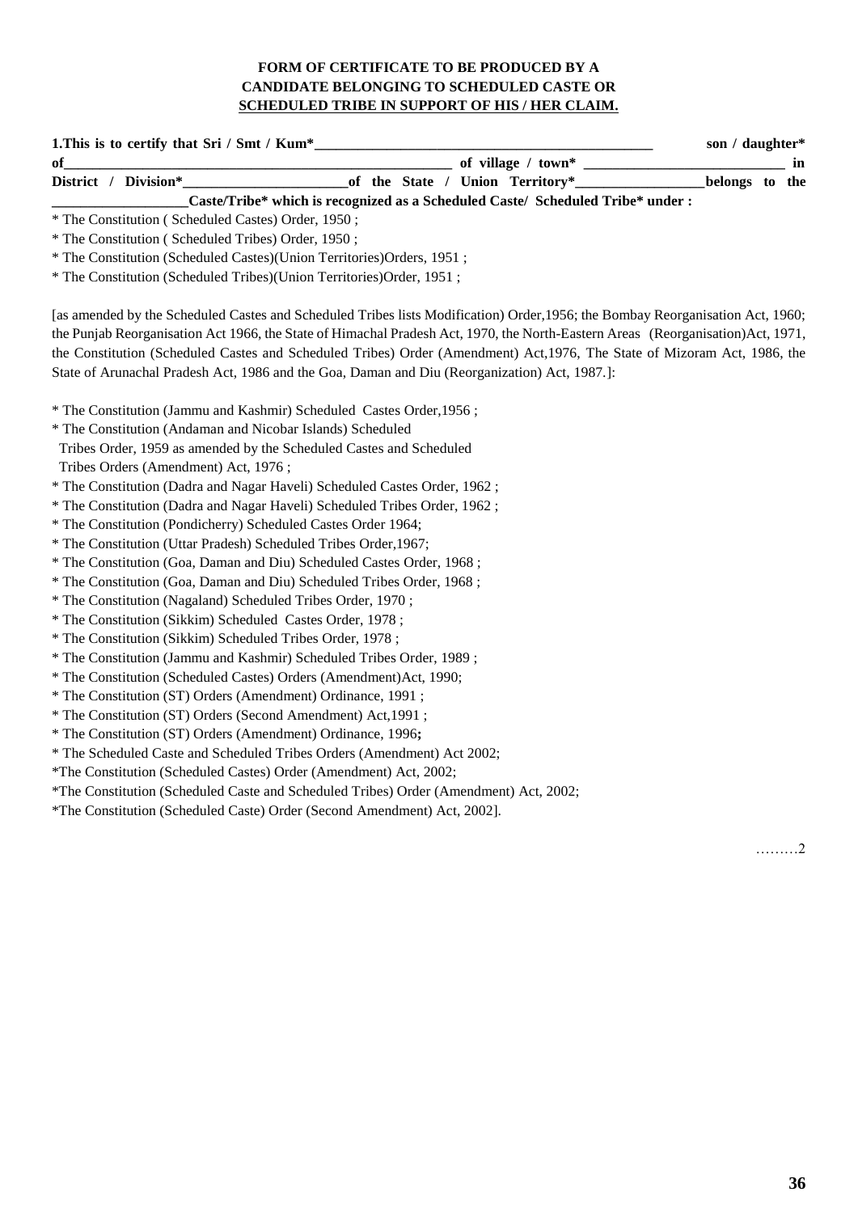**FORM OF CERTIFICATE TO BE PRODUCED BY A CANDIDATE BELONGING TO SCHEDULED CASTE OR SCHEDULED TRIBE IN SUPPORT OF HIS / HER CLAIM.**

**1.This is to certify that Sri / Smt / Kum*\_\_\_\_\_\_\_\_\_\_\_\_\_\_\_\_\_\_\_\_\_\_\_\_\_\_\_\_\_\_\_\_\_\_\_\_\_\_\_\_\_\_\_\_\_\_\_\_ son / daughter* of\_\_\_\_\_\_\_\_\_\_\_\_\_\_\_\_\_\_\_\_\_\_\_\_\_\_\_\_\_\_\_\_\_\_\_\_\_\_\_\_\_\_\_\_\_\_\_\_\_\_\_\_\_\_ of village / town* \_\_\_\_\_\_\_\_\_\_\_\_\_\_\_\_\_\_\_\_\_\_\_\_\_\_\_\_\_\_ in District / Division*\_\_\_\_\_\_\_\_\_\_\_\_\_\_\_\_\_\_\_\_\_\_\_\_of the State / Union Territory*\_\_\_\_\_\_\_\_\_\_\_\_\_\_\_\_\_\_belongs to the \_\_\_\_\_\_\_\_\_\_\_\_\_\_\_\_\_\_\_Caste/Tribe* which is recognized as a Scheduled Caste/ Scheduled Tribe* under :**

\* The Constitution ( Scheduled Castes) Order, 1950 ;

\* The Constitution ( Scheduled Tribes) Order, 1950 ;

\* The Constitution (Scheduled Castes)(Union Territories)Orders, 1951 ;

\* The Constitution (Scheduled Tribes)(Union Territories)Order, 1951 ;

[as amended by the Scheduled Castes and Scheduled Tribes lists Modification) Order,1956; the Bombay Reorganisation Act, 1960; the Punjab Reorganisation Act 1966, the State of Himachal Pradesh Act, 1970, the North-Eastern Areas (Reorganisation)Act, 1971, the Constitution (Scheduled Castes and Scheduled Tribes) Order (Amendment) Act,1976, The State of Mizoram Act, 1986, the State of Arunachal Pradesh Act, 1986 and the Goa, Daman and Diu (Reorganization) Act, 1987.]:

\* The Constitution (Jammu and Kashmir) Scheduled Castes Order,1956 ;

\* The Constitution (Andaman and Nicobar Islands) Scheduled Tribes Order, 1959 as amended by the Scheduled Castes and Scheduled Tribes Orders (Amendment) Act, 1976 ;

\* The Constitution (Dadra and Nagar Haveli) Scheduled Castes Order, 1962 ;

\* The Constitution (Dadra and Nagar Haveli) Scheduled Tribes Order, 1962 ;

\* The Constitution (Pondicherry) Scheduled Castes Order 1964;

\* The Constitution (Uttar Pradesh) Scheduled Tribes Order,1967;

\* The Constitution (Goa, Daman and Diu) Scheduled Castes Order, 1968 ;

\* The Constitution (Goa, Daman and Diu) Scheduled Tribes Order, 1968 ;

\* The Constitution (Nagaland) Scheduled Tribes Order, 1970 ;

\* The Constitution (Sikkim) Scheduled Castes Order, 1978 ;

\* The Constitution (Sikkim) Scheduled Tribes Order, 1978 ;

\* The Constitution (Jammu and Kashmir) Scheduled Tribes Order, 1989 ;

\* The Constitution (Scheduled Castes) Orders (Amendment)Act, 1990;

\* The Constitution (ST) Orders (Amendment) Ordinance, 1991 ;

\* The Constitution (ST) Orders (Second Amendment) Act,1991 ;

\* The Constitution (ST) Orders (Amendment) Ordinance, 1996**;**

\* The Scheduled Caste and Scheduled Tribes Orders (Amendment) Act 2002;

\*The Constitution (Scheduled Castes) Order (Amendment) Act, 2002;

\*The Constitution (Scheduled Caste and Scheduled Tribes) Order (Amendment) Act, 2002;

\*The Constitution (Scheduled Caste) Order (Second Amendment) Act, 2002].

………2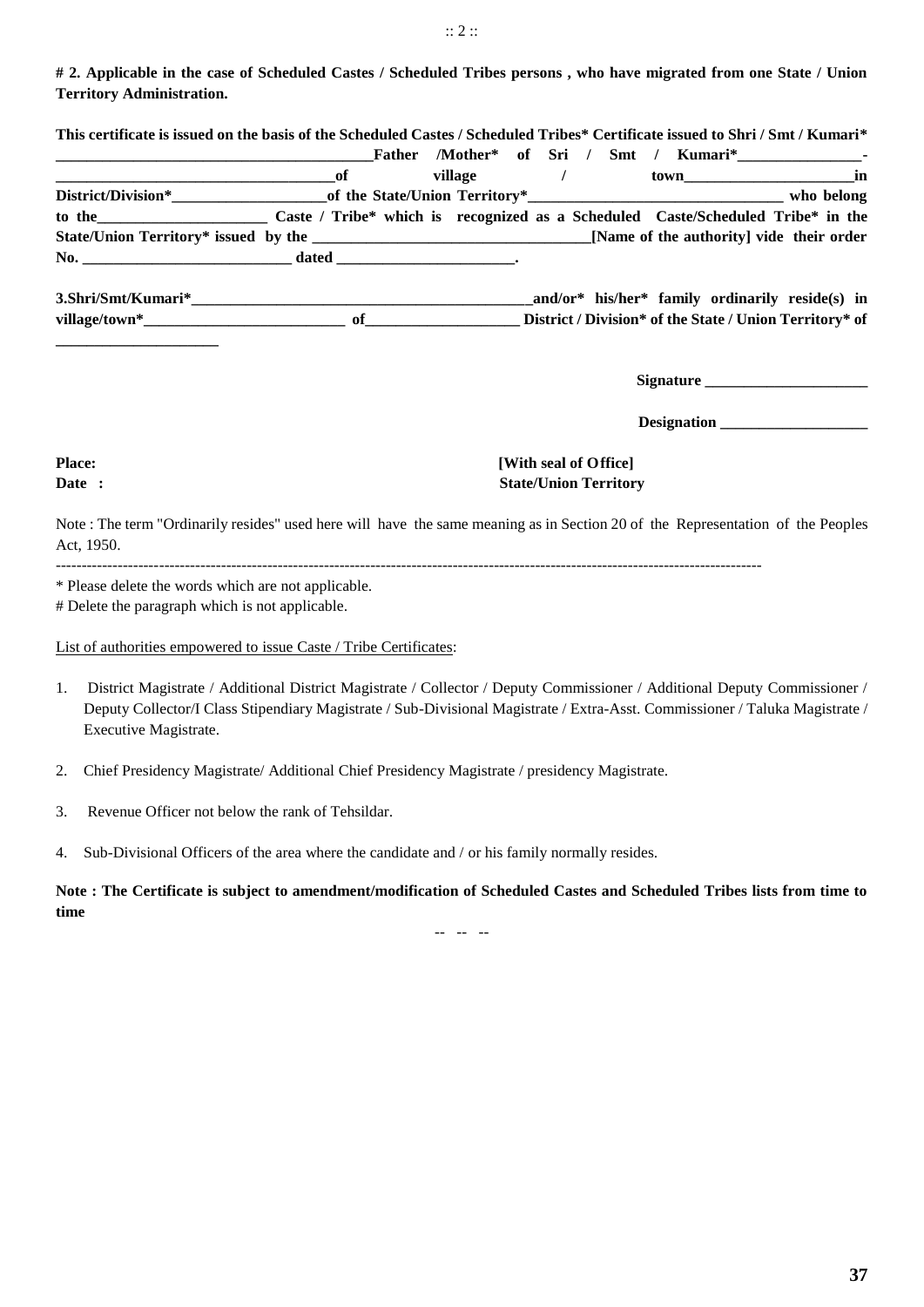**# 2. Applicable in the case of Scheduled Castes / Scheduled Tribes persons , who have migrated from one State / Union Territory Administration.**

**This certificate is issued on the basis of the Scheduled Castes / Scheduled Tribes* Certificate issued to Shri / Smt / Kumari* ________________________________________Father /Mother* of Sri / Smt / Kumari*________________-____________________________________of village / town______________________in District/Division*____________________of the State/Union Territory*__________________________________ who belong to the______________________ Caste / Tribe* which is recognized as a Scheduled Caste/Scheduled Tribe* in the State/Union Territory* issued by the ____________________________________[Name of the authority] vide their order No. ___________________________ dated _______________________.**

**3.Shri/Smt/Kumari*_____________________________________________and/or* his/her* family ordinarily reside(s) in village/town*__________________________ of____________________ District / Division* of the State / Union Territory* of _____________________**

**Signature _____________________**

**Designation ___________________**

**Place:** **[With seal of Office]**
**Date :** **State/Union Territory**

Note : The term "Ordinarily resides" used here will have the same meaning as in Section 20 of the Representation of the Peoples Act, 1950.

---

\* Please delete the words which are not applicable.
\# Delete the paragraph which is not applicable.

List of authorities empowered to issue Caste / Tribe Certificates:

1. District Magistrate / Additional District Magistrate / Collector / Deputy Commissioner / Additional Deputy Commissioner / Deputy Collector/I Class Stipendiary Magistrate / Sub-Divisional Magistrate / Extra-Asst. Commissioner / Taluka Magistrate / Executive Magistrate.
2. Chief Presidency Magistrate/ Additional Chief Presidency Magistrate / presidency Magistrate.
3. Revenue Officer not below the rank of Tehsildar.
4. Sub-Divisional Officers of the area where the candidate and / or his family normally resides.

**Note : The Certificate is subject to amendment/modification of Scheduled Castes and Scheduled Tribes lists from time to time**

-- -- --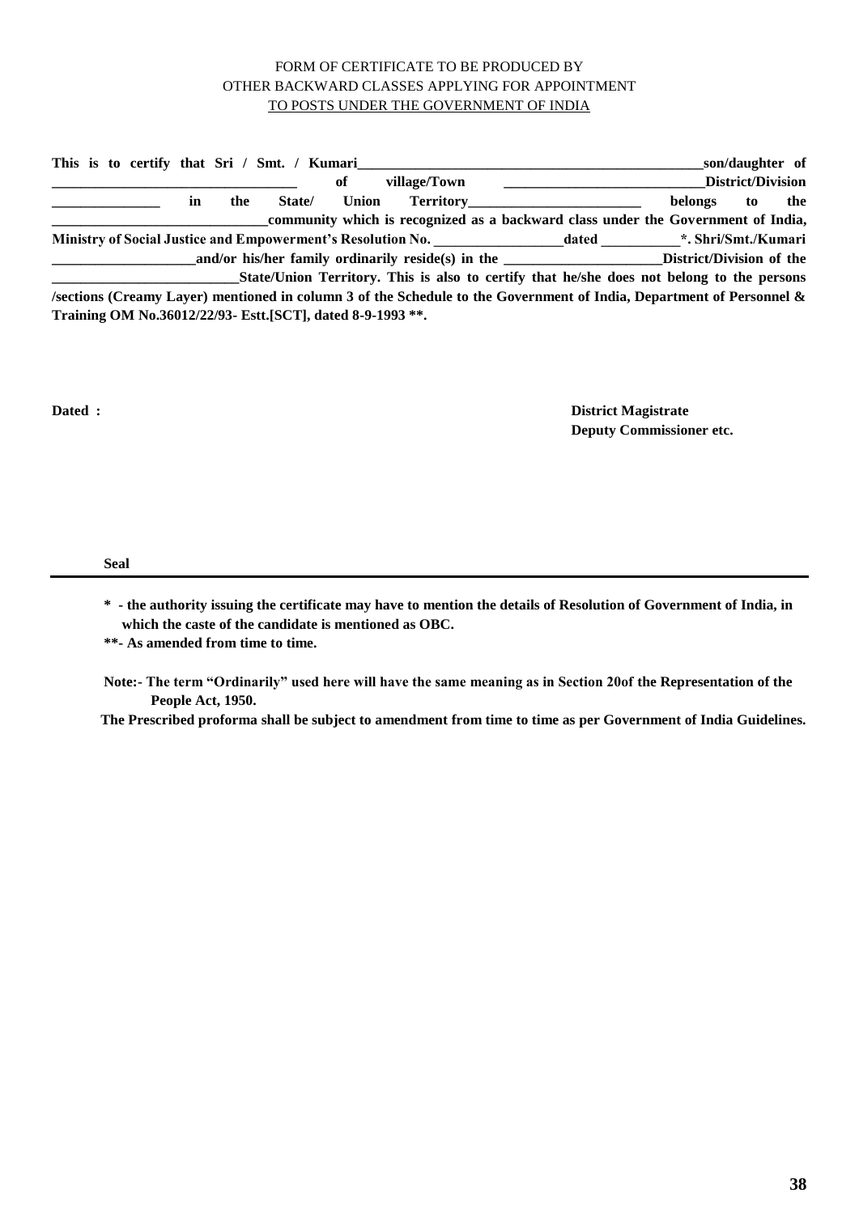FORM OF CERTIFICATE TO BE PRODUCED BY
OTHER BACKWARD CLASSES APPLYING FOR APPOINTMENT
TO POSTS UNDER THE GOVERNMENT OF INDIA

**This is to certify that Sri / Smt. / Kumari\_\_\_\_\_\_\_\_\_\_\_\_\_\_\_\_\_\_\_\_\_\_\_\_\_\_\_\_\_\_\_\_\_\_\_\_\_\_\_\_\_\_\_\_\_\_\_\_son/daughter of \_\_\_\_\_\_\_\_\_\_\_\_\_\_\_\_\_\_\_\_\_\_\_\_\_\_\_\_\_\_\_\_\_\_ of village/Town \_\_\_\_\_\_\_\_\_\_\_\_\_\_\_\_\_\_\_\_\_\_\_\_\_\_\_\_\_District/Division \_\_\_\_\_\_\_\_\_\_\_\_\_\_\_ in the State/ Union Territory\_\_\_\_\_\_\_\_\_\_\_\_\_\_\_\_\_\_\_\_\_\_\_\_\_ belongs to the \_\_\_\_\_\_\_\_\_\_\_\_\_\_\_\_\_\_\_\_\_\_\_\_\_\_\_\_\_\_community which is recognized as a backward class under the Government of India, Ministry of Social Justice and Empowerment's Resolution No. \_\_\_\_\_\_\_\_\_\_\_\_\_\_\_\_\_\_dated \_\_\_\_\_\_\_\_\_\_\_\*. Shri/Smt./Kumari \_\_\_\_\_\_\_\_\_\_\_\_\_\_\_\_\_\_\_\_and/or his/her family ordinarily reside(s) in the \_\_\_\_\_\_\_\_\_\_\_\_\_\_\_\_\_\_\_\_\_\_District/Division of the \_\_\_\_\_\_\_\_\_\_\_\_\_\_\_\_\_\_\_\_\_\_\_\_\_\_State/Union Territory. This is also to certify that he/she does not belong to the persons /sections (Creamy Layer) mentioned in column 3 of the Schedule to the Government of India, Department of Personnel & Training OM No.36012/22/93- Estt.[SCT], dated 8-9-1993 \*\*.**

**Dated :**

**District Magistrate**
**Deputy Commissioner etc.**

**Seal**

---

**\* - the authority issuing the certificate may have to mention the details of Resolution of Government of India, in which the caste of the candidate is mentioned as OBC.**

**\*\*- As amended from time to time.**

**Note:- The term "Ordinarily" used here will have the same meaning as in Section 20of the Representation of the People Act, 1950.**

**The Prescribed proforma shall be subject to amendment from time to time as per Government of India Guidelines.**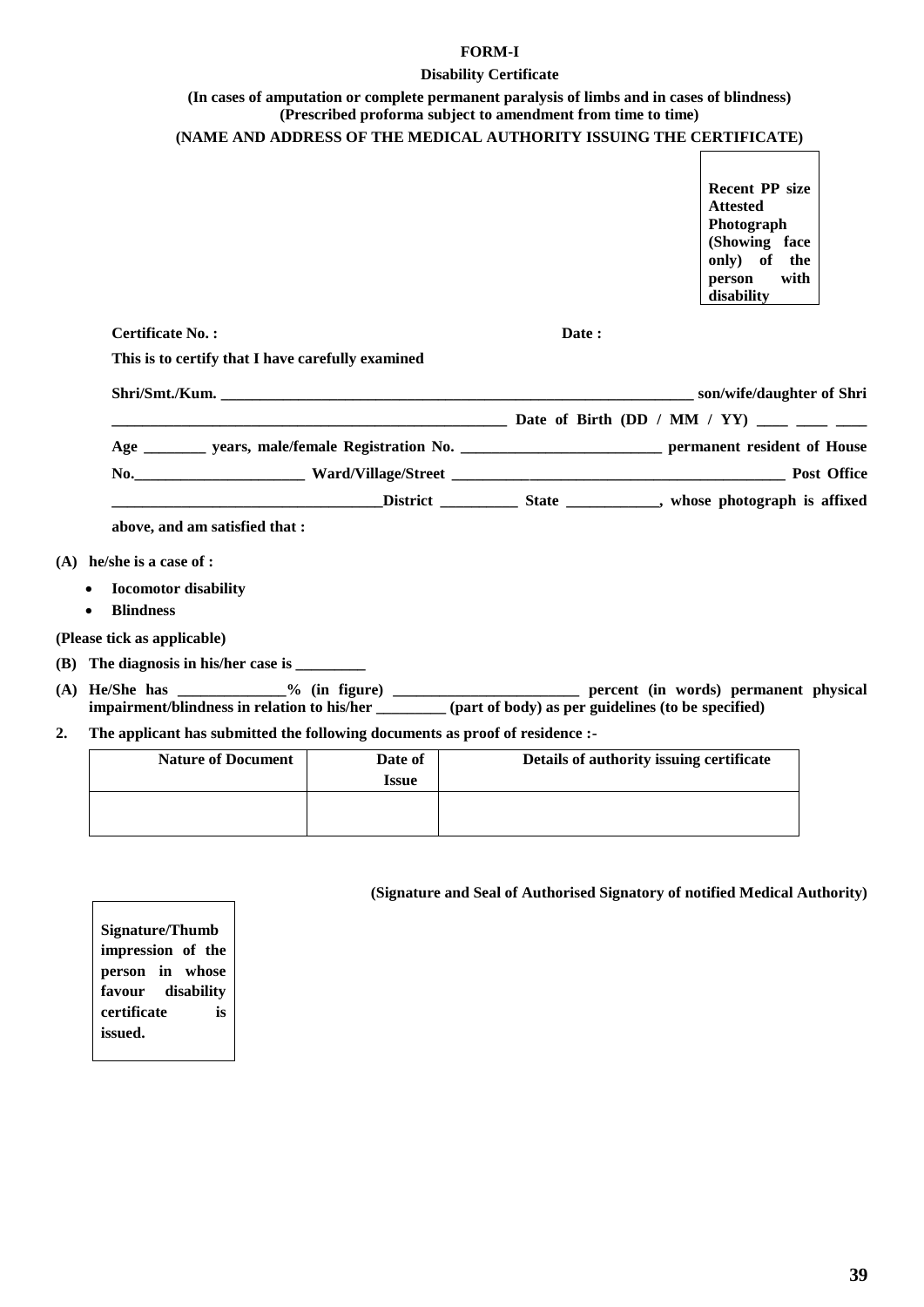# FORM-I

## Disability Certificate

**(In cases of amputation or complete permanent paralysis of limbs and in cases of blindness)**
**(Prescribed proforma subject to amendment from time to time)**

**(NAME AND ADDRESS OF THE MEDICAL AUTHORITY ISSUING THE CERTIFICATE)**

| Recent PP size Attested Photograph (Showing face only) of the person with disability |
|---|

**Certificate No. :** **Date :**

**This is to certify that I have carefully examined**

**Shri/Smt./Kum. _______________________________________________________________ son/wife/daughter of Shri _____________________________________________________ Date of Birth (DD / MM / YY) ____ ____ ____ Age ________ years, male/female Registration No. __________________________ permanent resident of House No.______________________ Ward/Village/Street ____________________________________________ Post Office ___________________________________District __________ State ____________, whose photograph is affixed above, and am satisfied that :**

**(A) he/she is a case of :**

- **Iocomotor disability**
- **Blindness**

**(Please tick as applicable)**

**(B) The diagnosis in his/her case is _________**

**(A) He/She has ______________% (in figure) ________________________ percent (in words) permanent physical impairment/blindness in relation to his/her _________ (part of body) as per guidelines (to be specified)**

**2. The applicant has submitted the following documents as proof of residence :-**

| Nature of Document | Date of Issue | Details of authority issuing certificate |
|---|---|---|
| | | |

**(Signature and Seal of Authorised Signatory of notified Medical Authority)**

| Signature/Thumb impression of the person in whose favour disability certificate is issued. |
|---|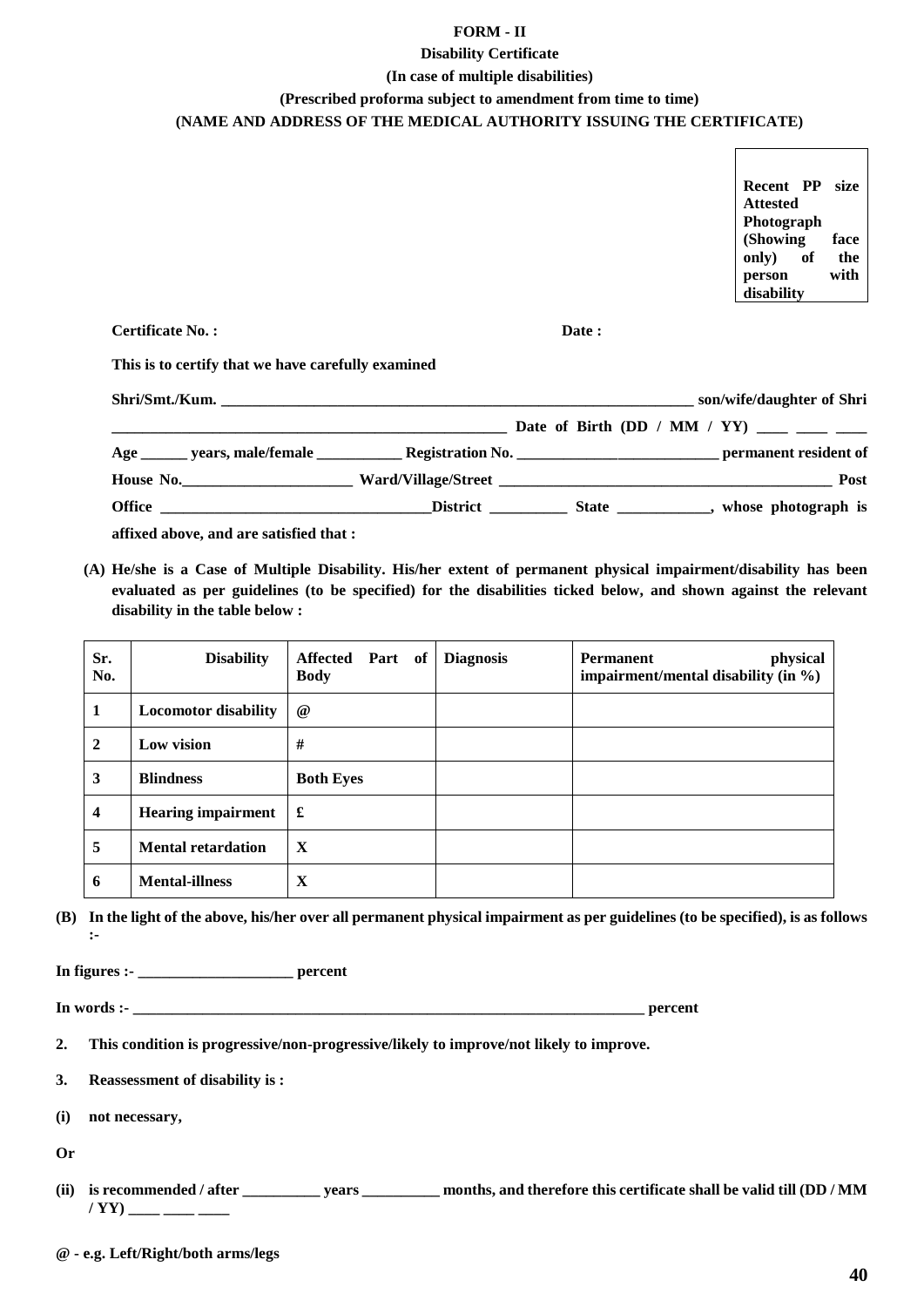**FORM - II**

**Disability Certificate**

**(In case of multiple disabilities)**

**(Prescribed proforma subject to amendment from time to time)**

**(NAME AND ADDRESS OF THE MEDICAL AUTHORITY ISSUING THE CERTIFICATE)**

**Recent PP size Attested Photograph (Showing face only) of the person with disability**

**Certificate No. :** **Date :**

**This is to certify that we have carefully examined**

**Shri/Smt./Kum. ______________________________________________________________ son/wife/daughter of Shri ____________________________________________________ Date of Birth (DD / MM / YY) ____ ____ ____ Age ______ years, male/female ___________ Registration No. __________________________ permanent resident of House No.______________________ Ward/Village/Street ____________________________________________ Post Office ___________________________________District __________ State ____________, whose photograph is affixed above, and are satisfied that :**

**(A) He/she is a Case of Multiple Disability. His/her extent of permanent physical impairment/disability has been evaluated as per guidelines (to be specified) for the disabilities ticked below, and shown against the relevant disability in the table below :**

| Sr. No. | Disability | Affected Part of Body | Diagnosis | Permanent physical impairment/mental disability (in %) |
|---|---|---|---|---|
| 1 | Locomotor disability | @ | | |
| 2 | Low vision | # | | |
| 3 | Blindness | Both Eyes | | |
| 4 | Hearing impairment | £ | | |
| 5 | Mental retardation | X | | |
| 6 | Mental-illness | X | | |

**(B) In the light of the above, his/her over all permanent physical impairment as per guidelines (to be specified), is as follows :-**

**In figures :- ____________________ percent**

**In words :- ______________________________________________________________________ percent**

**2. This condition is progressive/non-progressive/likely to improve/not likely to improve.**

**3. Reassessment of disability is :**

**(i) not necessary,**

**Or**

**(ii) is recommended / after __________ years __________ months, and therefore this certificate shall be valid till (DD / MM / YY) ____ ____ ____**

**@ - e.g. Left/Right/both arms/legs**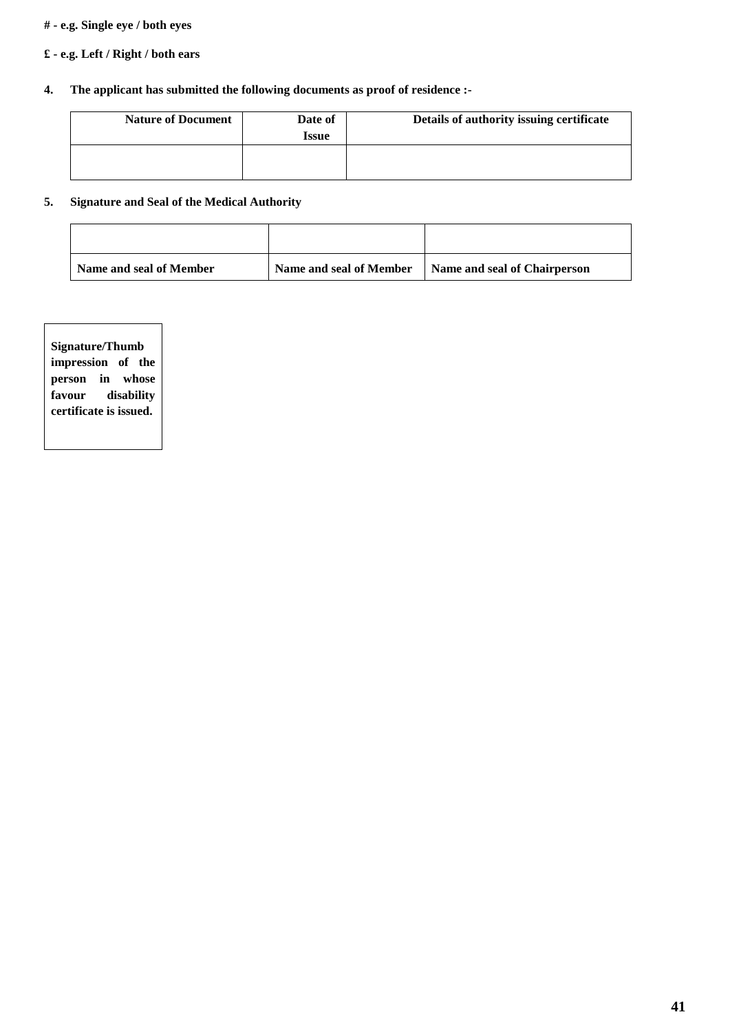**# - e.g. Single eye / both eyes**

**£ - e.g. Left / Right / both ears**

**4. The applicant has submitted the following documents as proof of residence :-**

| Nature of Document | Date of Issue | Details of authority issuing certificate |
|---|---|---|
| | | |

**5. Signature and Seal of the Medical Authority**

| | | |
|---|---|---|
| **Name and seal of Member** | **Name and seal of Member** | **Name and seal of Chairperson** |

| **Signature/Thumb impression of the person in whose favour disability certificate is issued.** |
|---|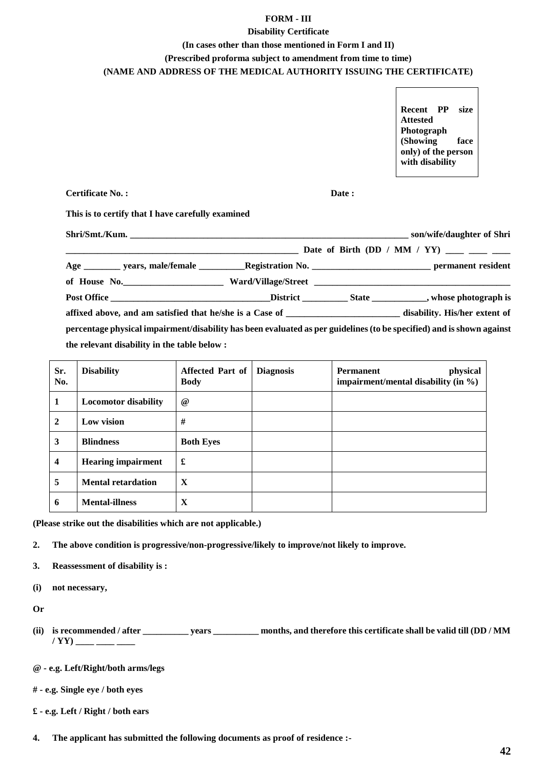**FORM - III**

**Disability Certificate**

**(In cases other than those mentioned in Form I and II)**

**(Prescribed proforma subject to amendment from time to time)**

**(NAME AND ADDRESS OF THE MEDICAL AUTHORITY ISSUING THE CERTIFICATE)**

**Recent PP size Attested Photograph (Showing face only) of the person with disability**

**Certificate No. :** **Date :**

**This is to certify that I have carefully examined**

**Shri/Smt./Kum. _______________________________________________________________ son/wife/daughter of Shri _____________________________________________________ Date of Birth (DD / MM / YY) ____ ____ ____ Age ________ years, male/female __________Registration No. __________________________ permanent resident of House No.______________________ Ward/Village/Street ____________________________________________ Post Office ___________________________________District __________ State ____________, whose photograph is affixed above, and am satisfied that he/she is a Case of _________________________ disability. His/her extent of percentage physical impairment/disability has been evaluated as per guidelines (to be specified) and is shown against the relevant disability in the table below :**

| Sr. No. | Disability | Affected Part of Body | Diagnosis | Permanent physical impairment/mental disability (in %) |
|---|---|---|---|---|
| 1 | Locomotor disability | @ | | |
| 2 | Low vision | # | | |
| 3 | Blindness | Both Eyes | | |
| 4 | Hearing impairment | £ | | |
| 5 | Mental retardation | X | | |
| 6 | Mental-illness | X | | |

**(Please strike out the disabilities which are not applicable.)**

**2. The above condition is progressive/non-progressive/likely to improve/not likely to improve.**

**3. Reassessment of disability is :**

**(i) not necessary,**

**Or**

**(ii) is recommended / after __________ years __________ months, and therefore this certificate shall be valid till (DD / MM / YY) ____ ____ ____**

**@ - e.g. Left/Right/both arms/legs**

**# - e.g. Single eye / both eyes**

**£ - e.g. Left / Right / both ears**

**4. The applicant has submitted the following documents as proof of residence :-**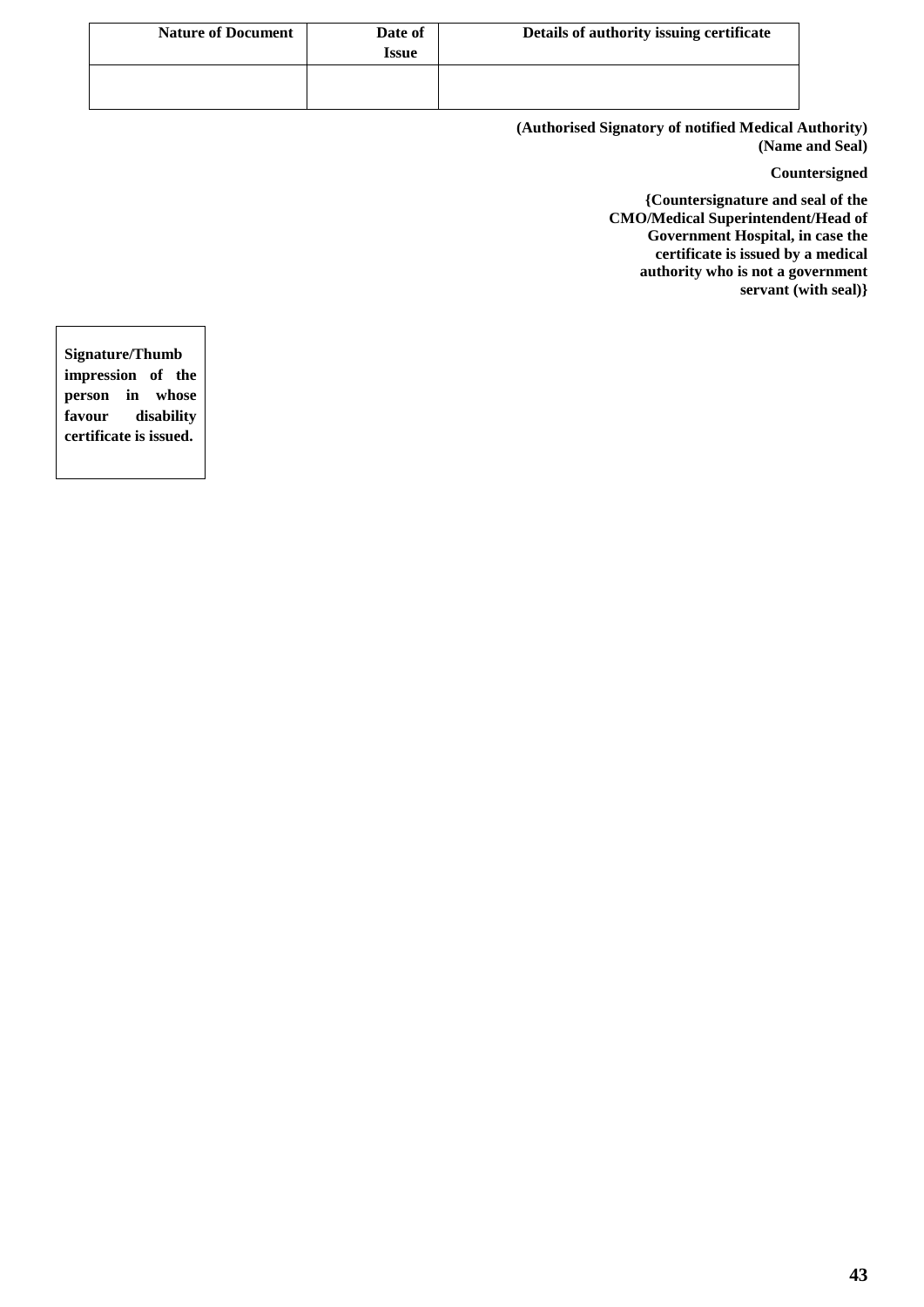| **Nature of Document** | **Date of Issue** | **Details of authority issuing certificate** |
|---|---|---|
| | | |

**(Authorised Signatory of notified Medical Authority)**
**(Name and Seal)**

**Countersigned**

**{Countersignature and seal of the CMO/Medical Superintendent/Head of Government Hospital, in case the certificate is issued by a medical authority who is not a government servant (with seal)}**

| **Signature/Thumb impression of the person in whose favour disability certificate is issued.** |
|---|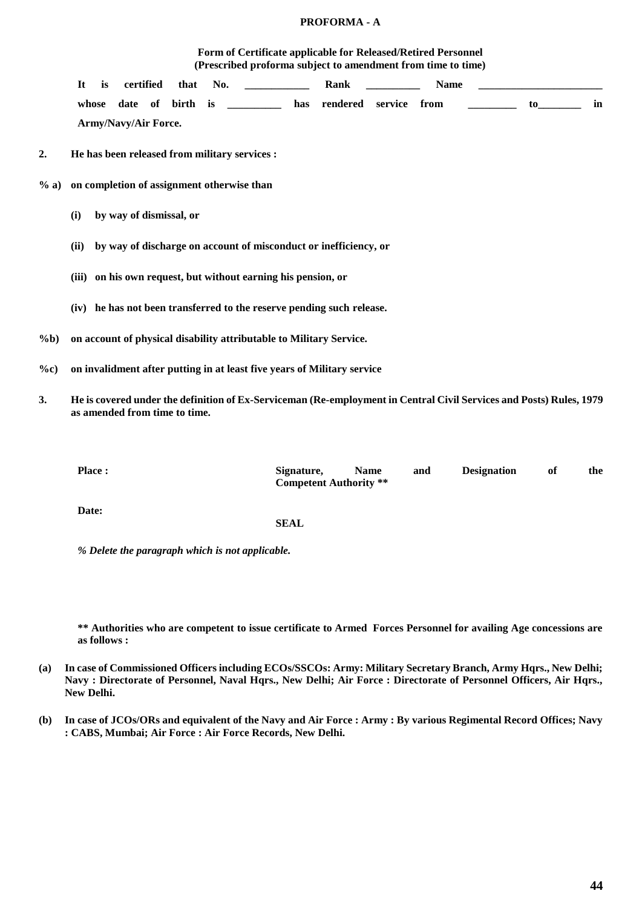**PROFORMA - A**

**Form of Certificate applicable for Released/Retired Personnel**
**(Prescribed proforma subject to amendment from time to time)**

**It is certified that No. ____________ Rank __________ Name ________________________ whose date of birth is __________ has rendered service from _________ to________ in Army/Navy/Air Force.**

**2.** **He has been released from military services :**

**% a)** **on completion of assignment otherwise than**

- **(i)** **by way of dismissal, or**
- **(ii)** **by way of discharge on account of misconduct or inefficiency, or**
- **(iii)** **on his own request, but without earning his pension, or**
- **(iv)** **he has not been transferred to the reserve pending such release.**

**%b)** **on account of physical disability attributable to Military Service.**

**%c)** **on invalidment after putting in at least five years of Military service**

**3.** **He is covered under the definition of Ex-Serviceman (Re-employment in Central Civil Services and Posts) Rules, 1979 as amended from time to time.**

**Place :** **Signature, Name and Designation of the Competent Authority \*\***

**Date:**

**SEAL**

***% Delete the paragraph which is not applicable.***

**\*\* Authorities who are competent to issue certificate to Armed Forces Personnel for availing Age concessions are as follows :**

**(a)** **In case of Commissioned Officers including ECOs/SSCOs: Army: Military Secretary Branch, Army Hqrs., New Delhi; Navy : Directorate of Personnel, Naval Hqrs., New Delhi; Air Force : Directorate of Personnel Officers, Air Hqrs., New Delhi.**

**(b)** **In case of JCOs/ORs and equivalent of the Navy and Air Force : Army : By various Regimental Record Offices; Navy : CABS, Mumbai; Air Force : Air Force Records, New Delhi.**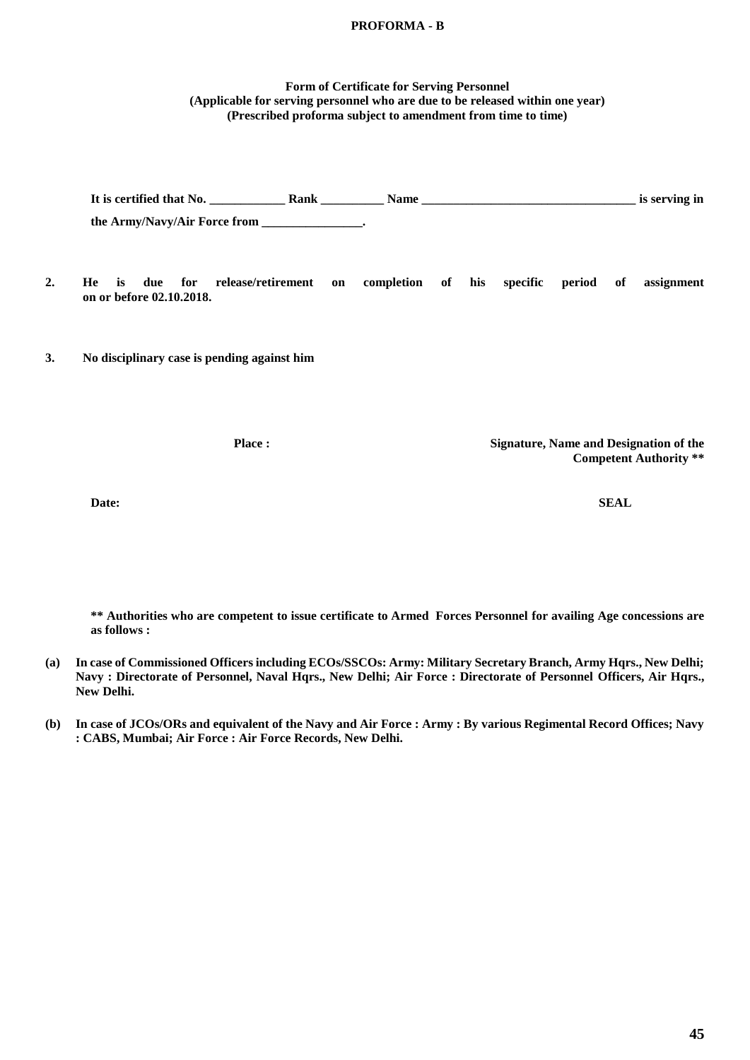**PROFORMA - B**

**Form of Certificate for Serving Personnel**
**(Applicable for serving personnel who are due to be released within one year)**
**(Prescribed proforma subject to amendment from time to time)**

**It is certified that No. ____________ Rank __________ Name __________________________________ is serving in the Army/Navy/Air Force from ________________.**

**2. He is due for release/retirement on completion of his specific period of assignment on or before 02.10.2018.**

**3. No disciplinary case is pending against him**

**Place :**

**Signature, Name and Designation of the Competent Authority \*\***

**Date:**

**SEAL**

**\*\* Authorities who are competent to issue certificate to Armed Forces Personnel for availing Age concessions are as follows :**

**(a) In case of Commissioned Officers including ECOs/SSCOs: Army: Military Secretary Branch, Army Hqrs., New Delhi; Navy : Directorate of Personnel, Naval Hqrs., New Delhi; Air Force : Directorate of Personnel Officers, Air Hqrs., New Delhi.**

**(b) In case of JCOs/ORs and equivalent of the Navy and Air Force : Army : By various Regimental Record Offices; Navy : CABS, Mumbai; Air Force : Air Force Records, New Delhi.**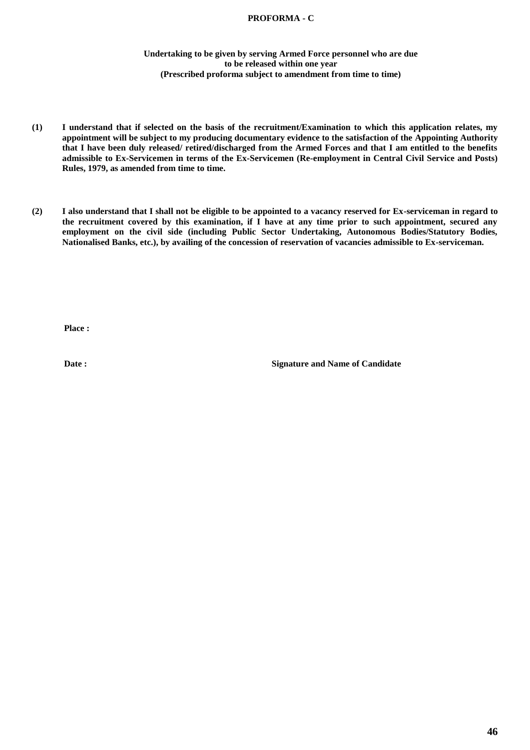## PROFORMA - C

**Undertaking to be given by serving Armed Force personnel who are due to be released within one year**
**(Prescribed proforma subject to amendment from time to time)**

**(1) I understand that if selected on the basis of the recruitment/Examination to which this application relates, my appointment will be subject to my producing documentary evidence to the satisfaction of the Appointing Authority that I have been duly released/ retired/discharged from the Armed Forces and that I am entitled to the benefits admissible to Ex-Servicemen in terms of the Ex-Servicemen (Re-employment in Central Civil Service and Posts) Rules, 1979, as amended from time to time.**

**(2) I also understand that I shall not be eligible to be appointed to a vacancy reserved for Ex-serviceman in regard to the recruitment covered by this examination, if I have at any time prior to such appointment, secured any employment on the civil side (including Public Sector Undertaking, Autonomous Bodies/Statutory Bodies, Nationalised Banks, etc.), by availing of the concession of reservation of vacancies admissible to Ex-serviceman.**

**Place :**

**Date :** **Signature and Name of Candidate**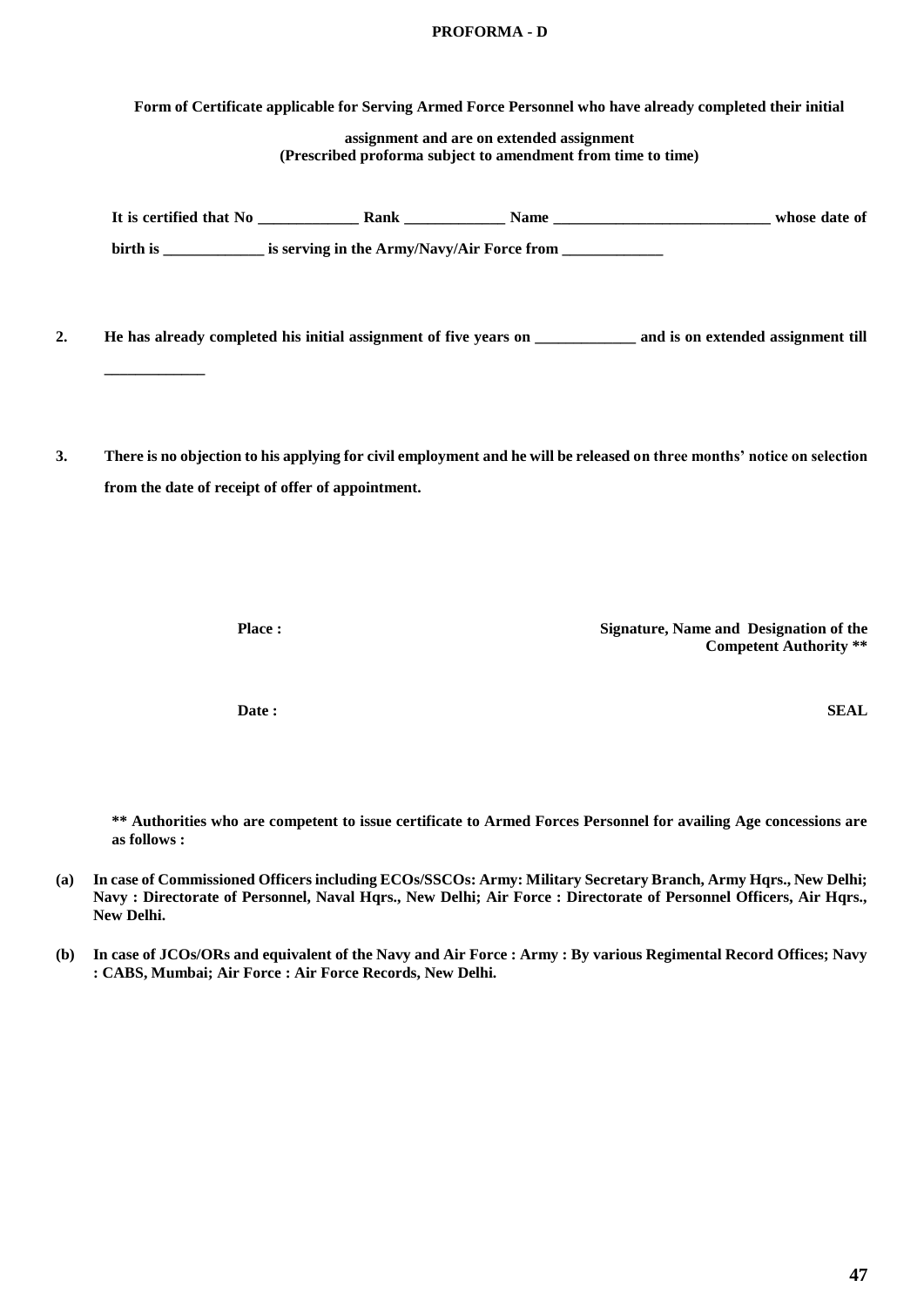**PROFORMA - D**

**Form of Certificate applicable for Serving Armed Force Personnel who have already completed their initial assignment and are on extended assignment**
**(Prescribed proforma subject to amendment from time to time)**

**It is certified that No _____________ Rank _____________ Name ____________________________ whose date of birth is _____________ is serving in the Army/Navy/Air Force from _____________**

**2.** **He has already completed his initial assignment of five years on _____________ and is on extended assignment till _____________**

**3.** **There is no objection to his applying for civil employment and he will be released on three months' notice on selection from the date of receipt of offer of appointment.**

**Place :** **Signature, Name and Designation of the Competent Authority \*\***

**Date :** **SEAL**

**\*\* Authorities who are competent to issue certificate to Armed Forces Personnel for availing Age concessions are as follows :**

**(a)** **In case of Commissioned Officers including ECOs/SSCOs: Army: Military Secretary Branch, Army Hqrs., New Delhi; Navy : Directorate of Personnel, Naval Hqrs., New Delhi; Air Force : Directorate of Personnel Officers, Air Hqrs., New Delhi.**

**(b)** **In case of JCOs/ORs and equivalent of the Navy and Air Force : Army : By various Regimental Record Offices; Navy : CABS, Mumbai; Air Force : Air Force Records, New Delhi.**